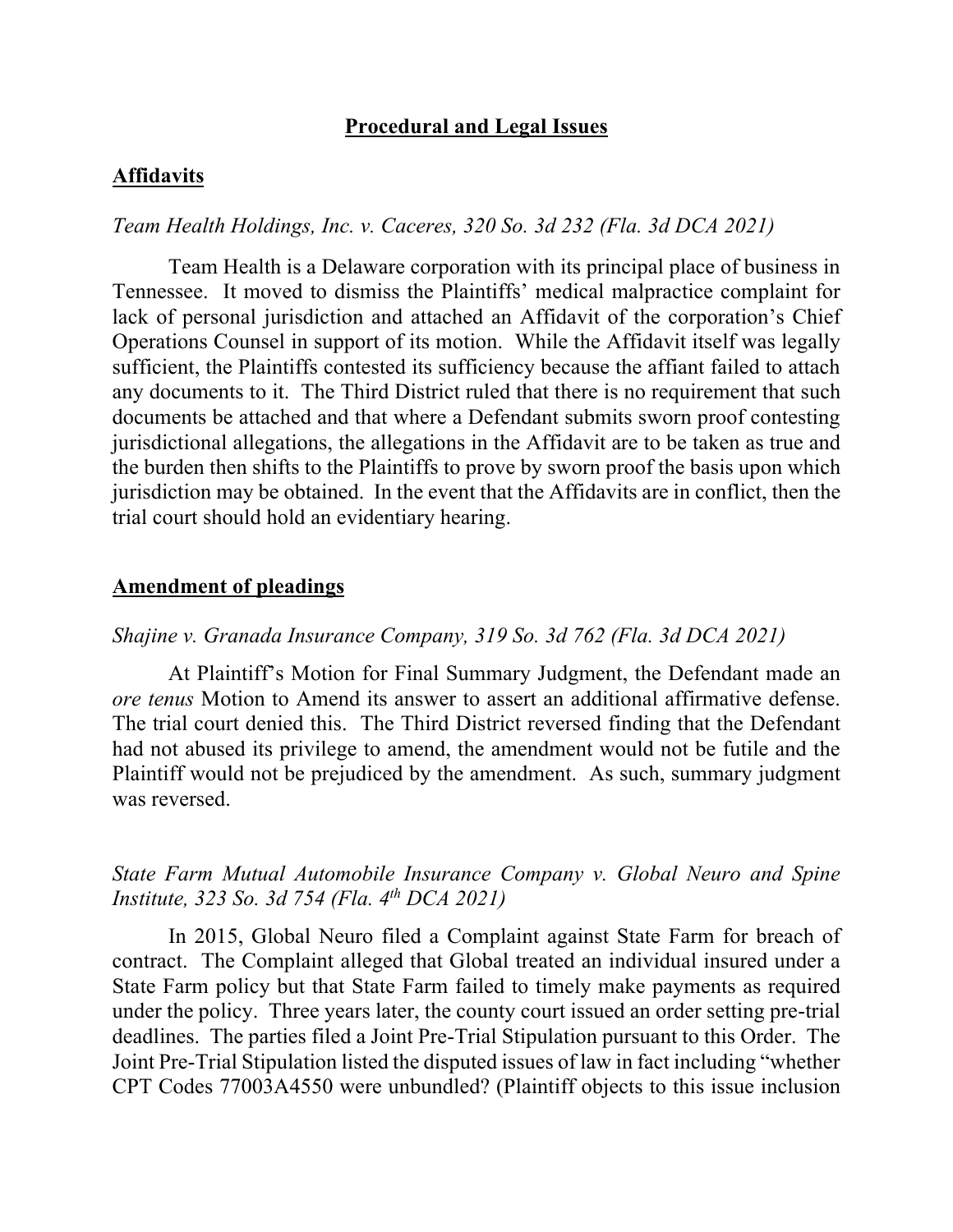## Procedural and Legal Issues

### Affidavits

*Team Health Holdings, Inc. v. Caceres, 320 So. 3d 232 (Fla. 3d DCA 2021)*

Team Health is a Delaware corporation with its principal place of business in Tennessee. It moved to dismiss the Plaintiffs' medical malpractice complaint for lack of personal jurisdiction and attached an Affidavit of the corporation's Chief Operations Counsel in support of its motion. While the Affidavit itself was legally sufficient, the Plaintiffs contested its sufficiency because the affiant failed to attach any documents to it. The Third District ruled that there is no requirement that such documents be attached and that where a Defendant submits sworn proof contesting jurisdictional allegations, the allegations in the Affidavit are to be taken as true and the burden then shifts to the Plaintiffs to prove by sworn proof the basis upon which jurisdiction may be obtained. In the event that the Affidavits are in conflict, then the trial court should hold an evidentiary hearing.

### Amendment of pleadings

*Shajine v. Granada Insurance Company, 319 So. 3d 762 (Fla. 3d DCA 2021)*

At Plaintiff's Motion for Final Summary Judgment, the Defendant made an *ore tenus* Motion to Amend its answer to assert an additional affirmative defense. The trial court denied this. The Third District reversed finding that the Defendant had not abused its privilege to amend, the amendment would not be futile and the Plaintiff would not be prejudiced by the amendment. As such, summary judgment was reversed.

*State Farm Mutual Automobile Insurance Company v. Global Neuro and Spine Institute, 323 So. 3d 754 (Fla. 4th DCA 2021)*

In 2015, Global Neuro filed a Complaint against State Farm for breach of contract. The Complaint alleged that Global treated an individual insured under a State Farm policy but that State Farm failed to timely make payments as required under the policy. Three years later, the county court issued an order setting pre-trial deadlines. The parties filed a Joint Pre-Trial Stipulation pursuant to this Order. The Joint Pre-Trial Stipulation listed the disputed issues of law in fact including "whether CPT Codes 77003A4550 were unbundled? (Plaintiff objects to this issue inclusion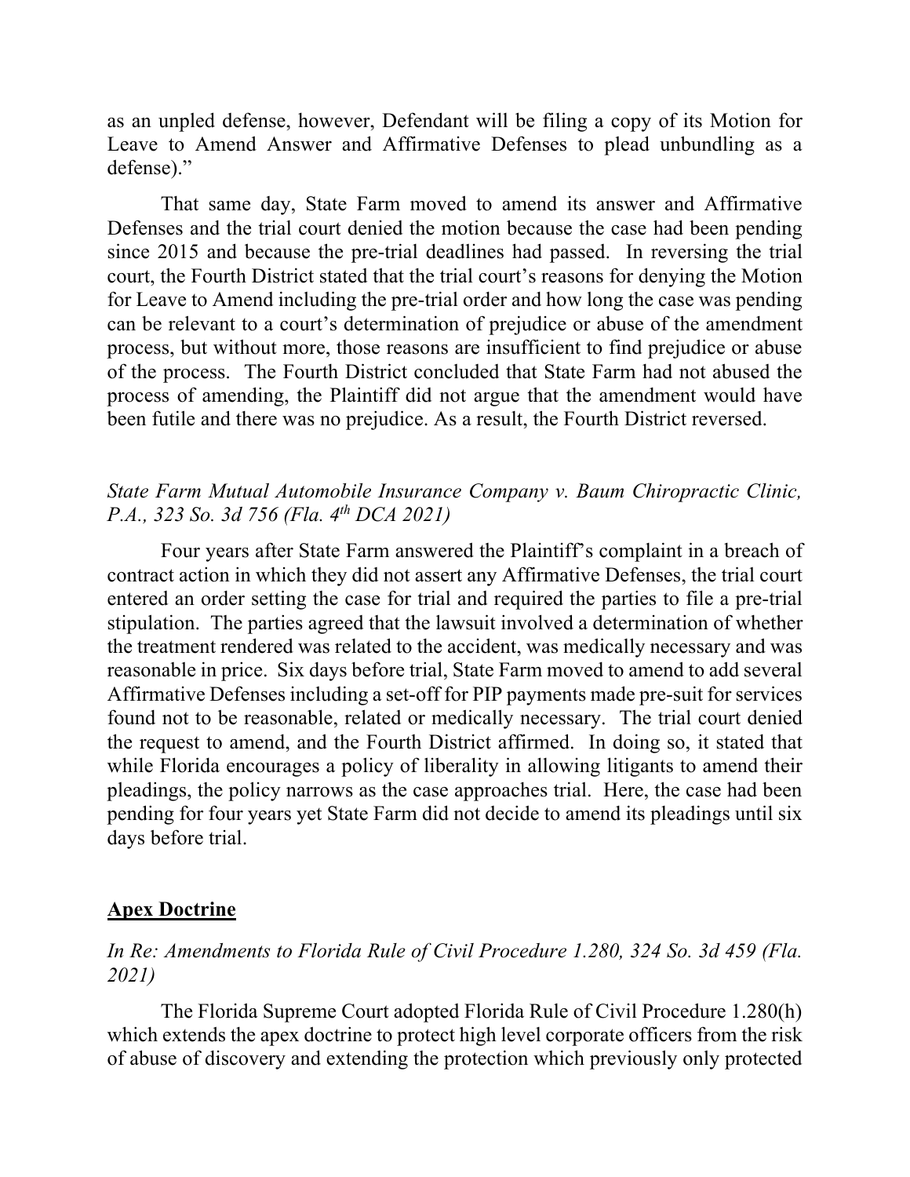as an unpled defense, however, Defendant will be filing a copy of its Motion for Leave to Amend Answer and Affirmative Defenses to plead unbundling as a defense)."

That same day, State Farm moved to amend its answer and Affirmative Defenses and the trial court denied the motion because the case had been pending since 2015 and because the pre-trial deadlines had passed. In reversing the trial court, the Fourth District stated that the trial court's reasons for denying the Motion for Leave to Amend including the pre-trial order and how long the case was pending can be relevant to a court's determination of prejudice or abuse of the amendment process, but without more, those reasons are insufficient to find prejudice or abuse of the process. The Fourth District concluded that State Farm had not abused the process of amending, the Plaintiff did not argue that the amendment would have been futile and there was no prejudice. As a result, the Fourth District reversed.

*State Farm Mutual Automobile Insurance Company v. Baum Chiropractic Clinic, P.A., 323 So. 3d 756 (Fla. 4th DCA 2021)*

Four years after State Farm answered the Plaintiff's complaint in a breach of contract action in which they did not assert any Affirmative Defenses, the trial court entered an order setting the case for trial and required the parties to file a pre-trial stipulation. The parties agreed that the lawsuit involved a determination of whether the treatment rendered was related to the accident, was medically necessary and was reasonable in price. Six days before trial, State Farm moved to amend to add several Affirmative Defenses including a set-off for PIP payments made pre-suit for services found not to be reasonable, related or medically necessary. The trial court denied the request to amend, and the Fourth District affirmed. In doing so, it stated that while Florida encourages a policy of liberality in allowing litigants to amend their pleadings, the policy narrows as the case approaches trial. Here, the case had been pending for four years yet State Farm did not decide to amend its pleadings until six days before trial.

## **Apex Doctrine**

*In Re: Amendments to Florida Rule of Civil Procedure 1.280, 324 So. 3d 459 (Fla. 2021)*

The Florida Supreme Court adopted Florida Rule of Civil Procedure 1.280(h) which extends the apex doctrine to protect high level corporate officers from the risk of abuse of discovery and extending the protection which previously only protected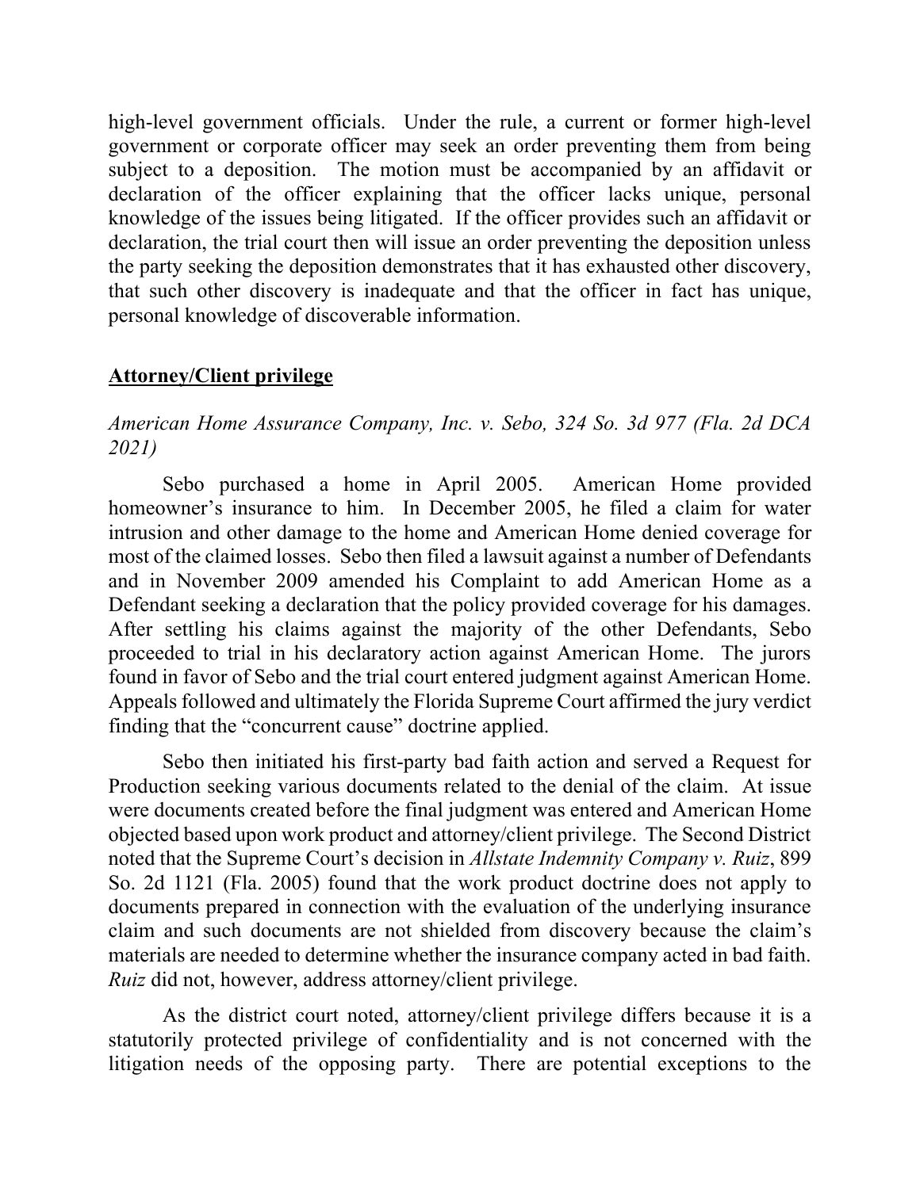high-level government officials. Under the rule, a current or former high-level government or corporate officer may seek an order preventing them from being subject to a deposition. The motion must be accompanied by an affidavit or declaration of the officer explaining that the officer lacks unique, personal knowledge of the issues being litigated. If the officer provides such an affidavit or declaration, the trial court then will issue an order preventing the deposition unless the party seeking the deposition demonstrates that it has exhausted other discovery, that such other discovery is inadequate and that the officer in fact has unique, personal knowledge of discoverable information.

**Attorney/Client privilege**

*American Home Assurance Company, Inc. v. Sebo, 324 So. 3d 977 (Fla. 2d DCA 2021)*

Sebo purchased a home in April 2005. American Home provided homeowner's insurance to him. In December 2005, he filed a claim for water intrusion and other damage to the home and American Home denied coverage for most of the claimed losses. Sebo then filed a lawsuit against a number of Defendants and in November 2009 amended his Complaint to add American Home as a Defendant seeking a declaration that the policy provided coverage for his damages. After settling his claims against the majority of the other Defendants, Sebo proceeded to trial in his declaratory action against American Home. The jurors found in favor of Sebo and the trial court entered judgment against American Home. Appeals followed and ultimately the Florida Supreme Court affirmed the jury verdict finding that the "concurrent cause" doctrine applied.

Sebo then initiated his first-party bad faith action and served a Request for Production seeking various documents related to the denial of the claim. At issue were documents created before the final judgment was entered and American Home objected based upon work product and attorney/client privilege. The Second District noted that the Supreme Court's decision in *Allstate Indemnity Company v. Ruiz*, 899 So. 2d 1121 (Fla. 2005) found that the work product doctrine does not apply to documents prepared in connection with the evaluation of the underlying insurance claim and such documents are not shielded from discovery because the claim's materials are needed to determine whether the insurance company acted in bad faith. *Ruiz* did not, however, address attorney/client privilege.

As the district court noted, attorney/client privilege differs because it is a statutorily protected privilege of confidentiality and is not concerned with the litigation needs of the opposing party. There are potential exceptions to the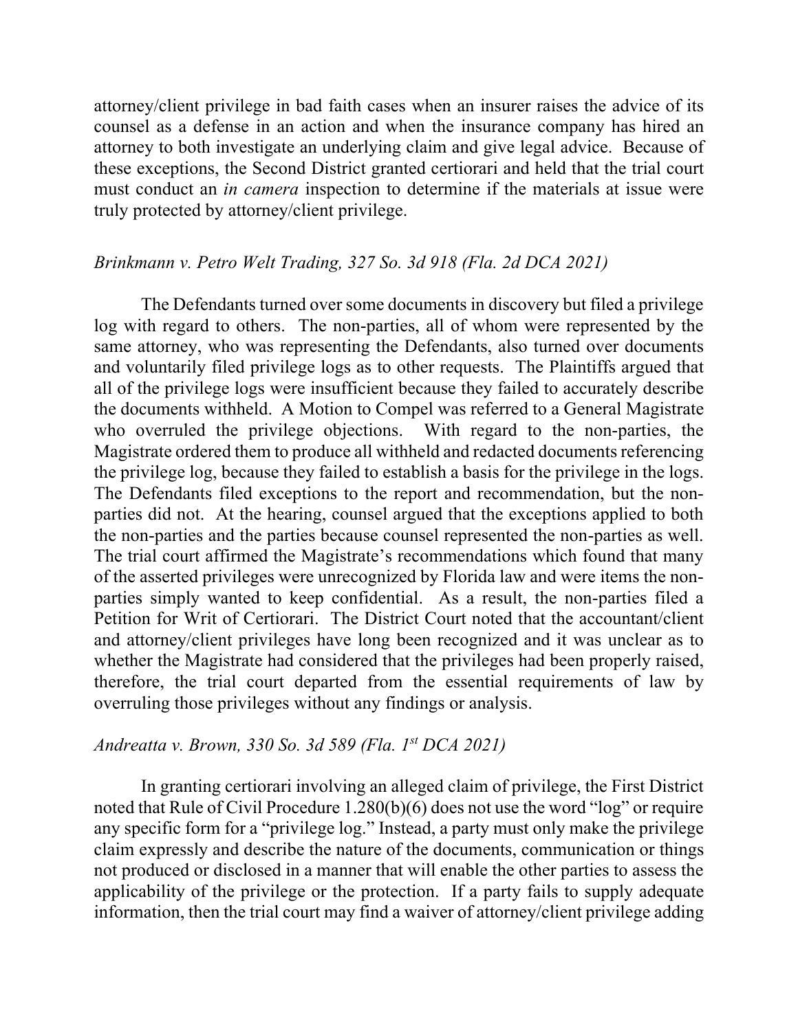attorney/client privilege in bad faith cases when an insurer raises the advice of its counsel as a defense in an action and when the insurance company has hired an attorney to both investigate an underlying claim and give legal advice. Because of these exceptions, the Second District granted certiorari and held that the trial court must conduct an *in camera* inspection to determine if the materials at issue were truly protected by attorney/client privilege.

*Brinkmann v. Petro Welt Trading, 327 So. 3d 918 (Fla. 2d DCA 2021)*

The Defendants turned over some documents in discovery but filed a privilege log with regard to others. The non-parties, all of whom were represented by the same attorney, who was representing the Defendants, also turned over documents and voluntarily filed privilege logs as to other requests. The Plaintiffs argued that all of the privilege logs were insufficient because they failed to accurately describe the documents withheld. A Motion to Compel was referred to a General Magistrate who overruled the privilege objections. With regard to the non-parties, the Magistrate ordered them to produce all withheld and redacted documents referencing the privilege log, because they failed to establish a basis for the privilege in the logs. The Defendants filed exceptions to the report and recommendation, but the non-parties did not. At the hearing, counsel argued that the exceptions applied to both the non-parties and the parties because counsel represented the non-parties as well. The trial court affirmed the Magistrate's recommendations which found that many of the asserted privileges were unrecognized by Florida law and were items the non-parties simply wanted to keep confidential. As a result, the non-parties filed a Petition for Writ of Certiorari. The District Court noted that the accountant/client and attorney/client privileges have long been recognized and it was unclear as to whether the Magistrate had considered that the privileges had been properly raised, therefore, the trial court departed from the essential requirements of law by overruling those privileges without any findings or analysis.

*Andreatta v. Brown, 330 So. 3d 589 (Fla. 1st DCA 2021)*

In granting certiorari involving an alleged claim of privilege, the First District noted that Rule of Civil Procedure 1.280(b)(6) does not use the word "log" or require any specific form for a "privilege log." Instead, a party must only make the privilege claim expressly and describe the nature of the documents, communication or things not produced or disclosed in a manner that will enable the other parties to assess the applicability of the privilege or the protection. If a party fails to supply adequate information, then the trial court may find a waiver of attorney/client privilege adding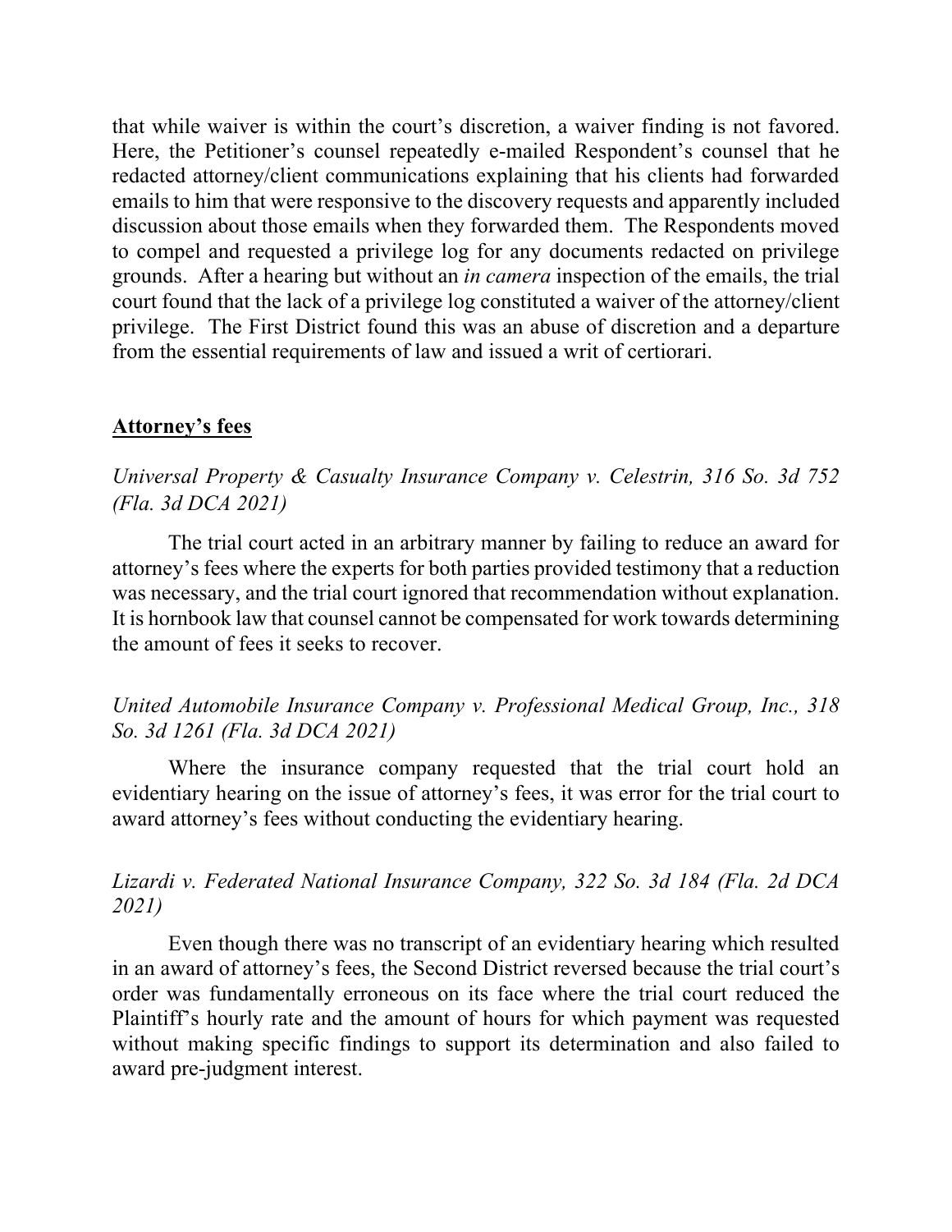that while waiver is within the court's discretion, a waiver finding is not favored. Here, the Petitioner's counsel repeatedly e-mailed Respondent's counsel that he redacted attorney/client communications explaining that his clients had forwarded emails to him that were responsive to the discovery requests and apparently included discussion about those emails when they forwarded them. The Respondents moved to compel and requested a privilege log for any documents redacted on privilege grounds. After a hearing but without an *in camera* inspection of the emails, the trial court found that the lack of a privilege log constituted a waiver of the attorney/client privilege. The First District found this was an abuse of discretion and a departure from the essential requirements of law and issued a writ of certiorari.

## Attorney's fees

*Universal Property & Casualty Insurance Company v. Celestrin, 316 So. 3d 752 (Fla. 3d DCA 2021)*

The trial court acted in an arbitrary manner by failing to reduce an award for attorney's fees where the experts for both parties provided testimony that a reduction was necessary, and the trial court ignored that recommendation without explanation. It is hornbook law that counsel cannot be compensated for work towards determining the amount of fees it seeks to recover.

*United Automobile Insurance Company v. Professional Medical Group, Inc., 318 So. 3d 1261 (Fla. 3d DCA 2021)*

Where the insurance company requested that the trial court hold an evidentiary hearing on the issue of attorney's fees, it was error for the trial court to award attorney's fees without conducting the evidentiary hearing.

*Lizardi v. Federated National Insurance Company, 322 So. 3d 184 (Fla. 2d DCA 2021)*

Even though there was no transcript of an evidentiary hearing which resulted in an award of attorney's fees, the Second District reversed because the trial court's order was fundamentally erroneous on its face where the trial court reduced the Plaintiff's hourly rate and the amount of hours for which payment was requested without making specific findings to support its determination and also failed to award pre-judgment interest.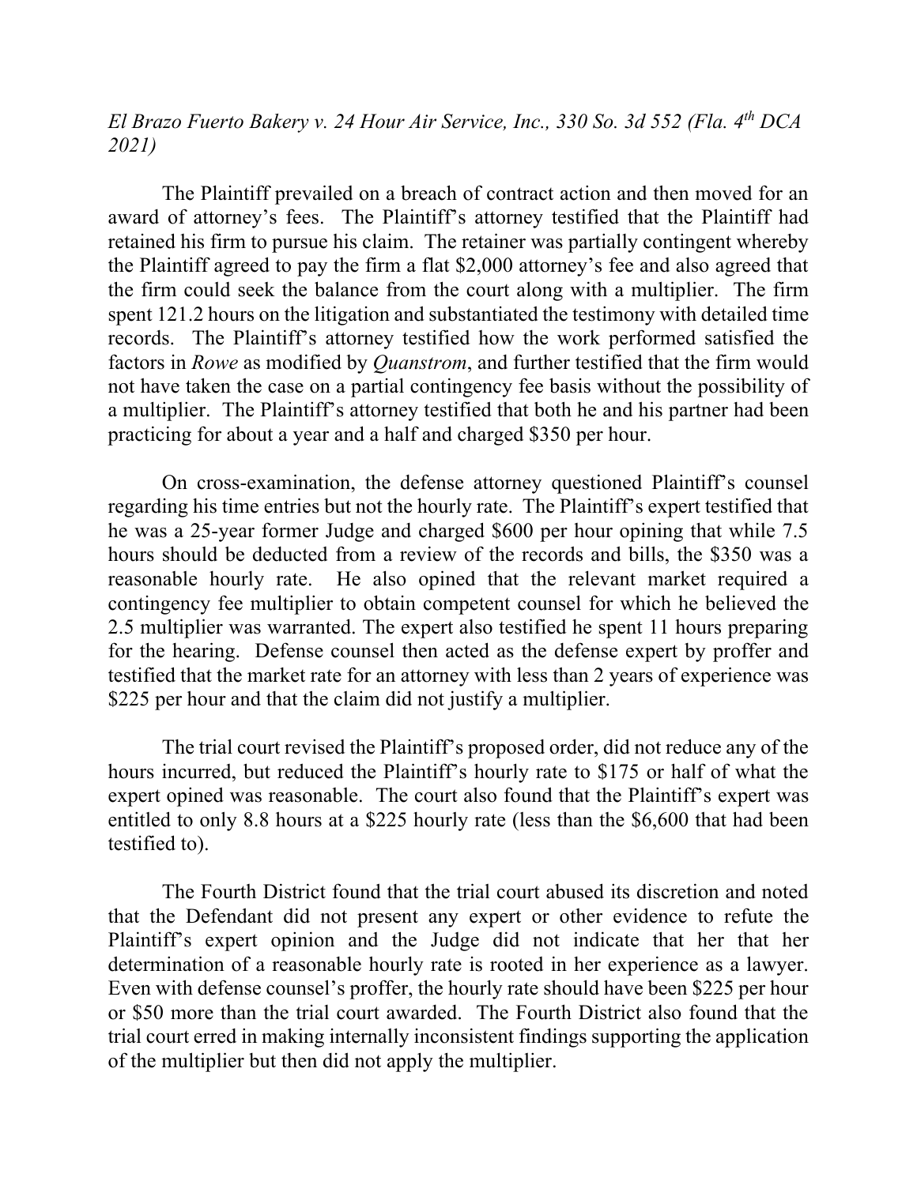*El Brazo Fuerto Bakery v. 24 Hour Air Service, Inc., 330 So. 3d 552 (Fla. 4th DCA 2021)*

The Plaintiff prevailed on a breach of contract action and then moved for an award of attorney's fees. The Plaintiff's attorney testified that the Plaintiff had retained his firm to pursue his claim. The retainer was partially contingent whereby the Plaintiff agreed to pay the firm a flat $2,000 attorney's fee and also agreed that the firm could seek the balance from the court along with a multiplier. The firm spent 121.2 hours on the litigation and substantiated the testimony with detailed time records. The Plaintiff's attorney testified how the work performed satisfied the factors in *Rowe* as modified by *Quanstrom*, and further testified that the firm would not have taken the case on a partial contingency fee basis without the possibility of a multiplier. The Plaintiff's attorney testified that both he and his partner had been practicing for about a year and a half and charged $350 per hour.

On cross-examination, the defense attorney questioned Plaintiff's counsel regarding his time entries but not the hourly rate. The Plaintiff's expert testified that he was a 25-year former Judge and charged $600 per hour opining that while 7.5 hours should be deducted from a review of the records and bills, the $350 was a reasonable hourly rate. He also opined that the relevant market required a contingency fee multiplier to obtain competent counsel for which he believed the 2.5 multiplier was warranted. The expert also testified he spent 11 hours preparing for the hearing. Defense counsel then acted as the defense expert by proffer and testified that the market rate for an attorney with less than 2 years of experience was $225 per hour and that the claim did not justify a multiplier.

The trial court revised the Plaintiff's proposed order, did not reduce any of the hours incurred, but reduced the Plaintiff's hourly rate to $175 or half of what the expert opined was reasonable. The court also found that the Plaintiff's expert was entitled to only 8.8 hours at a $225 hourly rate (less than the $6,600 that had been testified to).

The Fourth District found that the trial court abused its discretion and noted that the Defendant did not present any expert or other evidence to refute the Plaintiff's expert opinion and the Judge did not indicate that her that her determination of a reasonable hourly rate is rooted in her experience as a lawyer. Even with defense counsel's proffer, the hourly rate should have been $225 per hour or $50 more than the trial court awarded. The Fourth District also found that the trial court erred in making internally inconsistent findings supporting the application of the multiplier but then did not apply the multiplier.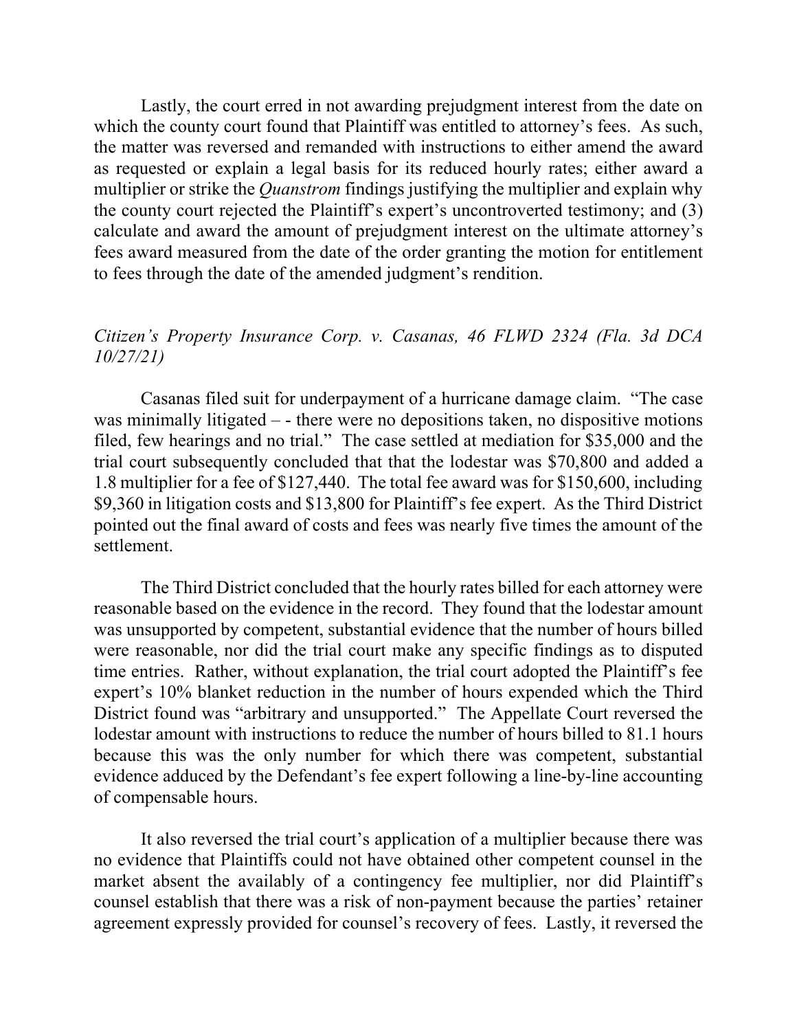Lastly, the court erred in not awarding prejudgment interest from the date on which the county court found that Plaintiff was entitled to attorney's fees. As such, the matter was reversed and remanded with instructions to either amend the award as requested or explain a legal basis for its reduced hourly rates; either award a multiplier or strike the *Quanstrom* findings justifying the multiplier and explain why the county court rejected the Plaintiff's expert's uncontroverted testimony; and (3) calculate and award the amount of prejudgment interest on the ultimate attorney's fees award measured from the date of the order granting the motion for entitlement to fees through the date of the amended judgment's rendition.

*Citizen's Property Insurance Corp. v. Casanas, 46 FLWD 2324 (Fla. 3d DCA 10/27/21)*

Casanas filed suit for underpayment of a hurricane damage claim. "The case was minimally litigated – - there were no depositions taken, no dispositive motions filed, few hearings and no trial." The case settled at mediation for $35,000 and the trial court subsequently concluded that that the lodestar was $70,800 and added a 1.8 multiplier for a fee of $127,440. The total fee award was for $150,600, including $9,360 in litigation costs and $13,800 for Plaintiff's fee expert. As the Third District pointed out the final award of costs and fees was nearly five times the amount of the settlement.

The Third District concluded that the hourly rates billed for each attorney were reasonable based on the evidence in the record. They found that the lodestar amount was unsupported by competent, substantial evidence that the number of hours billed were reasonable, nor did the trial court make any specific findings as to disputed time entries. Rather, without explanation, the trial court adopted the Plaintiff's fee expert's 10% blanket reduction in the number of hours expended which the Third District found was "arbitrary and unsupported." The Appellate Court reversed the lodestar amount with instructions to reduce the number of hours billed to 81.1 hours because this was the only number for which there was competent, substantial evidence adduced by the Defendant's fee expert following a line-by-line accounting of compensable hours.

It also reversed the trial court's application of a multiplier because there was no evidence that Plaintiffs could not have obtained other competent counsel in the market absent the availably of a contingency fee multiplier, nor did Plaintiff's counsel establish that there was a risk of non-payment because the parties' retainer agreement expressly provided for counsel's recovery of fees. Lastly, it reversed the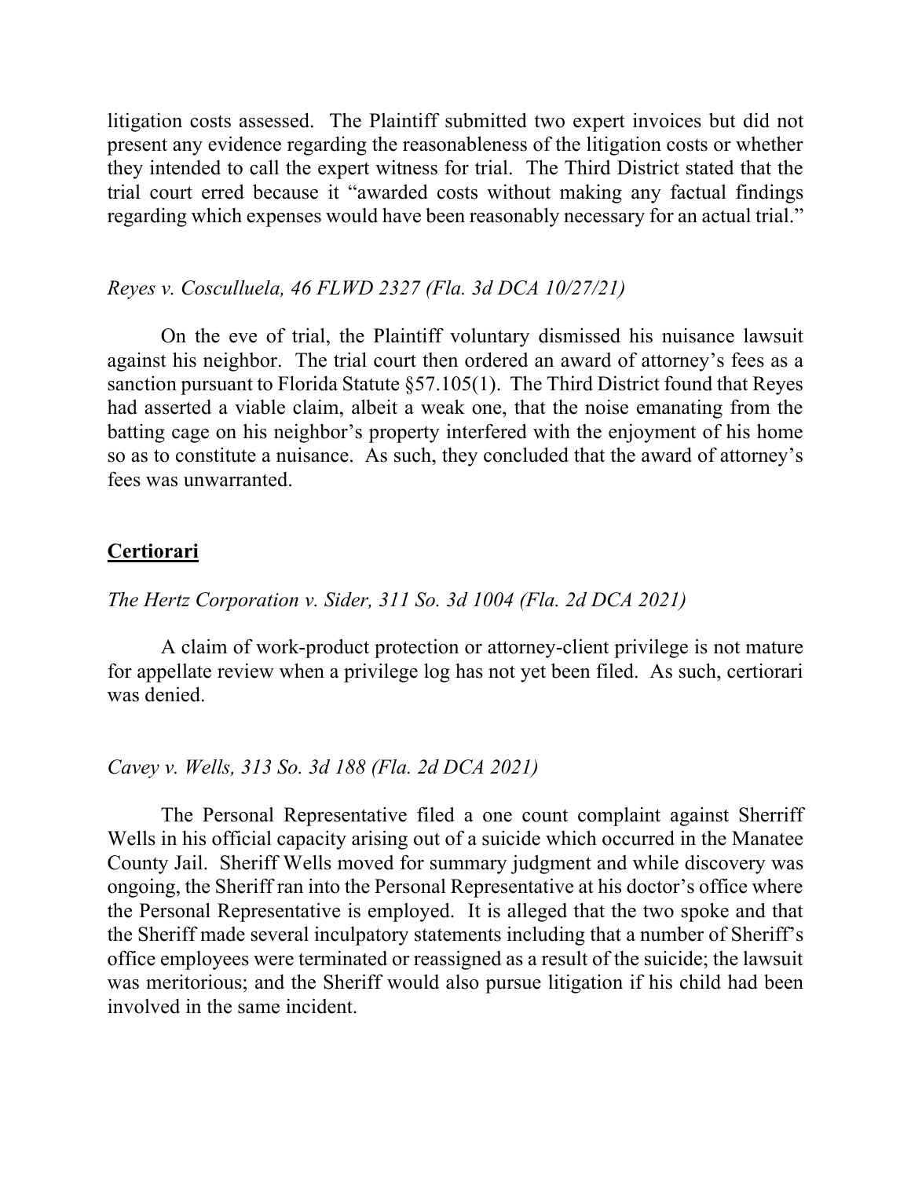litigation costs assessed. The Plaintiff submitted two expert invoices but did not present any evidence regarding the reasonableness of the litigation costs or whether they intended to call the expert witness for trial. The Third District stated that the trial court erred because it "awarded costs without making any factual findings regarding which expenses would have been reasonably necessary for an actual trial."

*Reyes v. Cosculluela, 46 FLWD 2327 (Fla. 3d DCA 10/27/21)*

On the eve of trial, the Plaintiff voluntary dismissed his nuisance lawsuit against his neighbor. The trial court then ordered an award of attorney's fees as a sanction pursuant to Florida Statute §57.105(1). The Third District found that Reyes had asserted a viable claim, albeit a weak one, that the noise emanating from the batting cage on his neighbor's property interfered with the enjoyment of his home so as to constitute a nuisance. As such, they concluded that the award of attorney's fees was unwarranted.

**<u>Certiorari</u>**

*The Hertz Corporation v. Sider, 311 So. 3d 1004 (Fla. 2d DCA 2021)*

A claim of work-product protection or attorney-client privilege is not mature for appellate review when a privilege log has not yet been filed. As such, certiorari was denied.

*Cavey v. Wells, 313 So. 3d 188 (Fla. 2d DCA 2021)*

The Personal Representative filed a one count complaint against Sherriff Wells in his official capacity arising out of a suicide which occurred in the Manatee County Jail. Sheriff Wells moved for summary judgment and while discovery was ongoing, the Sheriff ran into the Personal Representative at his doctor's office where the Personal Representative is employed. It is alleged that the two spoke and that the Sheriff made several inculpatory statements including that a number of Sheriff's office employees were terminated or reassigned as a result of the suicide; the lawsuit was meritorious; and the Sheriff would also pursue litigation if his child had been involved in the same incident.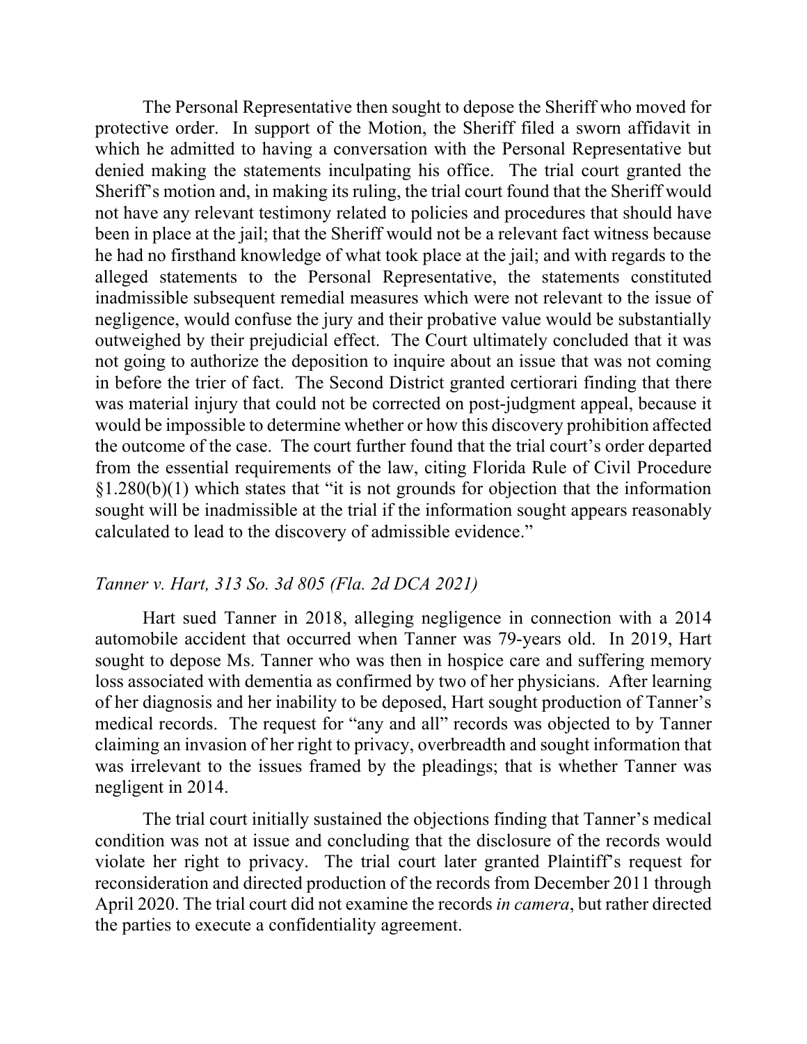The Personal Representative then sought to depose the Sheriff who moved for protective order. In support of the Motion, the Sheriff filed a sworn affidavit in which he admitted to having a conversation with the Personal Representative but denied making the statements inculpating his office. The trial court granted the Sheriff's motion and, in making its ruling, the trial court found that the Sheriff would not have any relevant testimony related to policies and procedures that should have been in place at the jail; that the Sheriff would not be a relevant fact witness because he had no firsthand knowledge of what took place at the jail; and with regards to the alleged statements to the Personal Representative, the statements constituted inadmissible subsequent remedial measures which were not relevant to the issue of negligence, would confuse the jury and their probative value would be substantially outweighed by their prejudicial effect. The Court ultimately concluded that it was not going to authorize the deposition to inquire about an issue that was not coming in before the trier of fact. The Second District granted certiorari finding that there was material injury that could not be corrected on post-judgment appeal, because it would be impossible to determine whether or how this discovery prohibition affected the outcome of the case. The court further found that the trial court's order departed from the essential requirements of the law, citing Florida Rule of Civil Procedure §1.280(b)(1) which states that "it is not grounds for objection that the information sought will be inadmissible at the trial if the information sought appears reasonably calculated to lead to the discovery of admissible evidence."

*Tanner v. Hart, 313 So. 3d 805 (Fla. 2d DCA 2021)*

Hart sued Tanner in 2018, alleging negligence in connection with a 2014 automobile accident that occurred when Tanner was 79-years old. In 2019, Hart sought to depose Ms. Tanner who was then in hospice care and suffering memory loss associated with dementia as confirmed by two of her physicians. After learning of her diagnosis and her inability to be deposed, Hart sought production of Tanner's medical records. The request for "any and all" records was objected to by Tanner claiming an invasion of her right to privacy, overbreadth and sought information that was irrelevant to the issues framed by the pleadings; that is whether Tanner was negligent in 2014.

The trial court initially sustained the objections finding that Tanner's medical condition was not at issue and concluding that the disclosure of the records would violate her right to privacy. The trial court later granted Plaintiff's request for reconsideration and directed production of the records from December 2011 through April 2020. The trial court did not examine the records *in camera*, but rather directed the parties to execute a confidentiality agreement.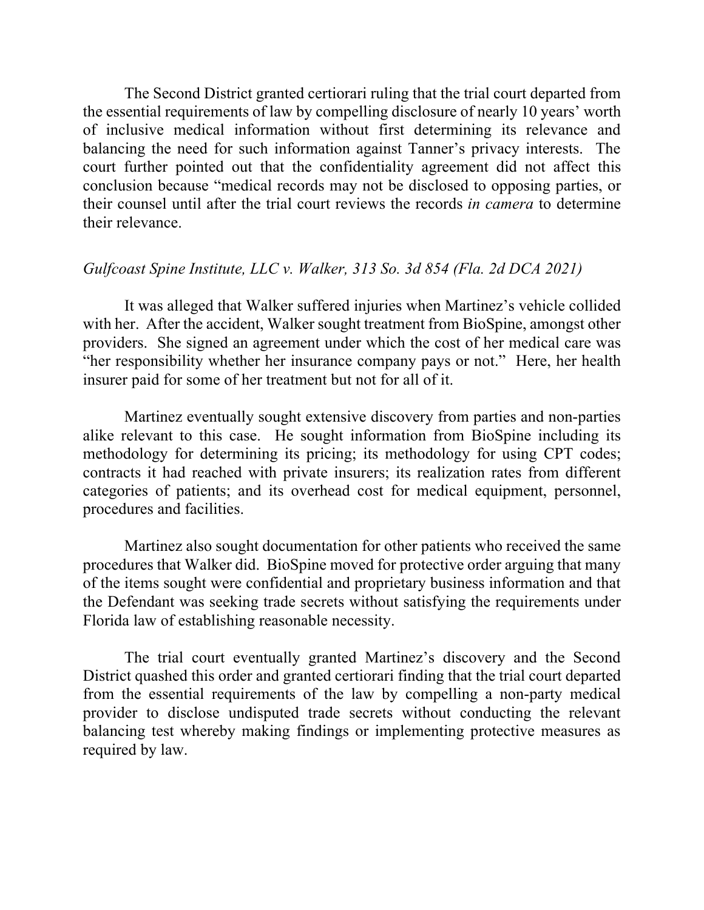The Second District granted certiorari ruling that the trial court departed from the essential requirements of law by compelling disclosure of nearly 10 years' worth of inclusive medical information without first determining its relevance and balancing the need for such information against Tanner's privacy interests. The court further pointed out that the confidentiality agreement did not affect this conclusion because "medical records may not be disclosed to opposing parties, or their counsel until after the trial court reviews the records *in camera* to determine their relevance.

*Gulfcoast Spine Institute, LLC v. Walker, 313 So. 3d 854 (Fla. 2d DCA 2021)*

It was alleged that Walker suffered injuries when Martinez's vehicle collided with her. After the accident, Walker sought treatment from BioSpine, amongst other providers. She signed an agreement under which the cost of her medical care was "her responsibility whether her insurance company pays or not." Here, her health insurer paid for some of her treatment but not for all of it.

Martinez eventually sought extensive discovery from parties and non-parties alike relevant to this case. He sought information from BioSpine including its methodology for determining its pricing; its methodology for using CPT codes; contracts it had reached with private insurers; its realization rates from different categories of patients; and its overhead cost for medical equipment, personnel, procedures and facilities.

Martinez also sought documentation for other patients who received the same procedures that Walker did. BioSpine moved for protective order arguing that many of the items sought were confidential and proprietary business information and that the Defendant was seeking trade secrets without satisfying the requirements under Florida law of establishing reasonable necessity.

The trial court eventually granted Martinez's discovery and the Second District quashed this order and granted certiorari finding that the trial court departed from the essential requirements of the law by compelling a non-party medical provider to disclose undisputed trade secrets without conducting the relevant balancing test whereby making findings or implementing protective measures as required by law.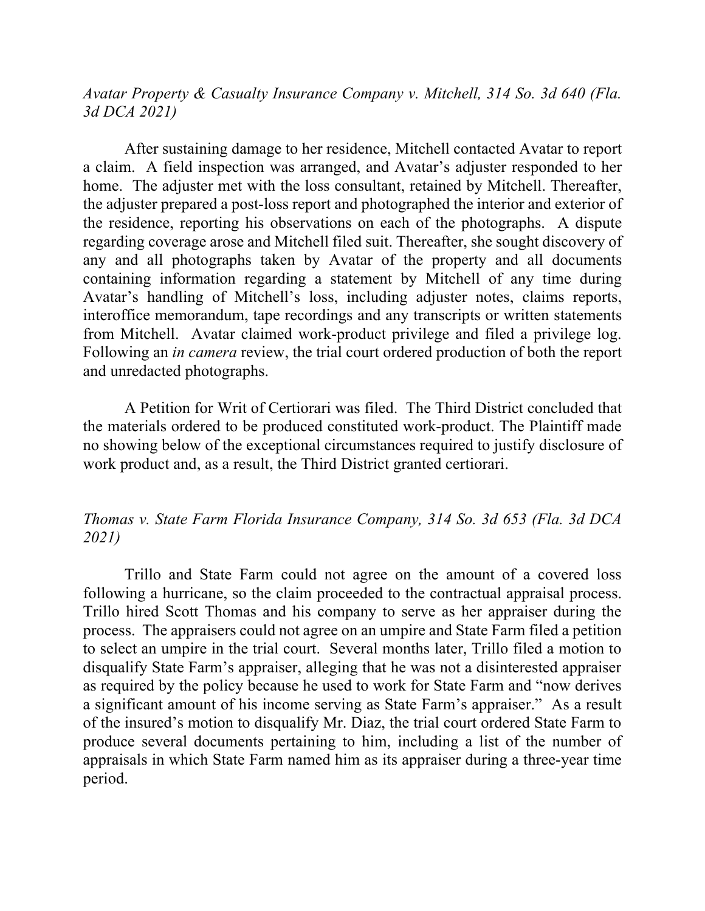*Avatar Property & Casualty Insurance Company v. Mitchell, 314 So. 3d 640 (Fla. 3d DCA 2021)*

After sustaining damage to her residence, Mitchell contacted Avatar to report a claim. A field inspection was arranged, and Avatar's adjuster responded to her home. The adjuster met with the loss consultant, retained by Mitchell. Thereafter, the adjuster prepared a post-loss report and photographed the interior and exterior of the residence, reporting his observations on each of the photographs. A dispute regarding coverage arose and Mitchell filed suit. Thereafter, she sought discovery of any and all photographs taken by Avatar of the property and all documents containing information regarding a statement by Mitchell of any time during Avatar's handling of Mitchell's loss, including adjuster notes, claims reports, interoffice memorandum, tape recordings and any transcripts or written statements from Mitchell. Avatar claimed work-product privilege and filed a privilege log. Following an *in camera* review, the trial court ordered production of both the report and unredacted photographs.

A Petition for Writ of Certiorari was filed. The Third District concluded that the materials ordered to be produced constituted work-product. The Plaintiff made no showing below of the exceptional circumstances required to justify disclosure of work product and, as a result, the Third District granted certiorari.

*Thomas v. State Farm Florida Insurance Company, 314 So. 3d 653 (Fla. 3d DCA 2021)*

Trillo and State Farm could not agree on the amount of a covered loss following a hurricane, so the claim proceeded to the contractual appraisal process. Trillo hired Scott Thomas and his company to serve as her appraiser during the process. The appraisers could not agree on an umpire and State Farm filed a petition to select an umpire in the trial court. Several months later, Trillo filed a motion to disqualify State Farm's appraiser, alleging that he was not a disinterested appraiser as required by the policy because he used to work for State Farm and "now derives a significant amount of his income serving as State Farm's appraiser." As a result of the insured's motion to disqualify Mr. Diaz, the trial court ordered State Farm to produce several documents pertaining to him, including a list of the number of appraisals in which State Farm named him as its appraiser during a three-year time period.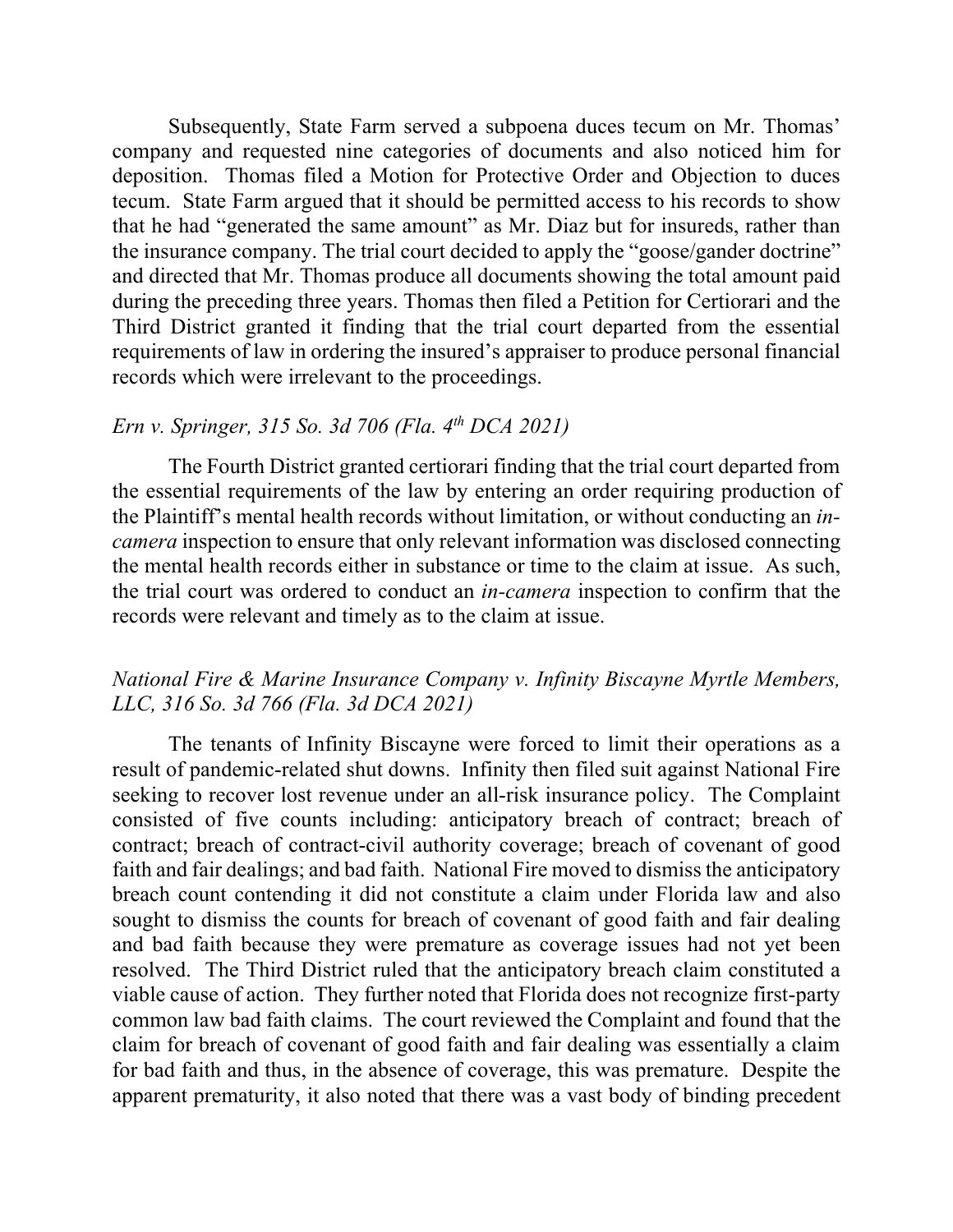Subsequently, State Farm served a subpoena duces tecum on Mr. Thomas' company and requested nine categories of documents and also noticed him for deposition. Thomas filed a Motion for Protective Order and Objection to duces tecum. State Farm argued that it should be permitted access to his records to show that he had "generated the same amount" as Mr. Diaz but for insureds, rather than the insurance company. The trial court decided to apply the "goose/gander doctrine" and directed that Mr. Thomas produce all documents showing the total amount paid during the preceding three years. Thomas then filed a Petition for Certiorari and the Third District granted it finding that the trial court departed from the essential requirements of law in ordering the insured's appraiser to produce personal financial records which were irrelevant to the proceedings.

*Ern v. Springer, 315 So. 3d 706 (Fla. 4th DCA 2021)*

The Fourth District granted certiorari finding that the trial court departed from the essential requirements of the law by entering an order requiring production of the Plaintiff's mental health records without limitation, or without conducting an *in-camera* inspection to ensure that only relevant information was disclosed connecting the mental health records either in substance or time to the claim at issue. As such, the trial court was ordered to conduct an *in-camera* inspection to confirm that the records were relevant and timely as to the claim at issue.

*National Fire & Marine Insurance Company v. Infinity Biscayne Myrtle Members, LLC, 316 So. 3d 766 (Fla. 3d DCA 2021)*

The tenants of Infinity Biscayne were forced to limit their operations as a result of pandemic-related shut downs. Infinity then filed suit against National Fire seeking to recover lost revenue under an all-risk insurance policy. The Complaint consisted of five counts including: anticipatory breach of contract; breach of contract; breach of contract-civil authority coverage; breach of covenant of good faith and fair dealings; and bad faith. National Fire moved to dismiss the anticipatory breach count contending it did not constitute a claim under Florida law and also sought to dismiss the counts for breach of covenant of good faith and fair dealing and bad faith because they were premature as coverage issues had not yet been resolved. The Third District ruled that the anticipatory breach claim constituted a viable cause of action. They further noted that Florida does not recognize first-party common law bad faith claims. The court reviewed the Complaint and found that the claim for breach of covenant of good faith and fair dealing was essentially a claim for bad faith and thus, in the absence of coverage, this was premature. Despite the apparent prematurity, it also noted that there was a vast body of binding precedent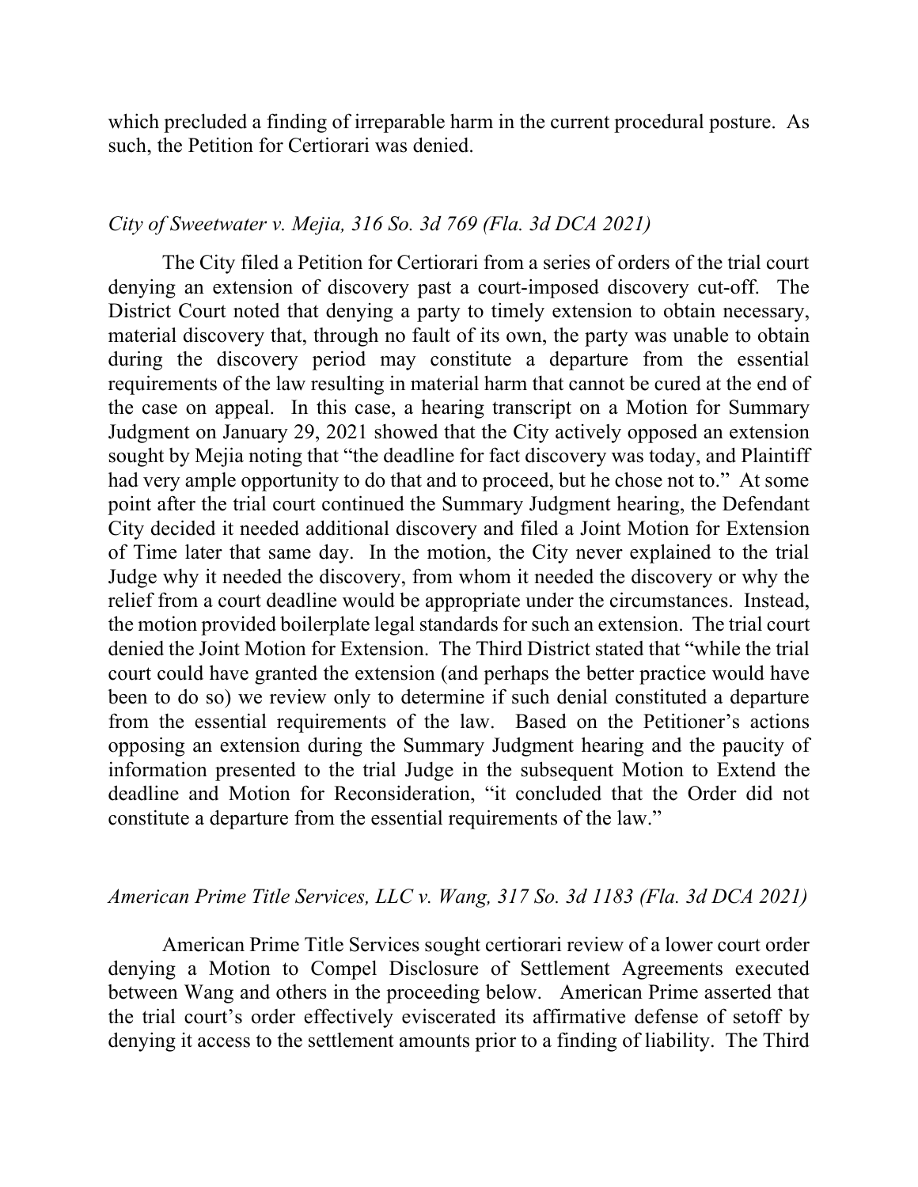which precluded a finding of irreparable harm in the current procedural posture. As such, the Petition for Certiorari was denied.

*City of Sweetwater v. Mejia, 316 So. 3d 769 (Fla. 3d DCA 2021)*

The City filed a Petition for Certiorari from a series of orders of the trial court denying an extension of discovery past a court-imposed discovery cut-off. The District Court noted that denying a party to timely extension to obtain necessary, material discovery that, through no fault of its own, the party was unable to obtain during the discovery period may constitute a departure from the essential requirements of the law resulting in material harm that cannot be cured at the end of the case on appeal. In this case, a hearing transcript on a Motion for Summary Judgment on January 29, 2021 showed that the City actively opposed an extension sought by Mejia noting that "the deadline for fact discovery was today, and Plaintiff had very ample opportunity to do that and to proceed, but he chose not to." At some point after the trial court continued the Summary Judgment hearing, the Defendant City decided it needed additional discovery and filed a Joint Motion for Extension of Time later that same day. In the motion, the City never explained to the trial Judge why it needed the discovery, from whom it needed the discovery or why the relief from a court deadline would be appropriate under the circumstances. Instead, the motion provided boilerplate legal standards for such an extension. The trial court denied the Joint Motion for Extension. The Third District stated that "while the trial court could have granted the extension (and perhaps the better practice would have been to do so) we review only to determine if such denial constituted a departure from the essential requirements of the law. Based on the Petitioner's actions opposing an extension during the Summary Judgment hearing and the paucity of information presented to the trial Judge in the subsequent Motion to Extend the deadline and Motion for Reconsideration, "it concluded that the Order did not constitute a departure from the essential requirements of the law."

*American Prime Title Services, LLC v. Wang, 317 So. 3d 1183 (Fla. 3d DCA 2021)*

American Prime Title Services sought certiorari review of a lower court order denying a Motion to Compel Disclosure of Settlement Agreements executed between Wang and others in the proceeding below. American Prime asserted that the trial court's order effectively eviscerated its affirmative defense of setoff by denying it access to the settlement amounts prior to a finding of liability. The Third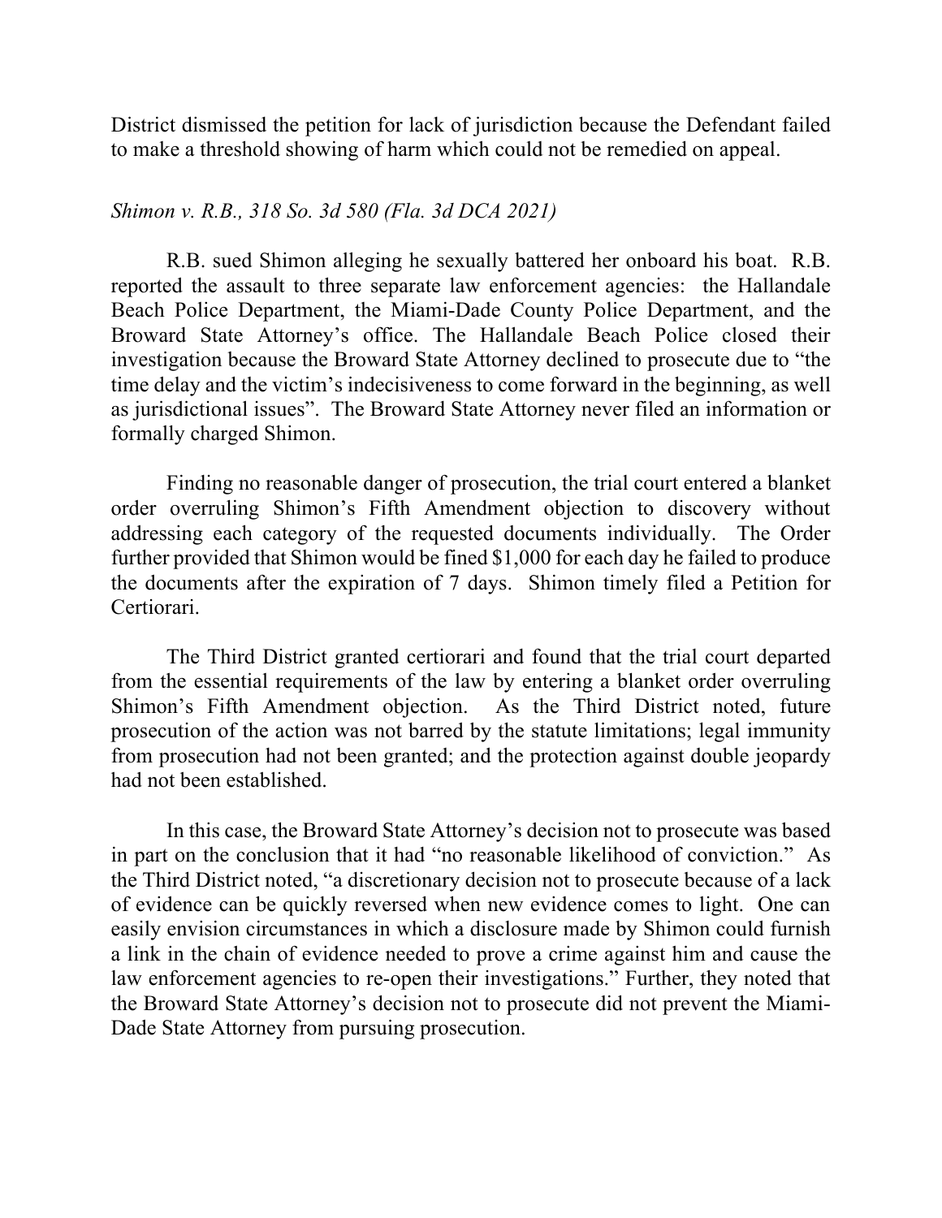District dismissed the petition for lack of jurisdiction because the Defendant failed to make a threshold showing of harm which could not be remedied on appeal.

*Shimon v. R.B., 318 So. 3d 580 (Fla. 3d DCA 2021)*

R.B. sued Shimon alleging he sexually battered her onboard his boat. R.B. reported the assault to three separate law enforcement agencies: the Hallandale Beach Police Department, the Miami-Dade County Police Department, and the Broward State Attorney's office. The Hallandale Beach Police closed their investigation because the Broward State Attorney declined to prosecute due to "the time delay and the victim's indecisiveness to come forward in the beginning, as well as jurisdictional issues". The Broward State Attorney never filed an information or formally charged Shimon.

Finding no reasonable danger of prosecution, the trial court entered a blanket order overruling Shimon's Fifth Amendment objection to discovery without addressing each category of the requested documents individually. The Order further provided that Shimon would be fined $1,000 for each day he failed to produce the documents after the expiration of 7 days. Shimon timely filed a Petition for Certiorari.

The Third District granted certiorari and found that the trial court departed from the essential requirements of the law by entering a blanket order overruling Shimon's Fifth Amendment objection. As the Third District noted, future prosecution of the action was not barred by the statute limitations; legal immunity from prosecution had not been granted; and the protection against double jeopardy had not been established.

In this case, the Broward State Attorney's decision not to prosecute was based in part on the conclusion that it had "no reasonable likelihood of conviction." As the Third District noted, "a discretionary decision not to prosecute because of a lack of evidence can be quickly reversed when new evidence comes to light. One can easily envision circumstances in which a disclosure made by Shimon could furnish a link in the chain of evidence needed to prove a crime against him and cause the law enforcement agencies to re-open their investigations." Further, they noted that the Broward State Attorney's decision not to prosecute did not prevent the Miami-Dade State Attorney from pursuing prosecution.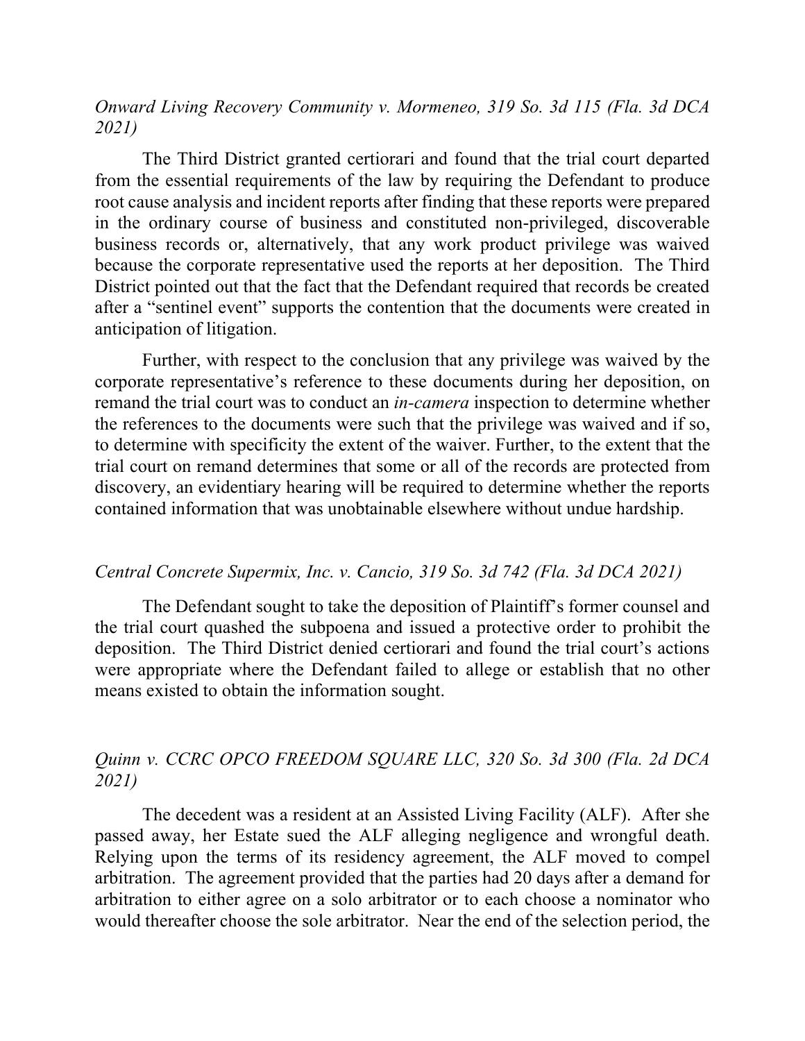*Onward Living Recovery Community v. Mormeneo, 319 So. 3d 115 (Fla. 3d DCA 2021)*

The Third District granted certiorari and found that the trial court departed from the essential requirements of the law by requiring the Defendant to produce root cause analysis and incident reports after finding that these reports were prepared in the ordinary course of business and constituted non-privileged, discoverable business records or, alternatively, that any work product privilege was waived because the corporate representative used the reports at her deposition. The Third District pointed out that the fact that the Defendant required that records be created after a "sentinel event" supports the contention that the documents were created in anticipation of litigation.

Further, with respect to the conclusion that any privilege was waived by the corporate representative's reference to these documents during her deposition, on remand the trial court was to conduct an *in-camera* inspection to determine whether the references to the documents were such that the privilege was waived and if so, to determine with specificity the extent of the waiver. Further, to the extent that the trial court on remand determines that some or all of the records are protected from discovery, an evidentiary hearing will be required to determine whether the reports contained information that was unobtainable elsewhere without undue hardship.

*Central Concrete Supermix, Inc. v. Cancio, 319 So. 3d 742 (Fla. 3d DCA 2021)*

The Defendant sought to take the deposition of Plaintiff's former counsel and the trial court quashed the subpoena and issued a protective order to prohibit the deposition. The Third District denied certiorari and found the trial court's actions were appropriate where the Defendant failed to allege or establish that no other means existed to obtain the information sought.

*Quinn v. CCRC OPCO FREEDOM SQUARE LLC, 320 So. 3d 300 (Fla. 2d DCA 2021)*

The decedent was a resident at an Assisted Living Facility (ALF). After she passed away, her Estate sued the ALF alleging negligence and wrongful death. Relying upon the terms of its residency agreement, the ALF moved to compel arbitration. The agreement provided that the parties had 20 days after a demand for arbitration to either agree on a solo arbitrator or to each choose a nominator who would thereafter choose the sole arbitrator. Near the end of the selection period, the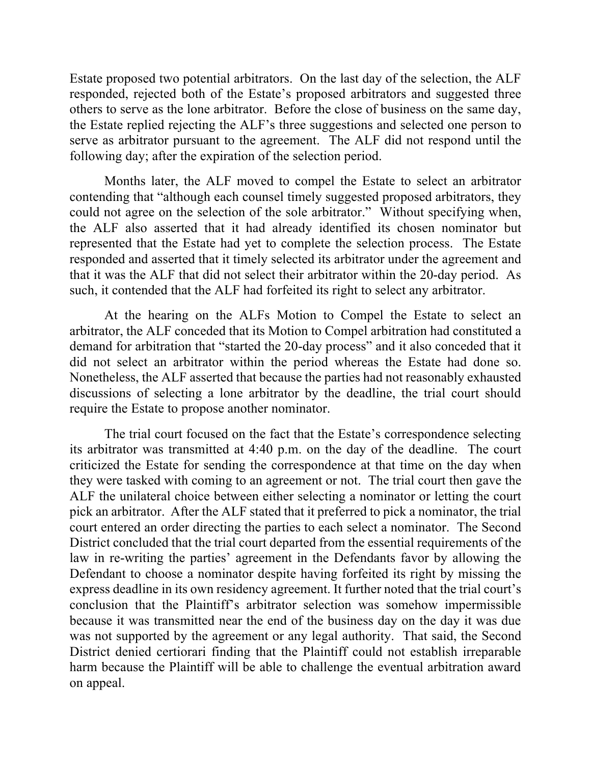Estate proposed two potential arbitrators. On the last day of the selection, the ALF responded, rejected both of the Estate's proposed arbitrators and suggested three others to serve as the lone arbitrator. Before the close of business on the same day, the Estate replied rejecting the ALF's three suggestions and selected one person to serve as arbitrator pursuant to the agreement. The ALF did not respond until the following day; after the expiration of the selection period.

Months later, the ALF moved to compel the Estate to select an arbitrator contending that "although each counsel timely suggested proposed arbitrators, they could not agree on the selection of the sole arbitrator." Without specifying when, the ALF also asserted that it had already identified its chosen nominator but represented that the Estate had yet to complete the selection process. The Estate responded and asserted that it timely selected its arbitrator under the agreement and that it was the ALF that did not select their arbitrator within the 20-day period. As such, it contended that the ALF had forfeited its right to select any arbitrator.

At the hearing on the ALFs Motion to Compel the Estate to select an arbitrator, the ALF conceded that its Motion to Compel arbitration had constituted a demand for arbitration that "started the 20-day process" and it also conceded that it did not select an arbitrator within the period whereas the Estate had done so. Nonetheless, the ALF asserted that because the parties had not reasonably exhausted discussions of selecting a lone arbitrator by the deadline, the trial court should require the Estate to propose another nominator.

The trial court focused on the fact that the Estate's correspondence selecting its arbitrator was transmitted at 4:40 p.m. on the day of the deadline. The court criticized the Estate for sending the correspondence at that time on the day when they were tasked with coming to an agreement or not. The trial court then gave the ALF the unilateral choice between either selecting a nominator or letting the court pick an arbitrator. After the ALF stated that it preferred to pick a nominator, the trial court entered an order directing the parties to each select a nominator. The Second District concluded that the trial court departed from the essential requirements of the law in re-writing the parties' agreement in the Defendants favor by allowing the Defendant to choose a nominator despite having forfeited its right by missing the express deadline in its own residency agreement. It further noted that the trial court's conclusion that the Plaintiff's arbitrator selection was somehow impermissible because it was transmitted near the end of the business day on the day it was due was not supported by the agreement or any legal authority. That said, the Second District denied certiorari finding that the Plaintiff could not establish irreparable harm because the Plaintiff will be able to challenge the eventual arbitration award on appeal.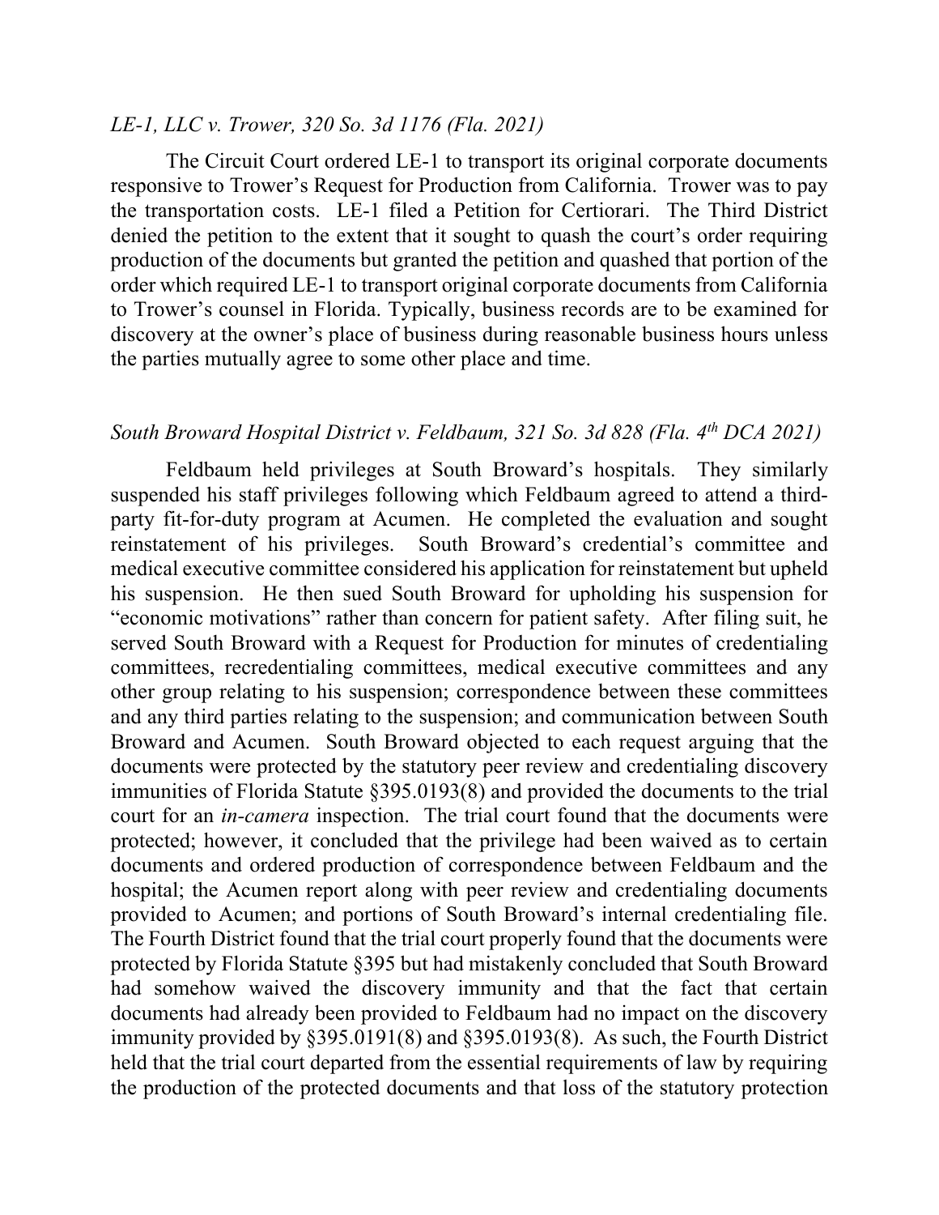*LE-1, LLC v. Trower, 320 So. 3d 1176 (Fla. 2021)*

The Circuit Court ordered LE-1 to transport its original corporate documents responsive to Trower's Request for Production from California. Trower was to pay the transportation costs. LE-1 filed a Petition for Certiorari. The Third District denied the petition to the extent that it sought to quash the court's order requiring production of the documents but granted the petition and quashed that portion of the order which required LE-1 to transport original corporate documents from California to Trower's counsel in Florida. Typically, business records are to be examined for discovery at the owner's place of business during reasonable business hours unless the parties mutually agree to some other place and time.

*South Broward Hospital District v. Feldbaum, 321 So. 3d 828 (Fla. 4th DCA 2021)*

Feldbaum held privileges at South Broward's hospitals. They similarly suspended his staff privileges following which Feldbaum agreed to attend a third-party fit-for-duty program at Acumen. He completed the evaluation and sought reinstatement of his privileges. South Broward's credential's committee and medical executive committee considered his application for reinstatement but upheld his suspension. He then sued South Broward for upholding his suspension for "economic motivations" rather than concern for patient safety. After filing suit, he served South Broward with a Request for Production for minutes of credentialing committees, recredentialing committees, medical executive committees and any other group relating to his suspension; correspondence between these committees and any third parties relating to the suspension; and communication between South Broward and Acumen. South Broward objected to each request arguing that the documents were protected by the statutory peer review and credentialing discovery immunities of Florida Statute §395.0193(8) and provided the documents to the trial court for an *in-camera* inspection. The trial court found that the documents were protected; however, it concluded that the privilege had been waived as to certain documents and ordered production of correspondence between Feldbaum and the hospital; the Acumen report along with peer review and credentialing documents provided to Acumen; and portions of South Broward's internal credentialing file. The Fourth District found that the trial court properly found that the documents were protected by Florida Statute §395 but had mistakenly concluded that South Broward had somehow waived the discovery immunity and that the fact that certain documents had already been provided to Feldbaum had no impact on the discovery immunity provided by §395.0191(8) and §395.0193(8). As such, the Fourth District held that the trial court departed from the essential requirements of law by requiring the production of the protected documents and that loss of the statutory protection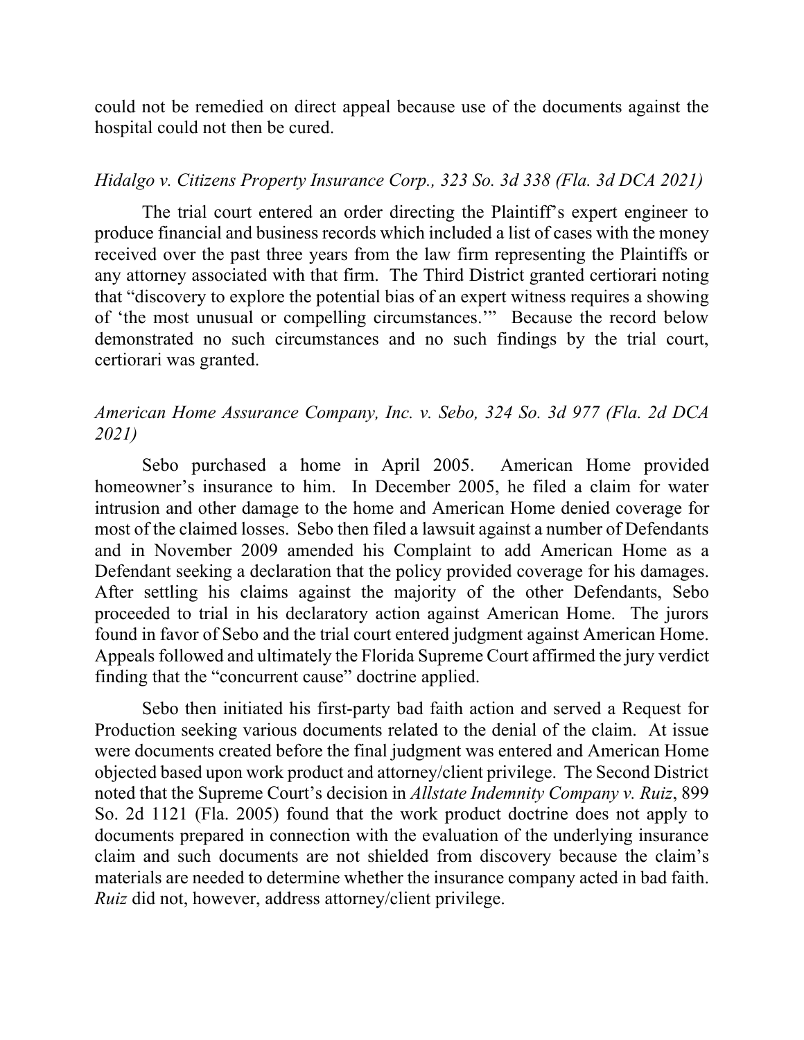could not be remedied on direct appeal because use of the documents against the hospital could not then be cured.

*Hidalgo v. Citizens Property Insurance Corp., 323 So. 3d 338 (Fla. 3d DCA 2021)*

The trial court entered an order directing the Plaintiff's expert engineer to produce financial and business records which included a list of cases with the money received over the past three years from the law firm representing the Plaintiffs or any attorney associated with that firm. The Third District granted certiorari noting that "discovery to explore the potential bias of an expert witness requires a showing of 'the most unusual or compelling circumstances.'" Because the record below demonstrated no such circumstances and no such findings by the trial court, certiorari was granted.

*American Home Assurance Company, Inc. v. Sebo, 324 So. 3d 977 (Fla. 2d DCA 2021)*

Sebo purchased a home in April 2005. American Home provided homeowner's insurance to him. In December 2005, he filed a claim for water intrusion and other damage to the home and American Home denied coverage for most of the claimed losses. Sebo then filed a lawsuit against a number of Defendants and in November 2009 amended his Complaint to add American Home as a Defendant seeking a declaration that the policy provided coverage for his damages. After settling his claims against the majority of the other Defendants, Sebo proceeded to trial in his declaratory action against American Home. The jurors found in favor of Sebo and the trial court entered judgment against American Home. Appeals followed and ultimately the Florida Supreme Court affirmed the jury verdict finding that the "concurrent cause" doctrine applied.

Sebo then initiated his first-party bad faith action and served a Request for Production seeking various documents related to the denial of the claim. At issue were documents created before the final judgment was entered and American Home objected based upon work product and attorney/client privilege. The Second District noted that the Supreme Court's decision in *Allstate Indemnity Company v. Ruiz*, 899 So. 2d 1121 (Fla. 2005) found that the work product doctrine does not apply to documents prepared in connection with the evaluation of the underlying insurance claim and such documents are not shielded from discovery because the claim's materials are needed to determine whether the insurance company acted in bad faith. *Ruiz* did not, however, address attorney/client privilege.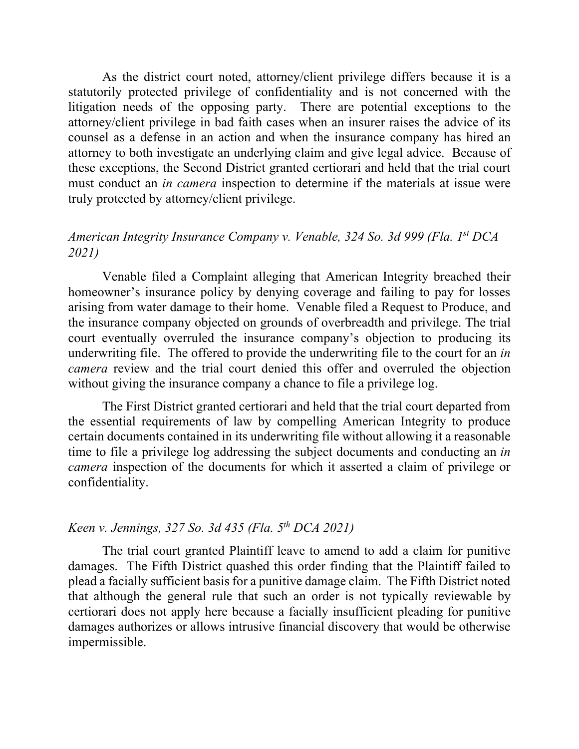As the district court noted, attorney/client privilege differs because it is a statutorily protected privilege of confidentiality and is not concerned with the litigation needs of the opposing party. There are potential exceptions to the attorney/client privilege in bad faith cases when an insurer raises the advice of its counsel as a defense in an action and when the insurance company has hired an attorney to both investigate an underlying claim and give legal advice. Because of these exceptions, the Second District granted certiorari and held that the trial court must conduct an *in camera* inspection to determine if the materials at issue were truly protected by attorney/client privilege.

*American Integrity Insurance Company v. Venable, 324 So. 3d 999 (Fla. 1st DCA 2021)*

Venable filed a Complaint alleging that American Integrity breached their homeowner's insurance policy by denying coverage and failing to pay for losses arising from water damage to their home. Venable filed a Request to Produce, and the insurance company objected on grounds of overbreadth and privilege. The trial court eventually overruled the insurance company's objection to producing its underwriting file. The offered to provide the underwriting file to the court for an *in camera* review and the trial court denied this offer and overruled the objection without giving the insurance company a chance to file a privilege log.

The First District granted certiorari and held that the trial court departed from the essential requirements of law by compelling American Integrity to produce certain documents contained in its underwriting file without allowing it a reasonable time to file a privilege log addressing the subject documents and conducting an *in camera* inspection of the documents for which it asserted a claim of privilege or confidentiality.

*Keen v. Jennings, 327 So. 3d 435 (Fla. 5th DCA 2021)*

The trial court granted Plaintiff leave to amend to add a claim for punitive damages. The Fifth District quashed this order finding that the Plaintiff failed to plead a facially sufficient basis for a punitive damage claim. The Fifth District noted that although the general rule that such an order is not typically reviewable by certiorari does not apply here because a facially insufficient pleading for punitive damages authorizes or allows intrusive financial discovery that would be otherwise impermissible.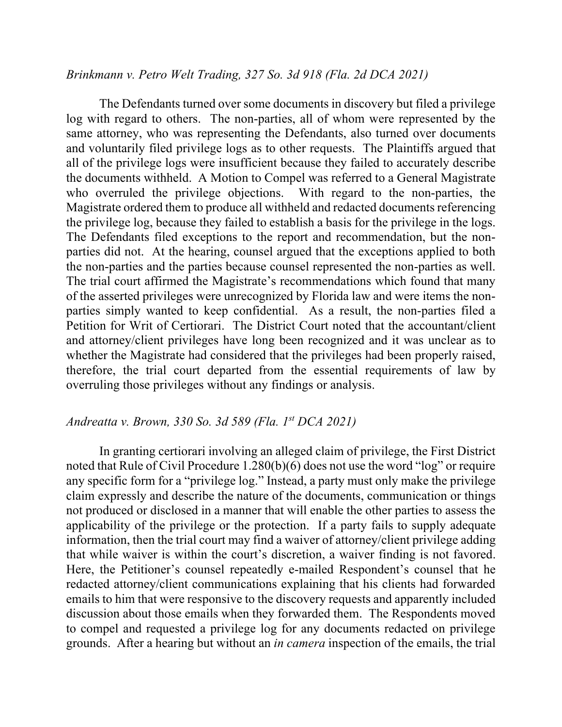*Brinkmann v. Petro Welt Trading, 327 So. 3d 918 (Fla. 2d DCA 2021)*

The Defendants turned over some documents in discovery but filed a privilege log with regard to others. The non-parties, all of whom were represented by the same attorney, who was representing the Defendants, also turned over documents and voluntarily filed privilege logs as to other requests. The Plaintiffs argued that all of the privilege logs were insufficient because they failed to accurately describe the documents withheld. A Motion to Compel was referred to a General Magistrate who overruled the privilege objections. With regard to the non-parties, the Magistrate ordered them to produce all withheld and redacted documents referencing the privilege log, because they failed to establish a basis for the privilege in the logs. The Defendants filed exceptions to the report and recommendation, but the non-parties did not. At the hearing, counsel argued that the exceptions applied to both the non-parties and the parties because counsel represented the non-parties as well. The trial court affirmed the Magistrate's recommendations which found that many of the asserted privileges were unrecognized by Florida law and were items the non-parties simply wanted to keep confidential. As a result, the non-parties filed a Petition for Writ of Certiorari. The District Court noted that the accountant/client and attorney/client privileges have long been recognized and it was unclear as to whether the Magistrate had considered that the privileges had been properly raised, therefore, the trial court departed from the essential requirements of law by overruling those privileges without any findings or analysis.

*Andreatta v. Brown, 330 So. 3d 589 (Fla. 1st DCA 2021)*

In granting certiorari involving an alleged claim of privilege, the First District noted that Rule of Civil Procedure 1.280(b)(6) does not use the word "log" or require any specific form for a "privilege log." Instead, a party must only make the privilege claim expressly and describe the nature of the documents, communication or things not produced or disclosed in a manner that will enable the other parties to assess the applicability of the privilege or the protection. If a party fails to supply adequate information, then the trial court may find a waiver of attorney/client privilege adding that while waiver is within the court's discretion, a waiver finding is not favored. Here, the Petitioner's counsel repeatedly e-mailed Respondent's counsel that he redacted attorney/client communications explaining that his clients had forwarded emails to him that were responsive to the discovery requests and apparently included discussion about those emails when they forwarded them. The Respondents moved to compel and requested a privilege log for any documents redacted on privilege grounds. After a hearing but without an *in camera* inspection of the emails, the trial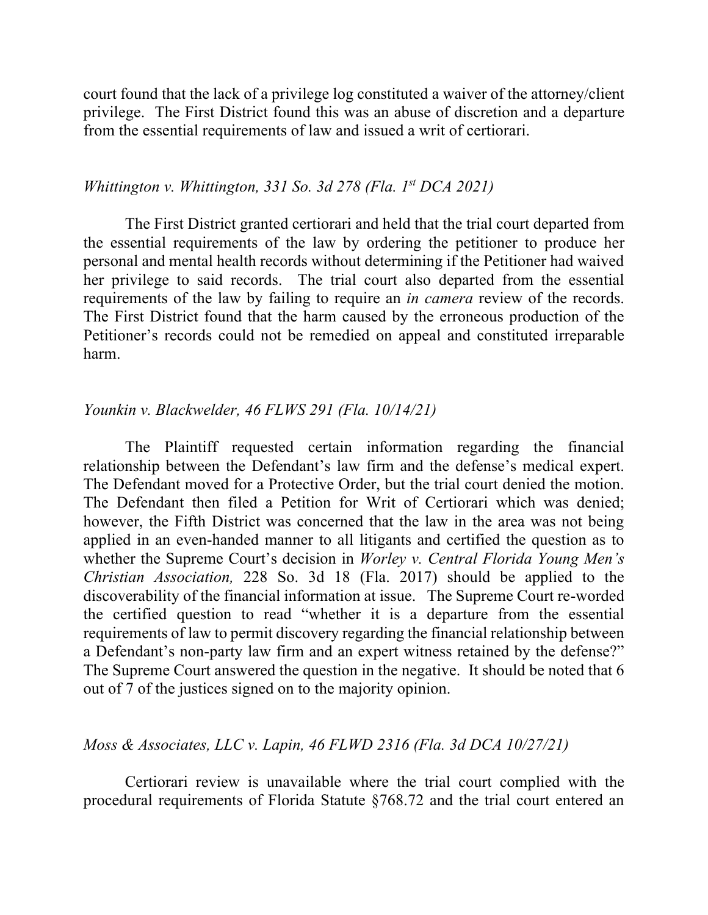court found that the lack of a privilege log constituted a waiver of the attorney/client privilege. The First District found this was an abuse of discretion and a departure from the essential requirements of law and issued a writ of certiorari.

*Whittington v. Whittington, 331 So. 3d 278 (Fla. 1st DCA 2021)*

The First District granted certiorari and held that the trial court departed from the essential requirements of the law by ordering the petitioner to produce her personal and mental health records without determining if the Petitioner had waived her privilege to said records. The trial court also departed from the essential requirements of the law by failing to require an *in camera* review of the records. The First District found that the harm caused by the erroneous production of the Petitioner's records could not be remedied on appeal and constituted irreparable harm.

*Younkin v. Blackwelder, 46 FLWS 291 (Fla. 10/14/21)*

The Plaintiff requested certain information regarding the financial relationship between the Defendant's law firm and the defense's medical expert. The Defendant moved for a Protective Order, but the trial court denied the motion. The Defendant then filed a Petition for Writ of Certiorari which was denied; however, the Fifth District was concerned that the law in the area was not being applied in an even-handed manner to all litigants and certified the question as to whether the Supreme Court's decision in *Worley v. Central Florida Young Men's Christian Association,* 228 So. 3d 18 (Fla. 2017) should be applied to the discoverability of the financial information at issue. The Supreme Court re-worded the certified question to read "whether it is a departure from the essential requirements of law to permit discovery regarding the financial relationship between a Defendant's non-party law firm and an expert witness retained by the defense?" The Supreme Court answered the question in the negative. It should be noted that 6 out of 7 of the justices signed on to the majority opinion.

*Moss & Associates, LLC v. Lapin, 46 FLWD 2316 (Fla. 3d DCA 10/27/21)*

Certiorari review is unavailable where the trial court complied with the procedural requirements of Florida Statute §768.72 and the trial court entered an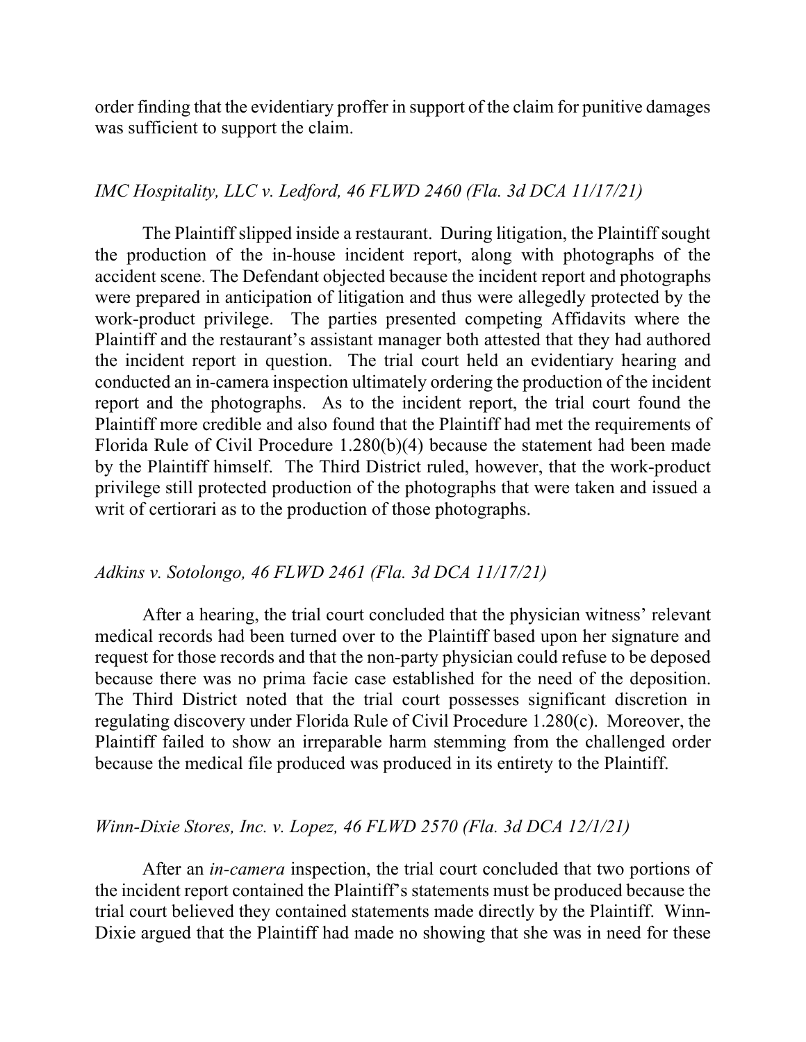order finding that the evidentiary proffer in support of the claim for punitive damages was sufficient to support the claim.

*IMC Hospitality, LLC v. Ledford, 46 FLWD 2460 (Fla. 3d DCA 11/17/21)*

The Plaintiff slipped inside a restaurant. During litigation, the Plaintiff sought the production of the in-house incident report, along with photographs of the accident scene. The Defendant objected because the incident report and photographs were prepared in anticipation of litigation and thus were allegedly protected by the work-product privilege. The parties presented competing Affidavits where the Plaintiff and the restaurant's assistant manager both attested that they had authored the incident report in question. The trial court held an evidentiary hearing and conducted an in-camera inspection ultimately ordering the production of the incident report and the photographs. As to the incident report, the trial court found the Plaintiff more credible and also found that the Plaintiff had met the requirements of Florida Rule of Civil Procedure 1.280(b)(4) because the statement had been made by the Plaintiff himself. The Third District ruled, however, that the work-product privilege still protected production of the photographs that were taken and issued a writ of certiorari as to the production of those photographs.

*Adkins v. Sotolongo, 46 FLWD 2461 (Fla. 3d DCA 11/17/21)*

After a hearing, the trial court concluded that the physician witness' relevant medical records had been turned over to the Plaintiff based upon her signature and request for those records and that the non-party physician could refuse to be deposed because there was no prima facie case established for the need of the deposition. The Third District noted that the trial court possesses significant discretion in regulating discovery under Florida Rule of Civil Procedure 1.280(c). Moreover, the Plaintiff failed to show an irreparable harm stemming from the challenged order because the medical file produced was produced in its entirety to the Plaintiff.

*Winn-Dixie Stores, Inc. v. Lopez, 46 FLWD 2570 (Fla. 3d DCA 12/1/21)*

After an *in-camera* inspection, the trial court concluded that two portions of the incident report contained the Plaintiff's statements must be produced because the trial court believed they contained statements made directly by the Plaintiff. Winn-Dixie argued that the Plaintiff had made no showing that she was in need for these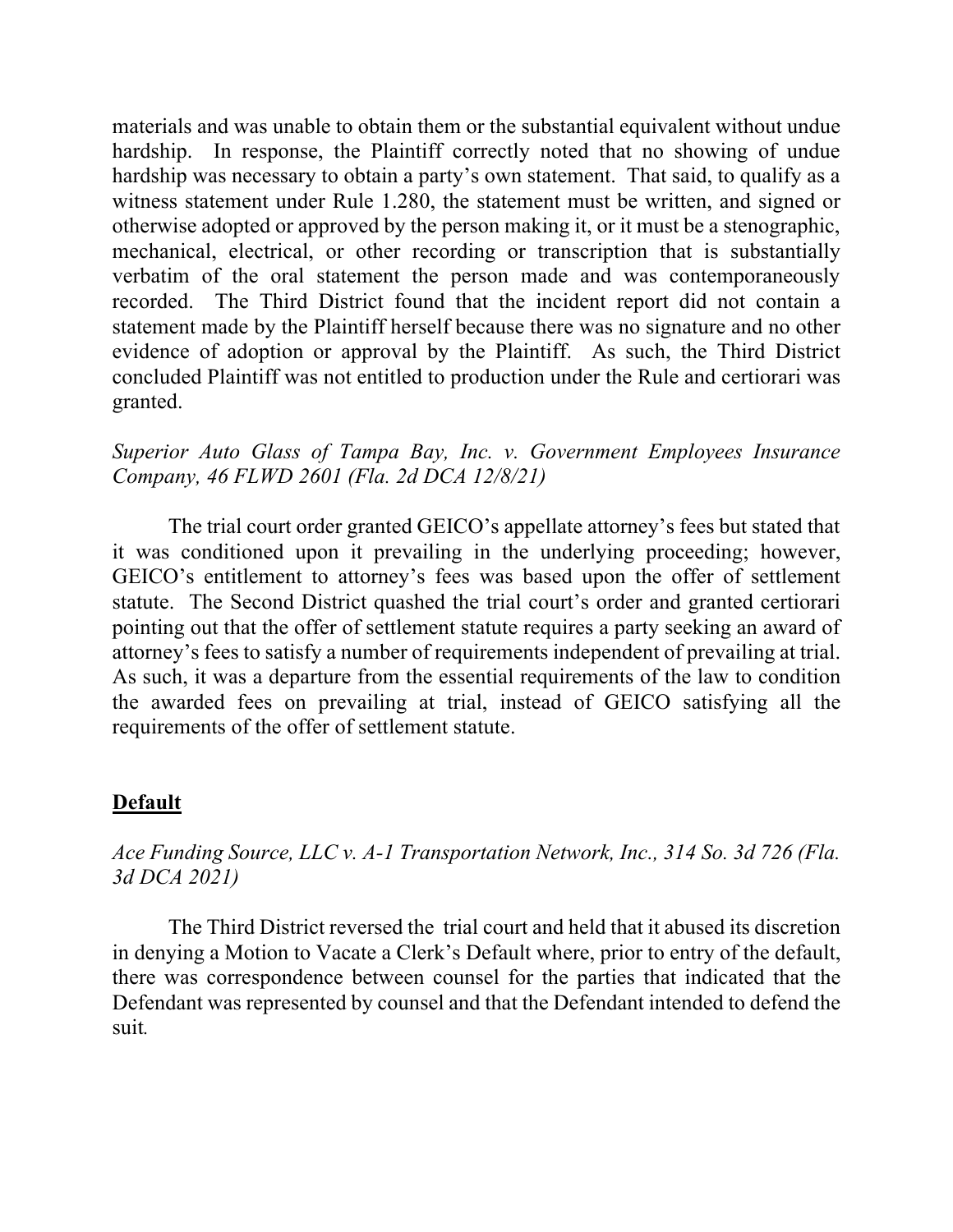materials and was unable to obtain them or the substantial equivalent without undue hardship. In response, the Plaintiff correctly noted that no showing of undue hardship was necessary to obtain a party's own statement. That said, to qualify as a witness statement under Rule 1.280, the statement must be written, and signed or otherwise adopted or approved by the person making it, or it must be a stenographic, mechanical, electrical, or other recording or transcription that is substantially verbatim of the oral statement the person made and was contemporaneously recorded. The Third District found that the incident report did not contain a statement made by the Plaintiff herself because there was no signature and no other evidence of adoption or approval by the Plaintiff. As such, the Third District concluded Plaintiff was not entitled to production under the Rule and certiorari was granted.

*Superior Auto Glass of Tampa Bay, Inc. v. Government Employees Insurance Company, 46 FLWD 2601 (Fla. 2d DCA 12/8/21)*

The trial court order granted GEICO's appellate attorney's fees but stated that it was conditioned upon it prevailing in the underlying proceeding; however, GEICO's entitlement to attorney's fees was based upon the offer of settlement statute. The Second District quashed the trial court's order and granted certiorari pointing out that the offer of settlement statute requires a party seeking an award of attorney's fees to satisfy a number of requirements independent of prevailing at trial. As such, it was a departure from the essential requirements of the law to condition the awarded fees on prevailing at trial, instead of GEICO satisfying all the requirements of the offer of settlement statute.

## Default

*Ace Funding Source, LLC v. A-1 Transportation Network, Inc., 314 So. 3d 726 (Fla. 3d DCA 2021)*

The Third District reversed the trial court and held that it abused its discretion in denying a Motion to Vacate a Clerk's Default where, prior to entry of the default, there was correspondence between counsel for the parties that indicated that the Defendant was represented by counsel and that the Defendant intended to defend the suit.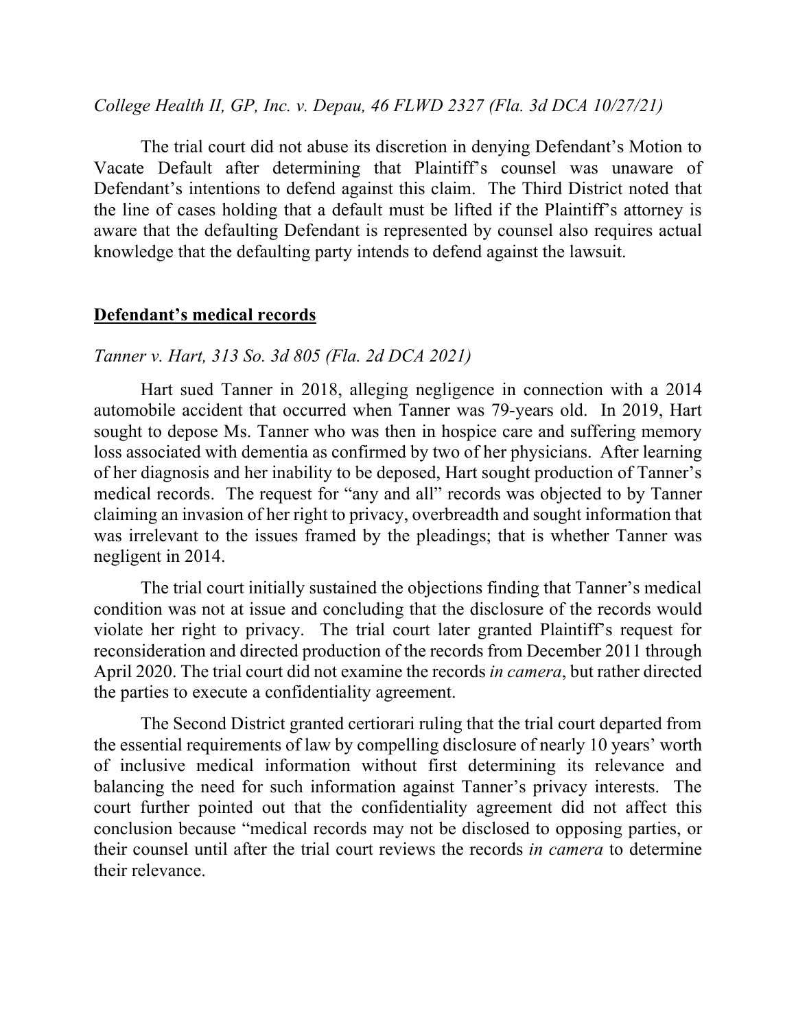*College Health II, GP, Inc. v. Depau, 46 FLWD 2327 (Fla. 3d DCA 10/27/21)*

The trial court did not abuse its discretion in denying Defendant's Motion to Vacate Default after determining that Plaintiff's counsel was unaware of Defendant's intentions to defend against this claim. The Third District noted that the line of cases holding that a default must be lifted if the Plaintiff's attorney is aware that the defaulting Defendant is represented by counsel also requires actual knowledge that the defaulting party intends to defend against the lawsuit.

**<u>Defendant's medical records</u>**

*Tanner v. Hart, 313 So. 3d 805 (Fla. 2d DCA 2021)*

Hart sued Tanner in 2018, alleging negligence in connection with a 2014 automobile accident that occurred when Tanner was 79-years old. In 2019, Hart sought to depose Ms. Tanner who was then in hospice care and suffering memory loss associated with dementia as confirmed by two of her physicians. After learning of her diagnosis and her inability to be deposed, Hart sought production of Tanner's medical records. The request for "any and all" records was objected to by Tanner claiming an invasion of her right to privacy, overbreadth and sought information that was irrelevant to the issues framed by the pleadings; that is whether Tanner was negligent in 2014.

The trial court initially sustained the objections finding that Tanner's medical condition was not at issue and concluding that the disclosure of the records would violate her right to privacy. The trial court later granted Plaintiff's request for reconsideration and directed production of the records from December 2011 through April 2020. The trial court did not examine the records *in camera*, but rather directed the parties to execute a confidentiality agreement.

The Second District granted certiorari ruling that the trial court departed from the essential requirements of law by compelling disclosure of nearly 10 years' worth of inclusive medical information without first determining its relevance and balancing the need for such information against Tanner's privacy interests. The court further pointed out that the confidentiality agreement did not affect this conclusion because "medical records may not be disclosed to opposing parties, or their counsel until after the trial court reviews the records *in camera* to determine their relevance.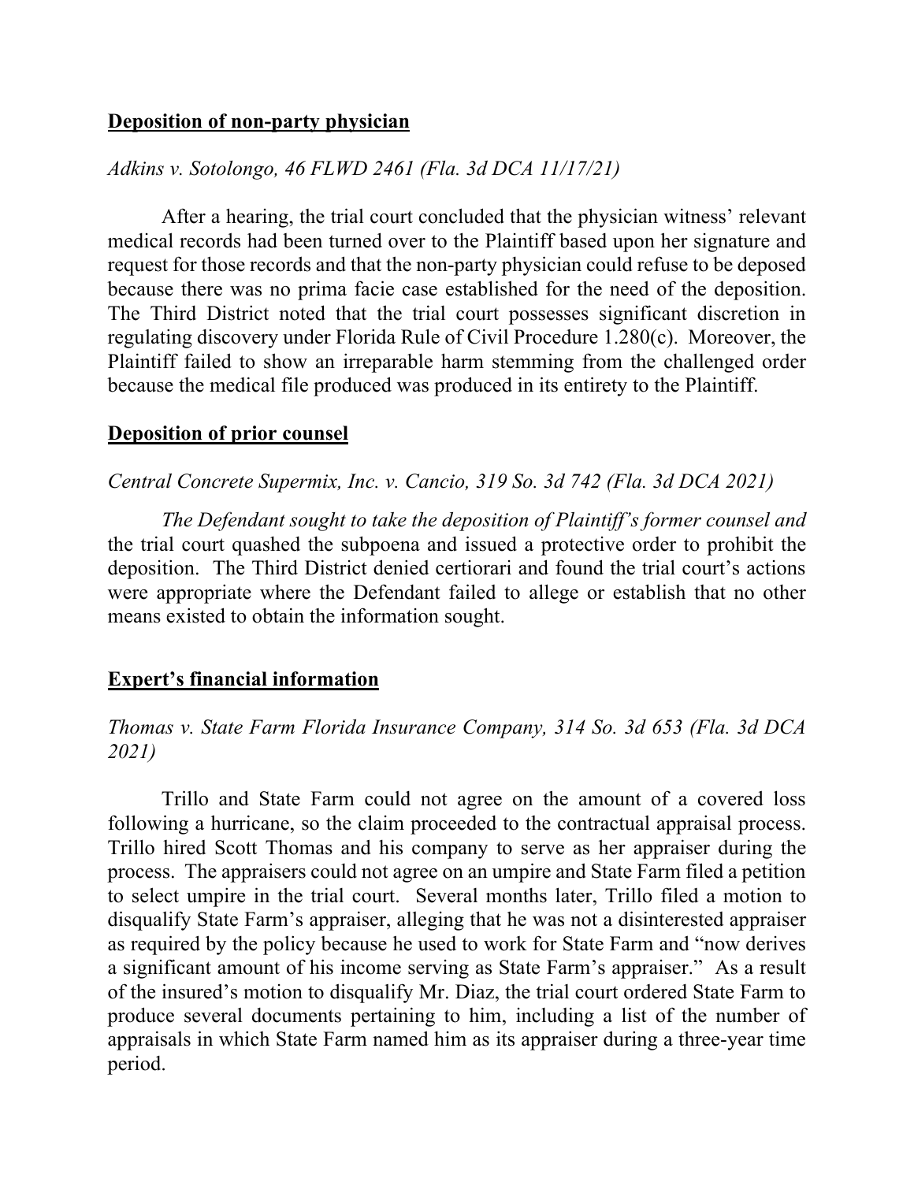**<u>Deposition of non-party physician</u>**

*Adkins v. Sotolongo, 46 FLWD 2461 (Fla. 3d DCA 11/17/21)*

After a hearing, the trial court concluded that the physician witness' relevant medical records had been turned over to the Plaintiff based upon her signature and request for those records and that the non-party physician could refuse to be deposed because there was no prima facie case established for the need of the deposition. The Third District noted that the trial court possesses significant discretion in regulating discovery under Florida Rule of Civil Procedure 1.280(c). Moreover, the Plaintiff failed to show an irreparable harm stemming from the challenged order because the medical file produced was produced in its entirety to the Plaintiff.

**<u>Deposition of prior counsel</u>**

*Central Concrete Supermix, Inc. v. Cancio, 319 So. 3d 742 (Fla. 3d DCA 2021)*

*The Defendant sought to take the deposition of Plaintiff's former counsel and* the trial court quashed the subpoena and issued a protective order to prohibit the deposition. The Third District denied certiorari and found the trial court's actions were appropriate where the Defendant failed to allege or establish that no other means existed to obtain the information sought.

**<u>Expert's financial information</u>**

*Thomas v. State Farm Florida Insurance Company, 314 So. 3d 653 (Fla. 3d DCA 2021)*

Trillo and State Farm could not agree on the amount of a covered loss following a hurricane, so the claim proceeded to the contractual appraisal process. Trillo hired Scott Thomas and his company to serve as her appraiser during the process. The appraisers could not agree on an umpire and State Farm filed a petition to select umpire in the trial court. Several months later, Trillo filed a motion to disqualify State Farm's appraiser, alleging that he was not a disinterested appraiser as required by the policy because he used to work for State Farm and "now derives a significant amount of his income serving as State Farm's appraiser." As a result of the insured's motion to disqualify Mr. Diaz, the trial court ordered State Farm to produce several documents pertaining to him, including a list of the number of appraisals in which State Farm named him as its appraiser during a three-year time period.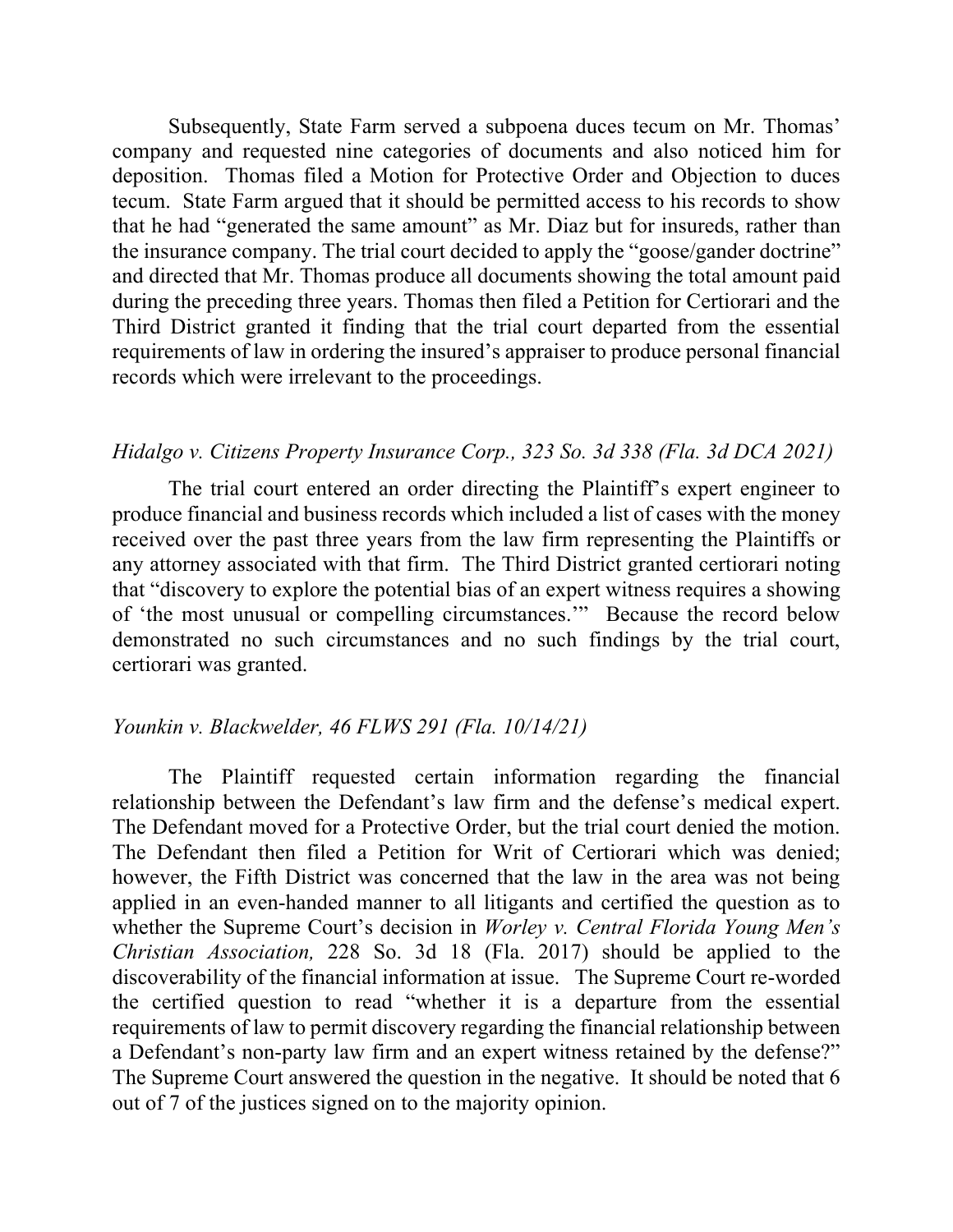Subsequently, State Farm served a subpoena duces tecum on Mr. Thomas' company and requested nine categories of documents and also noticed him for deposition. Thomas filed a Motion for Protective Order and Objection to duces tecum. State Farm argued that it should be permitted access to his records to show that he had "generated the same amount" as Mr. Diaz but for insureds, rather than the insurance company. The trial court decided to apply the "goose/gander doctrine" and directed that Mr. Thomas produce all documents showing the total amount paid during the preceding three years. Thomas then filed a Petition for Certiorari and the Third District granted it finding that the trial court departed from the essential requirements of law in ordering the insured's appraiser to produce personal financial records which were irrelevant to the proceedings.

*Hidalgo v. Citizens Property Insurance Corp., 323 So. 3d 338 (Fla. 3d DCA 2021)*

The trial court entered an order directing the Plaintiff's expert engineer to produce financial and business records which included a list of cases with the money received over the past three years from the law firm representing the Plaintiffs or any attorney associated with that firm. The Third District granted certiorari noting that "discovery to explore the potential bias of an expert witness requires a showing of 'the most unusual or compelling circumstances.'" Because the record below demonstrated no such circumstances and no such findings by the trial court, certiorari was granted.

*Younkin v. Blackwelder, 46 FLWS 291 (Fla. 10/14/21)*

The Plaintiff requested certain information regarding the financial relationship between the Defendant's law firm and the defense's medical expert. The Defendant moved for a Protective Order, but the trial court denied the motion. The Defendant then filed a Petition for Writ of Certiorari which was denied; however, the Fifth District was concerned that the law in the area was not being applied in an even-handed manner to all litigants and certified the question as to whether the Supreme Court's decision in *Worley v. Central Florida Young Men's Christian Association,* 228 So. 3d 18 (Fla. 2017) should be applied to the discoverability of the financial information at issue. The Supreme Court re-worded the certified question to read "whether it is a departure from the essential requirements of law to permit discovery regarding the financial relationship between a Defendant's non-party law firm and an expert witness retained by the defense?" The Supreme Court answered the question in the negative. It should be noted that 6 out of 7 of the justices signed on to the majority opinion.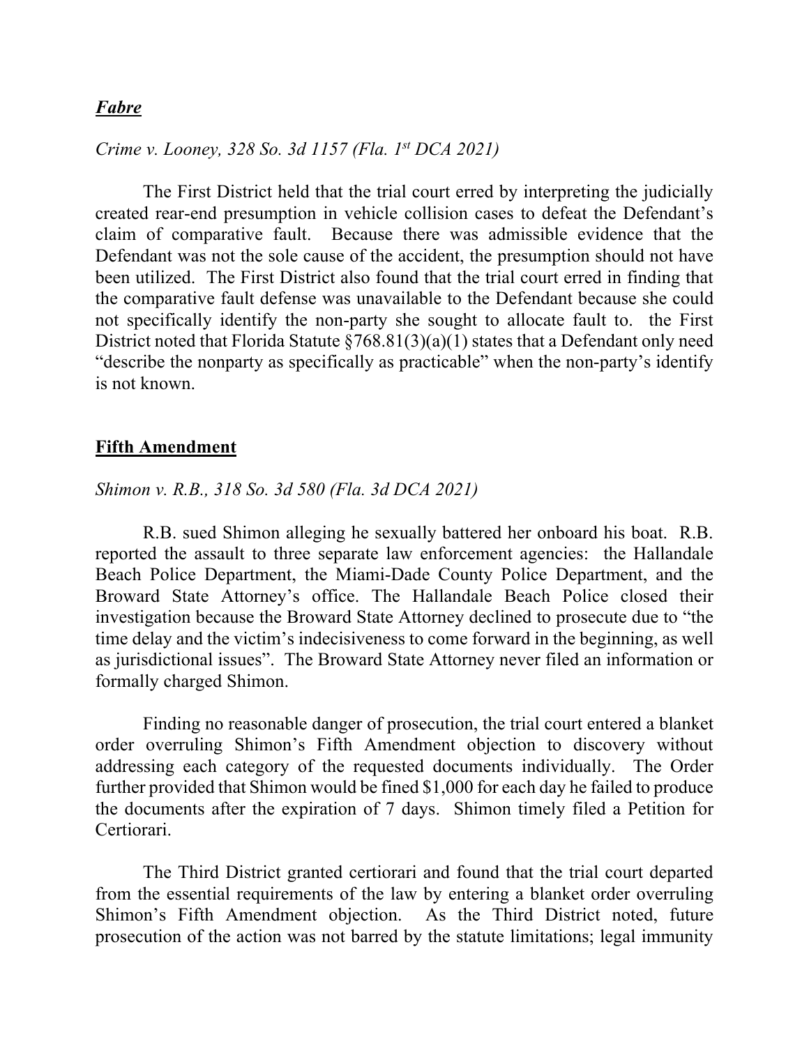***Fabre***

*Crime v. Looney, 328 So. 3d 1157 (Fla. 1st DCA 2021)*

The First District held that the trial court erred by interpreting the judicially created rear-end presumption in vehicle collision cases to defeat the Defendant's claim of comparative fault. Because there was admissible evidence that the Defendant was not the sole cause of the accident, the presumption should not have been utilized. The First District also found that the trial court erred in finding that the comparative fault defense was unavailable to the Defendant because she could not specifically identify the non-party she sought to allocate fault to. the First District noted that Florida Statute §768.81(3)(a)(1) states that a Defendant only need "describe the nonparty as specifically as practicable" when the non-party's identify is not known.

**Fifth Amendment**

*Shimon v. R.B., 318 So. 3d 580 (Fla. 3d DCA 2021)*

R.B. sued Shimon alleging he sexually battered her onboard his boat. R.B. reported the assault to three separate law enforcement agencies: the Hallandale Beach Police Department, the Miami-Dade County Police Department, and the Broward State Attorney's office. The Hallandale Beach Police closed their investigation because the Broward State Attorney declined to prosecute due to "the time delay and the victim's indecisiveness to come forward in the beginning, as well as jurisdictional issues". The Broward State Attorney never filed an information or formally charged Shimon.

Finding no reasonable danger of prosecution, the trial court entered a blanket order overruling Shimon's Fifth Amendment objection to discovery without addressing each category of the requested documents individually. The Order further provided that Shimon would be fined $1,000 for each day he failed to produce the documents after the expiration of 7 days. Shimon timely filed a Petition for Certiorari.

The Third District granted certiorari and found that the trial court departed from the essential requirements of the law by entering a blanket order overruling Shimon's Fifth Amendment objection. As the Third District noted, future prosecution of the action was not barred by the statute limitations; legal immunity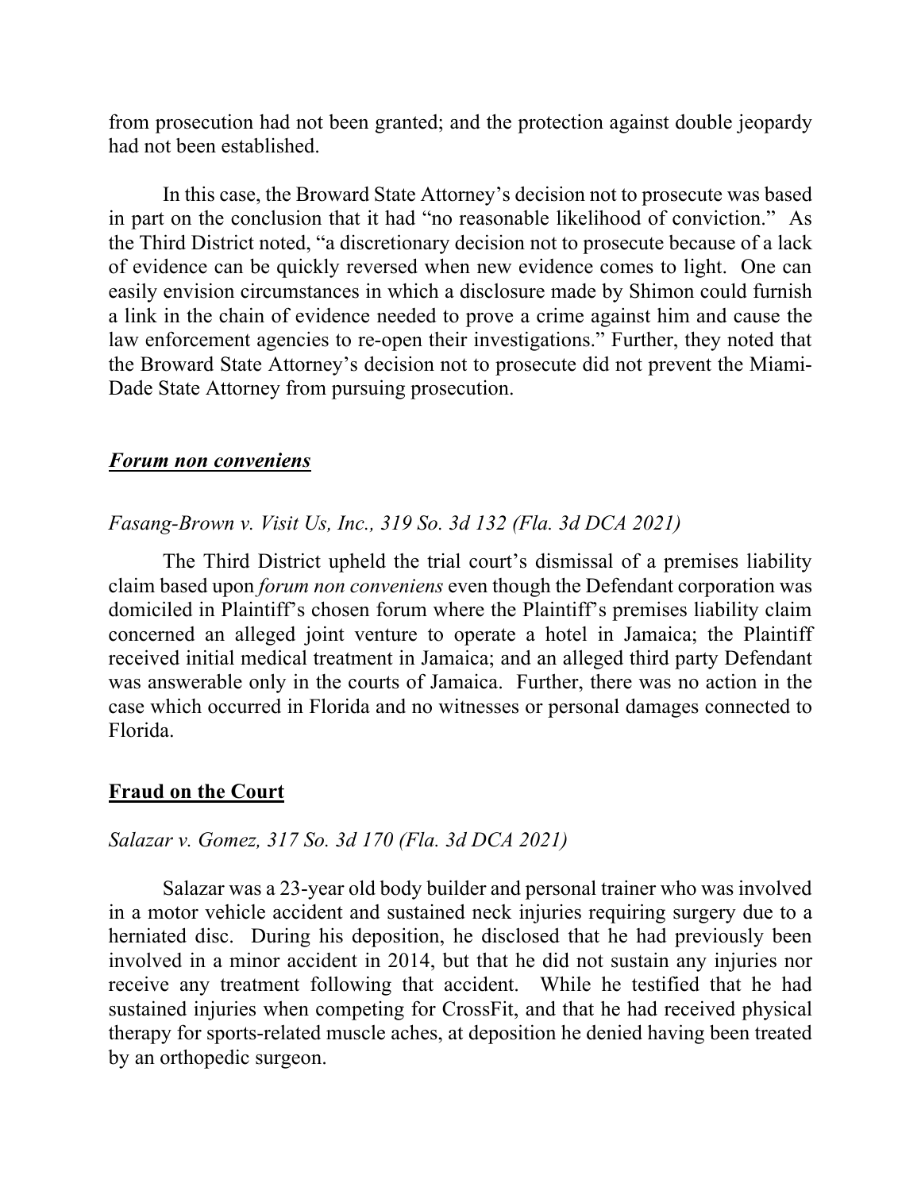from prosecution had not been granted; and the protection against double jeopardy had not been established.

In this case, the Broward State Attorney's decision not to prosecute was based in part on the conclusion that it had "no reasonable likelihood of conviction." As the Third District noted, "a discretionary decision not to prosecute because of a lack of evidence can be quickly reversed when new evidence comes to light. One can easily envision circumstances in which a disclosure made by Shimon could furnish a link in the chain of evidence needed to prove a crime against him and cause the law enforcement agencies to re-open their investigations." Further, they noted that the Broward State Attorney's decision not to prosecute did not prevent the Miami-Dade State Attorney from pursuing prosecution.

### ***Forum non conveniens***

*Fasang-Brown v. Visit Us, Inc., 319 So. 3d 132 (Fla. 3d DCA 2021)*

The Third District upheld the trial court's dismissal of a premises liability claim based upon *forum non conveniens* even though the Defendant corporation was domiciled in Plaintiff's chosen forum where the Plaintiff's premises liability claim concerned an alleged joint venture to operate a hotel in Jamaica; the Plaintiff received initial medical treatment in Jamaica; and an alleged third party Defendant was answerable only in the courts of Jamaica. Further, there was no action in the case which occurred in Florida and no witnesses or personal damages connected to Florida.

### **Fraud on the Court**

*Salazar v. Gomez, 317 So. 3d 170 (Fla. 3d DCA 2021)*

Salazar was a 23-year old body builder and personal trainer who was involved in a motor vehicle accident and sustained neck injuries requiring surgery due to a herniated disc. During his deposition, he disclosed that he had previously been involved in a minor accident in 2014, but that he did not sustain any injuries nor receive any treatment following that accident. While he testified that he had sustained injuries when competing for CrossFit, and that he had received physical therapy for sports-related muscle aches, at deposition he denied having been treated by an orthopedic surgeon.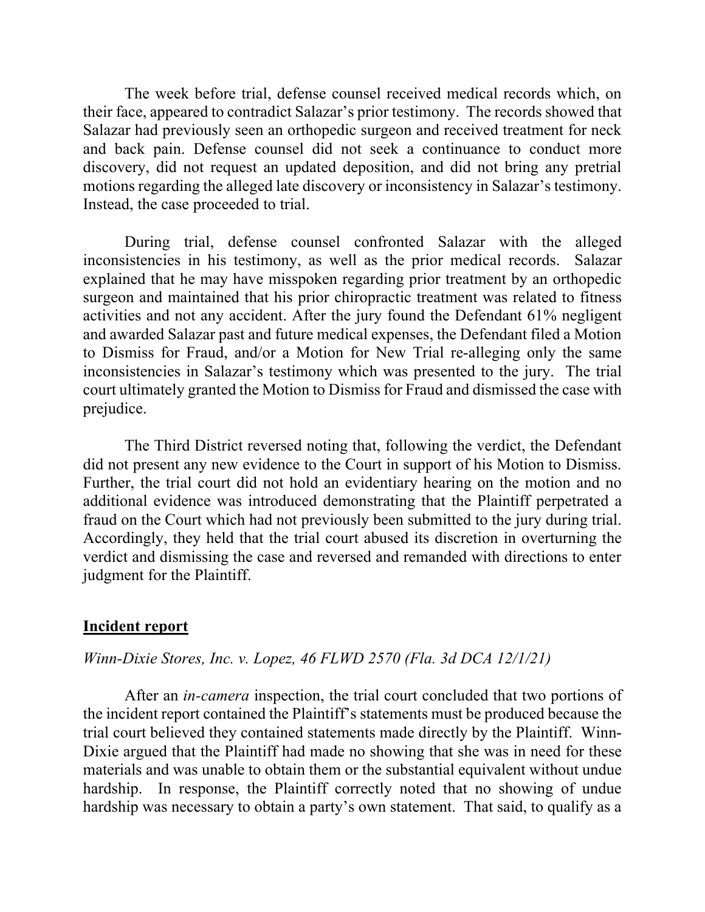The week before trial, defense counsel received medical records which, on their face, appeared to contradict Salazar's prior testimony. The records showed that Salazar had previously seen an orthopedic surgeon and received treatment for neck and back pain. Defense counsel did not seek a continuance to conduct more discovery, did not request an updated deposition, and did not bring any pretrial motions regarding the alleged late discovery or inconsistency in Salazar's testimony. Instead, the case proceeded to trial.

During trial, defense counsel confronted Salazar with the alleged inconsistencies in his testimony, as well as the prior medical records. Salazar explained that he may have misspoken regarding prior treatment by an orthopedic surgeon and maintained that his prior chiropractic treatment was related to fitness activities and not any accident. After the jury found the Defendant 61% negligent and awarded Salazar past and future medical expenses, the Defendant filed a Motion to Dismiss for Fraud, and/or a Motion for New Trial re-alleging only the same inconsistencies in Salazar's testimony which was presented to the jury. The trial court ultimately granted the Motion to Dismiss for Fraud and dismissed the case with prejudice.

The Third District reversed noting that, following the verdict, the Defendant did not present any new evidence to the Court in support of his Motion to Dismiss. Further, the trial court did not hold an evidentiary hearing on the motion and no additional evidence was introduced demonstrating that the Plaintiff perpetrated a fraud on the Court which had not previously been submitted to the jury during trial. Accordingly, they held that the trial court abused its discretion in overturning the verdict and dismissing the case and reversed and remanded with directions to enter judgment for the Plaintiff.

## Incident report

*Winn-Dixie Stores, Inc. v. Lopez, 46 FLWD 2570 (Fla. 3d DCA 12/1/21)*

After an *in-camera* inspection, the trial court concluded that two portions of the incident report contained the Plaintiff's statements must be produced because the trial court believed they contained statements made directly by the Plaintiff. Winn-Dixie argued that the Plaintiff had made no showing that she was in need for these materials and was unable to obtain them or the substantial equivalent without undue hardship. In response, the Plaintiff correctly noted that no showing of undue hardship was necessary to obtain a party's own statement. That said, to qualify as a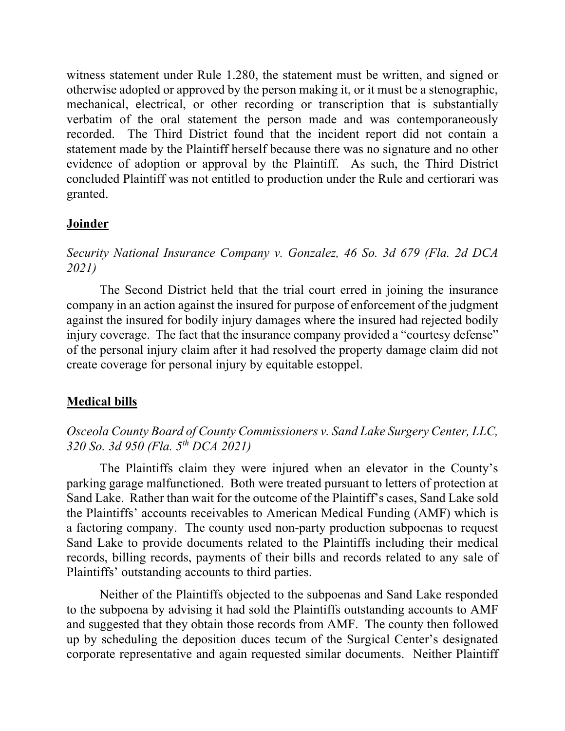witness statement under Rule 1.280, the statement must be written, and signed or otherwise adopted or approved by the person making it, or it must be a stenographic, mechanical, electrical, or other recording or transcription that is substantially verbatim of the oral statement the person made and was contemporaneously recorded. The Third District found that the incident report did not contain a statement made by the Plaintiff herself because there was no signature and no other evidence of adoption or approval by the Plaintiff. As such, the Third District concluded Plaintiff was not entitled to production under the Rule and certiorari was granted.

**Joinder**

*Security National Insurance Company v. Gonzalez, 46 So. 3d 679 (Fla. 2d DCA 2021)*

The Second District held that the trial court erred in joining the insurance company in an action against the insured for purpose of enforcement of the judgment against the insured for bodily injury damages where the insured had rejected bodily injury coverage. The fact that the insurance company provided a "courtesy defense" of the personal injury claim after it had resolved the property damage claim did not create coverage for personal injury by equitable estoppel.

**Medical bills**

*Osceola County Board of County Commissioners v. Sand Lake Surgery Center, LLC, 320 So. 3d 950 (Fla. 5th DCA 2021)*

The Plaintiffs claim they were injured when an elevator in the County's parking garage malfunctioned. Both were treated pursuant to letters of protection at Sand Lake. Rather than wait for the outcome of the Plaintiff's cases, Sand Lake sold the Plaintiffs' accounts receivables to American Medical Funding (AMF) which is a factoring company. The county used non-party production subpoenas to request Sand Lake to provide documents related to the Plaintiffs including their medical records, billing records, payments of their bills and records related to any sale of Plaintiffs' outstanding accounts to third parties.

Neither of the Plaintiffs objected to the subpoenas and Sand Lake responded to the subpoena by advising it had sold the Plaintiffs outstanding accounts to AMF and suggested that they obtain those records from AMF. The county then followed up by scheduling the deposition duces tecum of the Surgical Center's designated corporate representative and again requested similar documents. Neither Plaintiff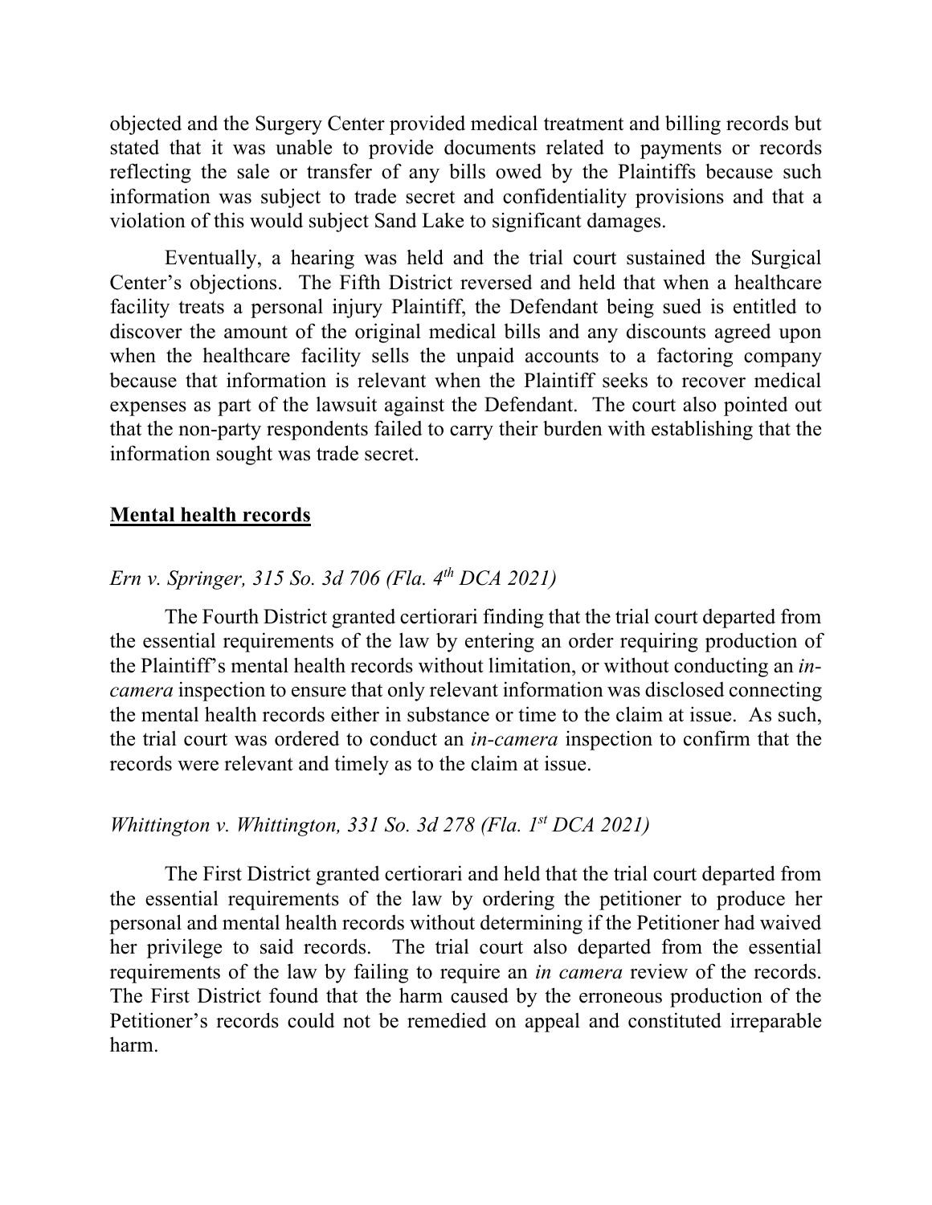objected and the Surgery Center provided medical treatment and billing records but stated that it was unable to provide documents related to payments or records reflecting the sale or transfer of any bills owed by the Plaintiffs because such information was subject to trade secret and confidentiality provisions and that a violation of this would subject Sand Lake to significant damages.

Eventually, a hearing was held and the trial court sustained the Surgical Center's objections. The Fifth District reversed and held that when a healthcare facility treats a personal injury Plaintiff, the Defendant being sued is entitled to discover the amount of the original medical bills and any discounts agreed upon when the healthcare facility sells the unpaid accounts to a factoring company because that information is relevant when the Plaintiff seeks to recover medical expenses as part of the lawsuit against the Defendant. The court also pointed out that the non-party respondents failed to carry their burden with establishing that the information sought was trade secret.

**Mental health records**

*Ern v. Springer, 315 So. 3d 706 (Fla. 4th DCA 2021)*

The Fourth District granted certiorari finding that the trial court departed from the essential requirements of the law by entering an order requiring production of the Plaintiff's mental health records without limitation, or without conducting an *in-camera* inspection to ensure that only relevant information was disclosed connecting the mental health records either in substance or time to the claim at issue. As such, the trial court was ordered to conduct an *in-camera* inspection to confirm that the records were relevant and timely as to the claim at issue.

*Whittington v. Whittington, 331 So. 3d 278 (Fla. 1st DCA 2021)*

The First District granted certiorari and held that the trial court departed from the essential requirements of the law by ordering the petitioner to produce her personal and mental health records without determining if the Petitioner had waived her privilege to said records. The trial court also departed from the essential requirements of the law by failing to require an *in camera* review of the records. The First District found that the harm caused by the erroneous production of the Petitioner's records could not be remedied on appeal and constituted irreparable harm.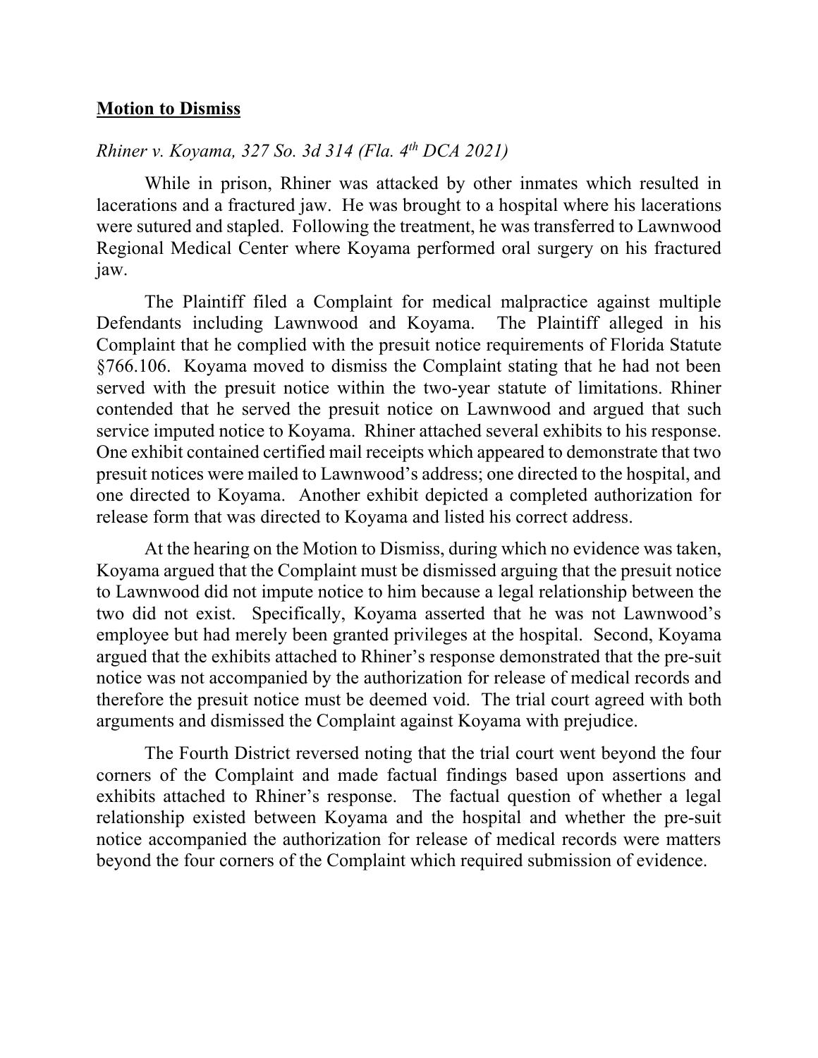**Motion to Dismiss**

*Rhiner v. Koyama, 327 So. 3d 314 (Fla. 4th DCA 2021)*

While in prison, Rhiner was attacked by other inmates which resulted in lacerations and a fractured jaw. He was brought to a hospital where his lacerations were sutured and stapled. Following the treatment, he was transferred to Lawnwood Regional Medical Center where Koyama performed oral surgery on his fractured jaw.

The Plaintiff filed a Complaint for medical malpractice against multiple Defendants including Lawnwood and Koyama. The Plaintiff alleged in his Complaint that he complied with the presuit notice requirements of Florida Statute §766.106. Koyama moved to dismiss the Complaint stating that he had not been served with the presuit notice within the two-year statute of limitations. Rhiner contended that he served the presuit notice on Lawnwood and argued that such service imputed notice to Koyama. Rhiner attached several exhibits to his response. One exhibit contained certified mail receipts which appeared to demonstrate that two presuit notices were mailed to Lawnwood's address; one directed to the hospital, and one directed to Koyama. Another exhibit depicted a completed authorization for release form that was directed to Koyama and listed his correct address.

At the hearing on the Motion to Dismiss, during which no evidence was taken, Koyama argued that the Complaint must be dismissed arguing that the presuit notice to Lawnwood did not impute notice to him because a legal relationship between the two did not exist. Specifically, Koyama asserted that he was not Lawnwood's employee but had merely been granted privileges at the hospital. Second, Koyama argued that the exhibits attached to Rhiner's response demonstrated that the pre-suit notice was not accompanied by the authorization for release of medical records and therefore the presuit notice must be deemed void. The trial court agreed with both arguments and dismissed the Complaint against Koyama with prejudice.

The Fourth District reversed noting that the trial court went beyond the four corners of the Complaint and made factual findings based upon assertions and exhibits attached to Rhiner's response. The factual question of whether a legal relationship existed between Koyama and the hospital and whether the pre-suit notice accompanied the authorization for release of medical records were matters beyond the four corners of the Complaint which required submission of evidence.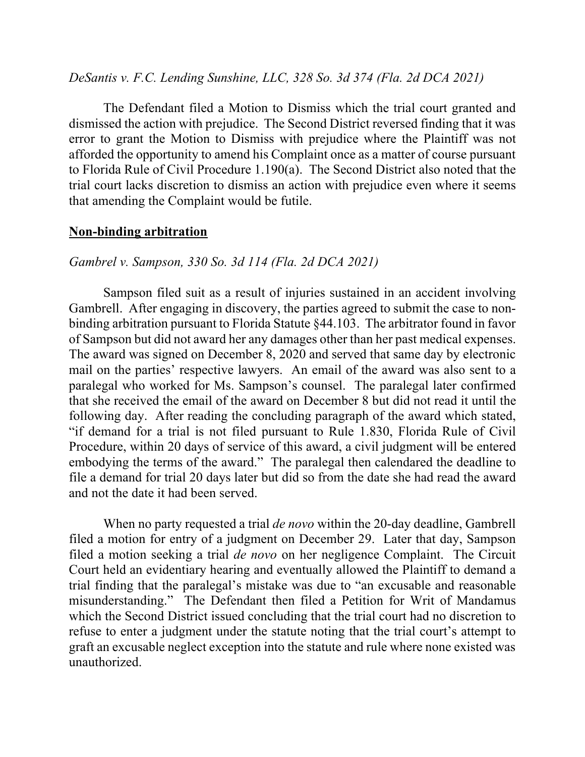*DeSantis v. F.C. Lending Sunshine, LLC, 328 So. 3d 374 (Fla. 2d DCA 2021)*

The Defendant filed a Motion to Dismiss which the trial court granted and dismissed the action with prejudice. The Second District reversed finding that it was error to grant the Motion to Dismiss with prejudice where the Plaintiff was not afforded the opportunity to amend his Complaint once as a matter of course pursuant to Florida Rule of Civil Procedure 1.190(a). The Second District also noted that the trial court lacks discretion to dismiss an action with prejudice even where it seems that amending the Complaint would be futile.

**Non-binding arbitration**

*Gambrel v. Sampson, 330 So. 3d 114 (Fla. 2d DCA 2021)*

Sampson filed suit as a result of injuries sustained in an accident involving Gambrell. After engaging in discovery, the parties agreed to submit the case to non-binding arbitration pursuant to Florida Statute §44.103. The arbitrator found in favor of Sampson but did not award her any damages other than her past medical expenses. The award was signed on December 8, 2020 and served that same day by electronic mail on the parties' respective lawyers. An email of the award was also sent to a paralegal who worked for Ms. Sampson's counsel. The paralegal later confirmed that she received the email of the award on December 8 but did not read it until the following day. After reading the concluding paragraph of the award which stated, "if demand for a trial is not filed pursuant to Rule 1.830, Florida Rule of Civil Procedure, within 20 days of service of this award, a civil judgment will be entered embodying the terms of the award." The paralegal then calendared the deadline to file a demand for trial 20 days later but did so from the date she had read the award and not the date it had been served.

When no party requested a trial *de novo* within the 20-day deadline, Gambrell filed a motion for entry of a judgment on December 29. Later that day, Sampson filed a motion seeking a trial *de novo* on her negligence Complaint. The Circuit Court held an evidentiary hearing and eventually allowed the Plaintiff to demand a trial finding that the paralegal's mistake was due to "an excusable and reasonable misunderstanding." The Defendant then filed a Petition for Writ of Mandamus which the Second District issued concluding that the trial court had no discretion to refuse to enter a judgment under the statute noting that the trial court's attempt to graft an excusable neglect exception into the statute and rule where none existed was unauthorized.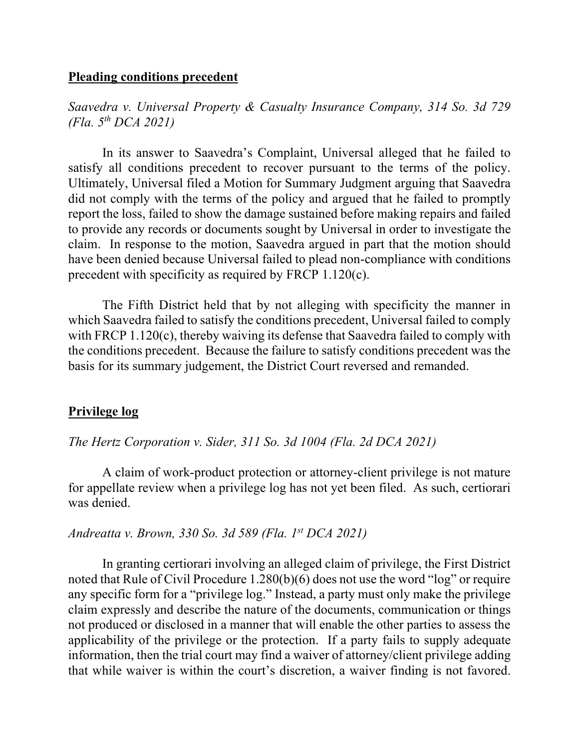**Pleading conditions precedent**

*Saavedra v. Universal Property & Casualty Insurance Company, 314 So. 3d 729 (Fla. 5th DCA 2021)*

In its answer to Saavedra's Complaint, Universal alleged that he failed to satisfy all conditions precedent to recover pursuant to the terms of the policy. Ultimately, Universal filed a Motion for Summary Judgment arguing that Saavedra did not comply with the terms of the policy and argued that he failed to promptly report the loss, failed to show the damage sustained before making repairs and failed to provide any records or documents sought by Universal in order to investigate the claim. In response to the motion, Saavedra argued in part that the motion should have been denied because Universal failed to plead non-compliance with conditions precedent with specificity as required by FRCP 1.120(c).

The Fifth District held that by not alleging with specificity the manner in which Saavedra failed to satisfy the conditions precedent, Universal failed to comply with FRCP 1.120(c), thereby waiving its defense that Saavedra failed to comply with the conditions precedent. Because the failure to satisfy conditions precedent was the basis for its summary judgement, the District Court reversed and remanded.

**Privilege log**

*The Hertz Corporation v. Sider, 311 So. 3d 1004 (Fla. 2d DCA 2021)*

A claim of work-product protection or attorney-client privilege is not mature for appellate review when a privilege log has not yet been filed. As such, certiorari was denied.

*Andreatta v. Brown, 330 So. 3d 589 (Fla. 1st DCA 2021)*

In granting certiorari involving an alleged claim of privilege, the First District noted that Rule of Civil Procedure 1.280(b)(6) does not use the word "log" or require any specific form for a "privilege log." Instead, a party must only make the privilege claim expressly and describe the nature of the documents, communication or things not produced or disclosed in a manner that will enable the other parties to assess the applicability of the privilege or the protection. If a party fails to supply adequate information, then the trial court may find a waiver of attorney/client privilege adding that while waiver is within the court's discretion, a waiver finding is not favored.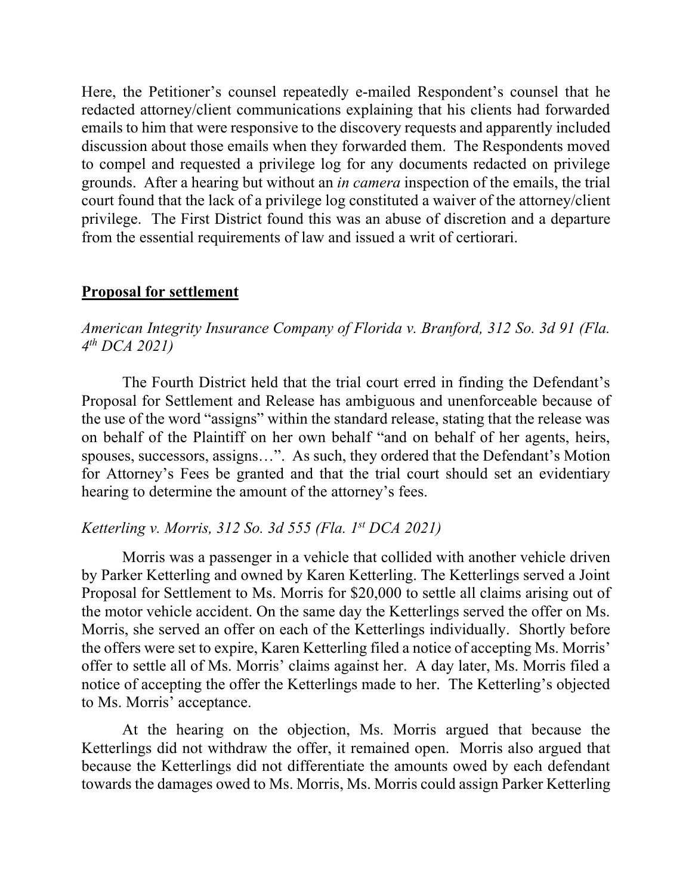Here, the Petitioner's counsel repeatedly e-mailed Respondent's counsel that he redacted attorney/client communications explaining that his clients had forwarded emails to him that were responsive to the discovery requests and apparently included discussion about those emails when they forwarded them. The Respondents moved to compel and requested a privilege log for any documents redacted on privilege grounds. After a hearing but without an *in camera* inspection of the emails, the trial court found that the lack of a privilege log constituted a waiver of the attorney/client privilege. The First District found this was an abuse of discretion and a departure from the essential requirements of law and issued a writ of certiorari.

## **Proposal for settlement**

*American Integrity Insurance Company of Florida v. Branford, 312 So. 3d 91 (Fla. 4th DCA 2021)*

The Fourth District held that the trial court erred in finding the Defendant's Proposal for Settlement and Release has ambiguous and unenforceable because of the use of the word "assigns" within the standard release, stating that the release was on behalf of the Plaintiff on her own behalf "and on behalf of her agents, heirs, spouses, successors, assigns…". As such, they ordered that the Defendant's Motion for Attorney's Fees be granted and that the trial court should set an evidentiary hearing to determine the amount of the attorney's fees.

*Ketterling v. Morris, 312 So. 3d 555 (Fla. 1st DCA 2021)*

Morris was a passenger in a vehicle that collided with another vehicle driven by Parker Ketterling and owned by Karen Ketterling. The Ketterlings served a Joint Proposal for Settlement to Ms. Morris for $20,000 to settle all claims arising out of the motor vehicle accident. On the same day the Ketterlings served the offer on Ms. Morris, she served an offer on each of the Ketterlings individually. Shortly before the offers were set to expire, Karen Ketterling filed a notice of accepting Ms. Morris' offer to settle all of Ms. Morris' claims against her. A day later, Ms. Morris filed a notice of accepting the offer the Ketterlings made to her. The Ketterling's objected to Ms. Morris' acceptance.

At the hearing on the objection, Ms. Morris argued that because the Ketterlings did not withdraw the offer, it remained open. Morris also argued that because the Ketterlings did not differentiate the amounts owed by each defendant towards the damages owed to Ms. Morris, Ms. Morris could assign Parker Ketterling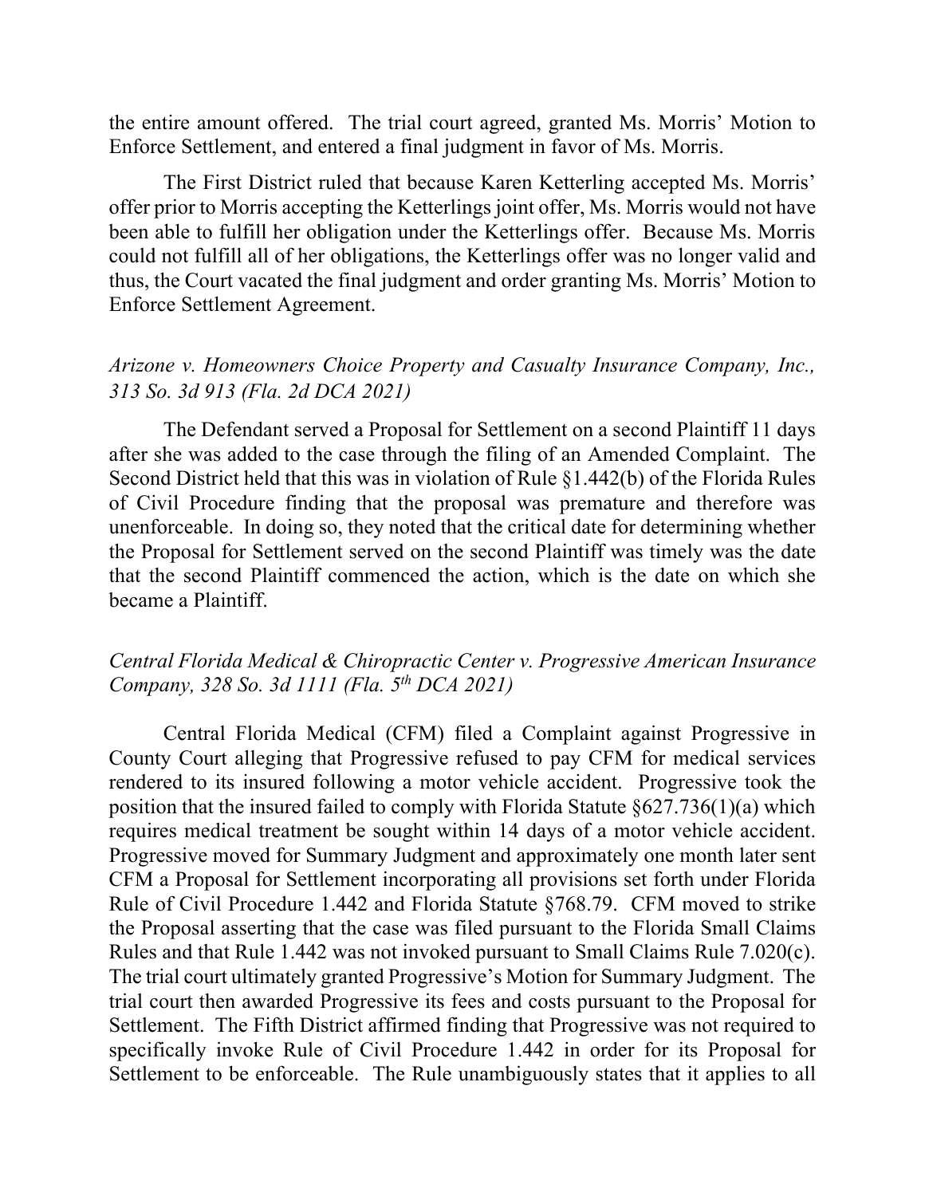the entire amount offered. The trial court agreed, granted Ms. Morris' Motion to Enforce Settlement, and entered a final judgment in favor of Ms. Morris.

The First District ruled that because Karen Ketterling accepted Ms. Morris' offer prior to Morris accepting the Ketterlings joint offer, Ms. Morris would not have been able to fulfill her obligation under the Ketterlings offer. Because Ms. Morris could not fulfill all of her obligations, the Ketterlings offer was no longer valid and thus, the Court vacated the final judgment and order granting Ms. Morris' Motion to Enforce Settlement Agreement.

*Arizone v. Homeowners Choice Property and Casualty Insurance Company, Inc., 313 So. 3d 913 (Fla. 2d DCA 2021)*

The Defendant served a Proposal for Settlement on a second Plaintiff 11 days after she was added to the case through the filing of an Amended Complaint. The Second District held that this was in violation of Rule §1.442(b) of the Florida Rules of Civil Procedure finding that the proposal was premature and therefore was unenforceable. In doing so, they noted that the critical date for determining whether the Proposal for Settlement served on the second Plaintiff was timely was the date that the second Plaintiff commenced the action, which is the date on which she became a Plaintiff.

*Central Florida Medical & Chiropractic Center v. Progressive American Insurance Company, 328 So. 3d 1111 (Fla. 5th DCA 2021)*

Central Florida Medical (CFM) filed a Complaint against Progressive in County Court alleging that Progressive refused to pay CFM for medical services rendered to its insured following a motor vehicle accident. Progressive took the position that the insured failed to comply with Florida Statute §627.736(1)(a) which requires medical treatment be sought within 14 days of a motor vehicle accident. Progressive moved for Summary Judgment and approximately one month later sent CFM a Proposal for Settlement incorporating all provisions set forth under Florida Rule of Civil Procedure 1.442 and Florida Statute §768.79. CFM moved to strike the Proposal asserting that the case was filed pursuant to the Florida Small Claims Rules and that Rule 1.442 was not invoked pursuant to Small Claims Rule 7.020(c). The trial court ultimately granted Progressive's Motion for Summary Judgment. The trial court then awarded Progressive its fees and costs pursuant to the Proposal for Settlement. The Fifth District affirmed finding that Progressive was not required to specifically invoke Rule of Civil Procedure 1.442 in order for its Proposal for Settlement to be enforceable. The Rule unambiguously states that it applies to all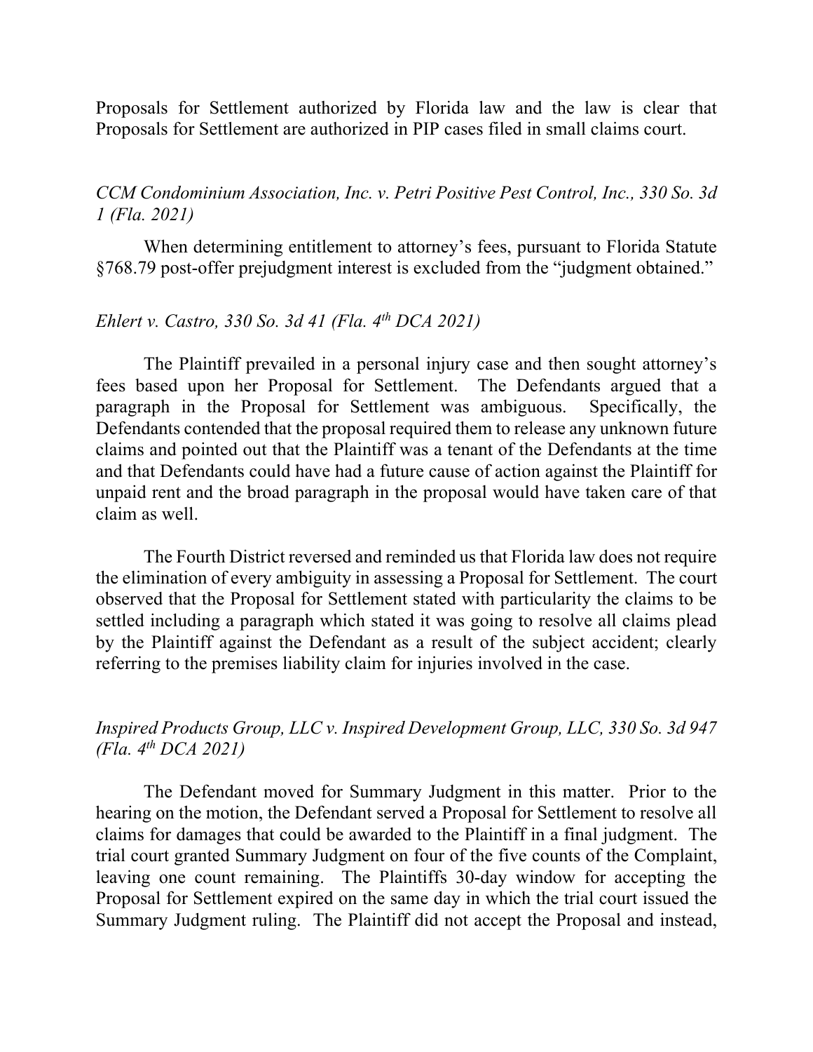Proposals for Settlement authorized by Florida law and the law is clear that Proposals for Settlement are authorized in PIP cases filed in small claims court.

*CCM Condominium Association, Inc. v. Petri Positive Pest Control, Inc., 330 So. 3d 1 (Fla. 2021)*

When determining entitlement to attorney's fees, pursuant to Florida Statute §768.79 post-offer prejudgment interest is excluded from the "judgment obtained."

*Ehlert v. Castro, 330 So. 3d 41 (Fla. 4th DCA 2021)*

The Plaintiff prevailed in a personal injury case and then sought attorney's fees based upon her Proposal for Settlement. The Defendants argued that a paragraph in the Proposal for Settlement was ambiguous. Specifically, the Defendants contended that the proposal required them to release any unknown future claims and pointed out that the Plaintiff was a tenant of the Defendants at the time and that Defendants could have had a future cause of action against the Plaintiff for unpaid rent and the broad paragraph in the proposal would have taken care of that claim as well.

The Fourth District reversed and reminded us that Florida law does not require the elimination of every ambiguity in assessing a Proposal for Settlement. The court observed that the Proposal for Settlement stated with particularity the claims to be settled including a paragraph which stated it was going to resolve all claims plead by the Plaintiff against the Defendant as a result of the subject accident; clearly referring to the premises liability claim for injuries involved in the case.

*Inspired Products Group, LLC v. Inspired Development Group, LLC, 330 So. 3d 947 (Fla. 4th DCA 2021)*

The Defendant moved for Summary Judgment in this matter. Prior to the hearing on the motion, the Defendant served a Proposal for Settlement to resolve all claims for damages that could be awarded to the Plaintiff in a final judgment. The trial court granted Summary Judgment on four of the five counts of the Complaint, leaving one count remaining. The Plaintiffs 30-day window for accepting the Proposal for Settlement expired on the same day in which the trial court issued the Summary Judgment ruling. The Plaintiff did not accept the Proposal and instead,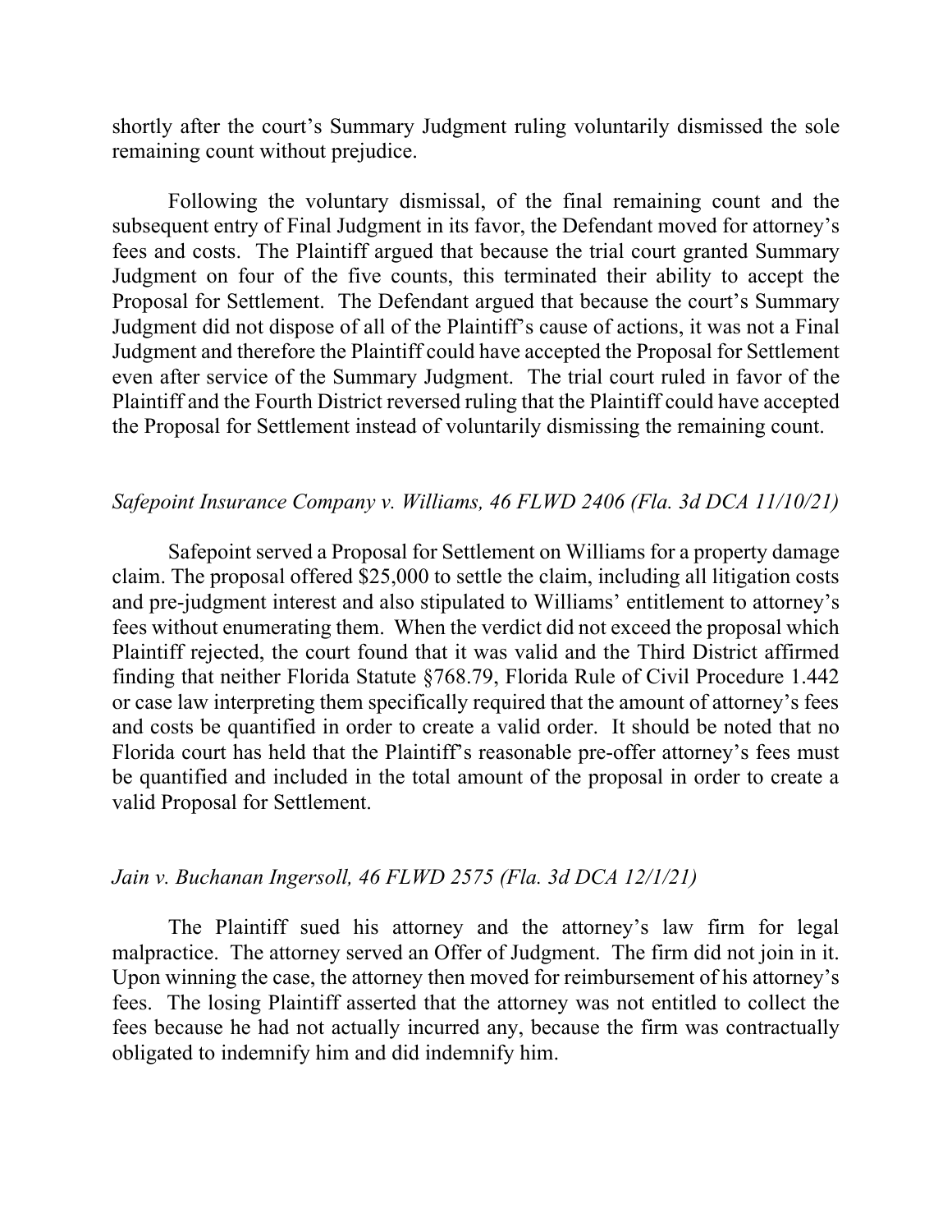shortly after the court's Summary Judgment ruling voluntarily dismissed the sole remaining count without prejudice.

Following the voluntary dismissal, of the final remaining count and the subsequent entry of Final Judgment in its favor, the Defendant moved for attorney's fees and costs. The Plaintiff argued that because the trial court granted Summary Judgment on four of the five counts, this terminated their ability to accept the Proposal for Settlement. The Defendant argued that because the court's Summary Judgment did not dispose of all of the Plaintiff's cause of actions, it was not a Final Judgment and therefore the Plaintiff could have accepted the Proposal for Settlement even after service of the Summary Judgment. The trial court ruled in favor of the Plaintiff and the Fourth District reversed ruling that the Plaintiff could have accepted the Proposal for Settlement instead of voluntarily dismissing the remaining count.

*Safepoint Insurance Company v. Williams, 46 FLWD 2406 (Fla. 3d DCA 11/10/21)*

Safepoint served a Proposal for Settlement on Williams for a property damage claim. The proposal offered $25,000 to settle the claim, including all litigation costs and pre-judgment interest and also stipulated to Williams' entitlement to attorney's fees without enumerating them. When the verdict did not exceed the proposal which Plaintiff rejected, the court found that it was valid and the Third District affirmed finding that neither Florida Statute §768.79, Florida Rule of Civil Procedure 1.442 or case law interpreting them specifically required that the amount of attorney's fees and costs be quantified in order to create a valid order. It should be noted that no Florida court has held that the Plaintiff's reasonable pre-offer attorney's fees must be quantified and included in the total amount of the proposal in order to create a valid Proposal for Settlement.

*Jain v. Buchanan Ingersoll, 46 FLWD 2575 (Fla. 3d DCA 12/1/21)*

The Plaintiff sued his attorney and the attorney's law firm for legal malpractice. The attorney served an Offer of Judgment. The firm did not join in it. Upon winning the case, the attorney then moved for reimbursement of his attorney's fees. The losing Plaintiff asserted that the attorney was not entitled to collect the fees because he had not actually incurred any, because the firm was contractually obligated to indemnify him and did indemnify him.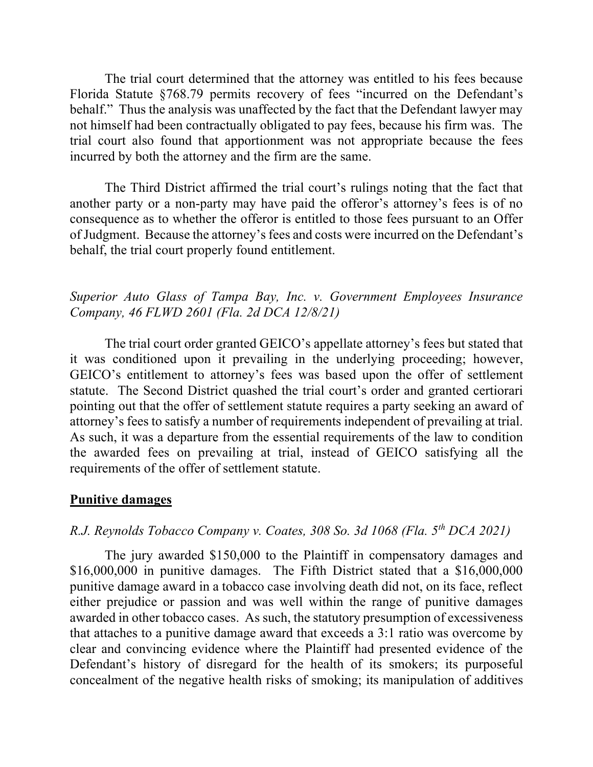The trial court determined that the attorney was entitled to his fees because Florida Statute §768.79 permits recovery of fees "incurred on the Defendant's behalf." Thus the analysis was unaffected by the fact that the Defendant lawyer may not himself had been contractually obligated to pay fees, because his firm was. The trial court also found that apportionment was not appropriate because the fees incurred by both the attorney and the firm are the same.

The Third District affirmed the trial court's rulings noting that the fact that another party or a non-party may have paid the offeror's attorney's fees is of no consequence as to whether the offeror is entitled to those fees pursuant to an Offer of Judgment. Because the attorney's fees and costs were incurred on the Defendant's behalf, the trial court properly found entitlement.

*Superior Auto Glass of Tampa Bay, Inc. v. Government Employees Insurance Company, 46 FLWD 2601 (Fla. 2d DCA 12/8/21)*

The trial court order granted GEICO's appellate attorney's fees but stated that it was conditioned upon it prevailing in the underlying proceeding; however, GEICO's entitlement to attorney's fees was based upon the offer of settlement statute. The Second District quashed the trial court's order and granted certiorari pointing out that the offer of settlement statute requires a party seeking an award of attorney's fees to satisfy a number of requirements independent of prevailing at trial. As such, it was a departure from the essential requirements of the law to condition the awarded fees on prevailing at trial, instead of GEICO satisfying all the requirements of the offer of settlement statute.

**Punitive damages**

*R.J. Reynolds Tobacco Company v. Coates, 308 So. 3d 1068 (Fla. 5th DCA 2021)*

The jury awarded $150,000 to the Plaintiff in compensatory damages and $16,000,000 in punitive damages. The Fifth District stated that a $16,000,000 punitive damage award in a tobacco case involving death did not, on its face, reflect either prejudice or passion and was well within the range of punitive damages awarded in other tobacco cases. As such, the statutory presumption of excessiveness that attaches to a punitive damage award that exceeds a 3:1 ratio was overcome by clear and convincing evidence where the Plaintiff had presented evidence of the Defendant's history of disregard for the health of its smokers; its purposeful concealment of the negative health risks of smoking; its manipulation of additives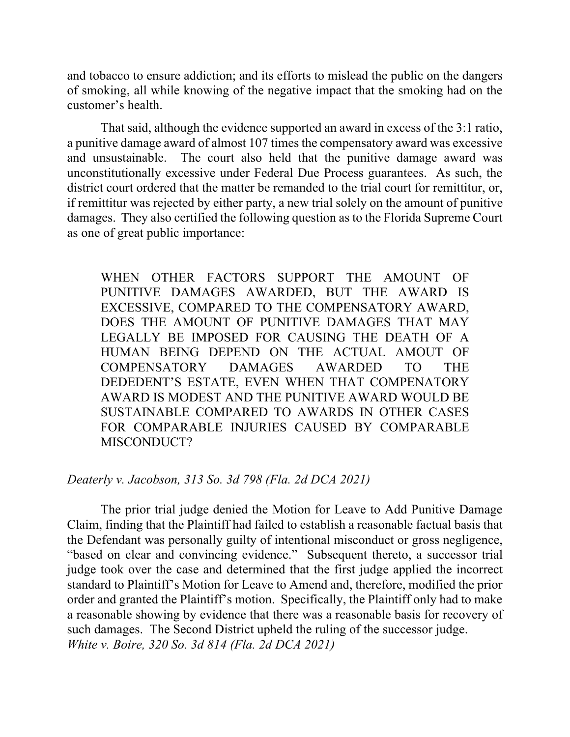and tobacco to ensure addiction; and its efforts to mislead the public on the dangers of smoking, all while knowing of the negative impact that the smoking had on the customer's health.

That said, although the evidence supported an award in excess of the 3:1 ratio, a punitive damage award of almost 107 times the compensatory award was excessive and unsustainable. The court also held that the punitive damage award was unconstitutionally excessive under Federal Due Process guarantees. As such, the district court ordered that the matter be remanded to the trial court for remittitur, or, if remittitur was rejected by either party, a new trial solely on the amount of punitive damages. They also certified the following question as to the Florida Supreme Court as one of great public importance:

> WHEN OTHER FACTORS SUPPORT THE AMOUNT OF PUNITIVE DAMAGES AWARDED, BUT THE AWARD IS EXCESSIVE, COMPARED TO THE COMPENSATORY AWARD, DOES THE AMOUNT OF PUNITIVE DAMAGES THAT MAY LEGALLY BE IMPOSED FOR CAUSING THE DEATH OF A HUMAN BEING DEPEND ON THE ACTUAL AMOUT OF COMPENSATORY DAMAGES AWARDED TO THE DEDEDENT'S ESTATE, EVEN WHEN THAT COMPENATORY AWARD IS MODEST AND THE PUNITIVE AWARD WOULD BE SUSTAINABLE COMPARED TO AWARDS IN OTHER CASES FOR COMPARABLE INJURIES CAUSED BY COMPARABLE MISCONDUCT?

*Deaterly v. Jacobson, 313 So. 3d 798 (Fla. 2d DCA 2021)*

The prior trial judge denied the Motion for Leave to Add Punitive Damage Claim, finding that the Plaintiff had failed to establish a reasonable factual basis that the Defendant was personally guilty of intentional misconduct or gross negligence, "based on clear and convincing evidence." Subsequent thereto, a successor trial judge took over the case and determined that the first judge applied the incorrect standard to Plaintiff's Motion for Leave to Amend and, therefore, modified the prior order and granted the Plaintiff's motion. Specifically, the Plaintiff only had to make a reasonable showing by evidence that there was a reasonable basis for recovery of such damages. The Second District upheld the ruling of the successor judge.
*White v. Boire, 320 So. 3d 814 (Fla. 2d DCA 2021)*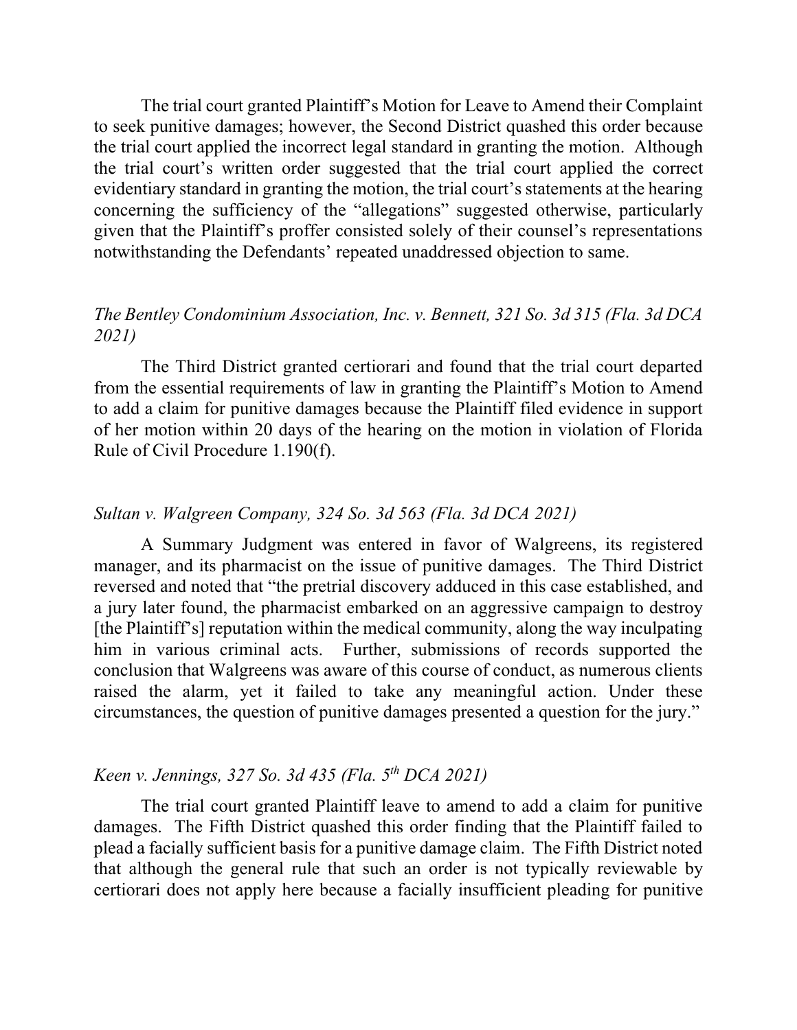The trial court granted Plaintiff's Motion for Leave to Amend their Complaint to seek punitive damages; however, the Second District quashed this order because the trial court applied the incorrect legal standard in granting the motion. Although the trial court's written order suggested that the trial court applied the correct evidentiary standard in granting the motion, the trial court's statements at the hearing concerning the sufficiency of the "allegations" suggested otherwise, particularly given that the Plaintiff's proffer consisted solely of their counsel's representations notwithstanding the Defendants' repeated unaddressed objection to same.

*The Bentley Condominium Association, Inc. v. Bennett, 321 So. 3d 315 (Fla. 3d DCA 2021)*

The Third District granted certiorari and found that the trial court departed from the essential requirements of law in granting the Plaintiff's Motion to Amend to add a claim for punitive damages because the Plaintiff filed evidence in support of her motion within 20 days of the hearing on the motion in violation of Florida Rule of Civil Procedure 1.190(f).

*Sultan v. Walgreen Company, 324 So. 3d 563 (Fla. 3d DCA 2021)*

A Summary Judgment was entered in favor of Walgreens, its registered manager, and its pharmacist on the issue of punitive damages. The Third District reversed and noted that "the pretrial discovery adduced in this case established, and a jury later found, the pharmacist embarked on an aggressive campaign to destroy [the Plaintiff's] reputation within the medical community, along the way inculpating him in various criminal acts. Further, submissions of records supported the conclusion that Walgreens was aware of this course of conduct, as numerous clients raised the alarm, yet it failed to take any meaningful action. Under these circumstances, the question of punitive damages presented a question for the jury."

*Keen v. Jennings, 327 So. 3d 435 (Fla. 5th DCA 2021)*

The trial court granted Plaintiff leave to amend to add a claim for punitive damages. The Fifth District quashed this order finding that the Plaintiff failed to plead a facially sufficient basis for a punitive damage claim. The Fifth District noted that although the general rule that such an order is not typically reviewable by certiorari does not apply here because a facially insufficient pleading for punitive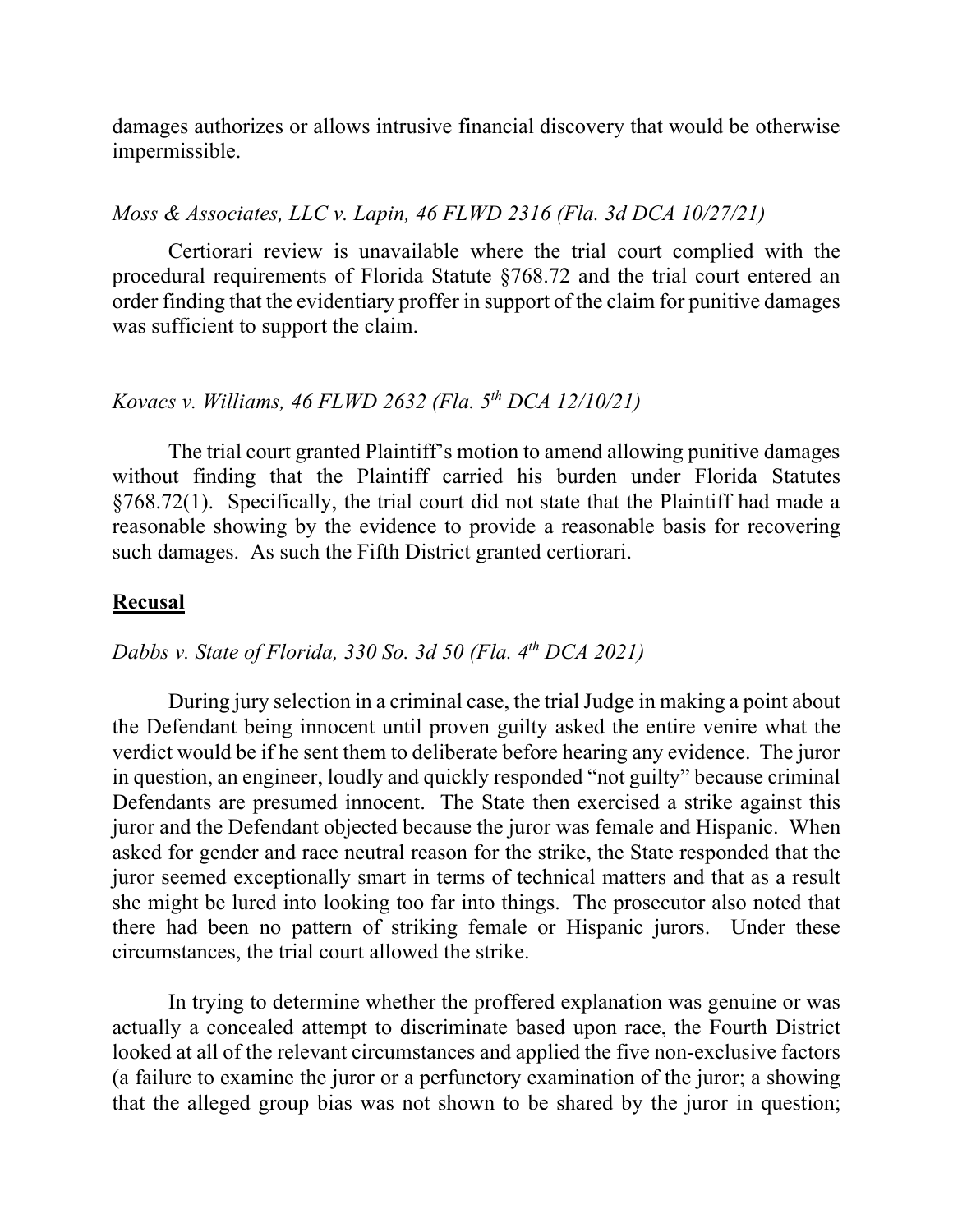damages authorizes or allows intrusive financial discovery that would be otherwise impermissible.

*Moss & Associates, LLC v. Lapin, 46 FLWD 2316 (Fla. 3d DCA 10/27/21)*

Certiorari review is unavailable where the trial court complied with the procedural requirements of Florida Statute §768.72 and the trial court entered an order finding that the evidentiary proffer in support of the claim for punitive damages was sufficient to support the claim.

*Kovacs v. Williams, 46 FLWD 2632 (Fla. 5th DCA 12/10/21)*

The trial court granted Plaintiff's motion to amend allowing punitive damages without finding that the Plaintiff carried his burden under Florida Statutes §768.72(1). Specifically, the trial court did not state that the Plaintiff had made a reasonable showing by the evidence to provide a reasonable basis for recovering such damages. As such the Fifth District granted certiorari.

**Recusal**

*Dabbs v. State of Florida, 330 So. 3d 50 (Fla. 4th DCA 2021)*

During jury selection in a criminal case, the trial Judge in making a point about the Defendant being innocent until proven guilty asked the entire venire what the verdict would be if he sent them to deliberate before hearing any evidence. The juror in question, an engineer, loudly and quickly responded "not guilty" because criminal Defendants are presumed innocent. The State then exercised a strike against this juror and the Defendant objected because the juror was female and Hispanic. When asked for gender and race neutral reason for the strike, the State responded that the juror seemed exceptionally smart in terms of technical matters and that as a result she might be lured into looking too far into things. The prosecutor also noted that there had been no pattern of striking female or Hispanic jurors. Under these circumstances, the trial court allowed the strike.

In trying to determine whether the proffered explanation was genuine or was actually a concealed attempt to discriminate based upon race, the Fourth District looked at all of the relevant circumstances and applied the five non-exclusive factors (a failure to examine the juror or a perfunctory examination of the juror; a showing that the alleged group bias was not shown to be shared by the juror in question;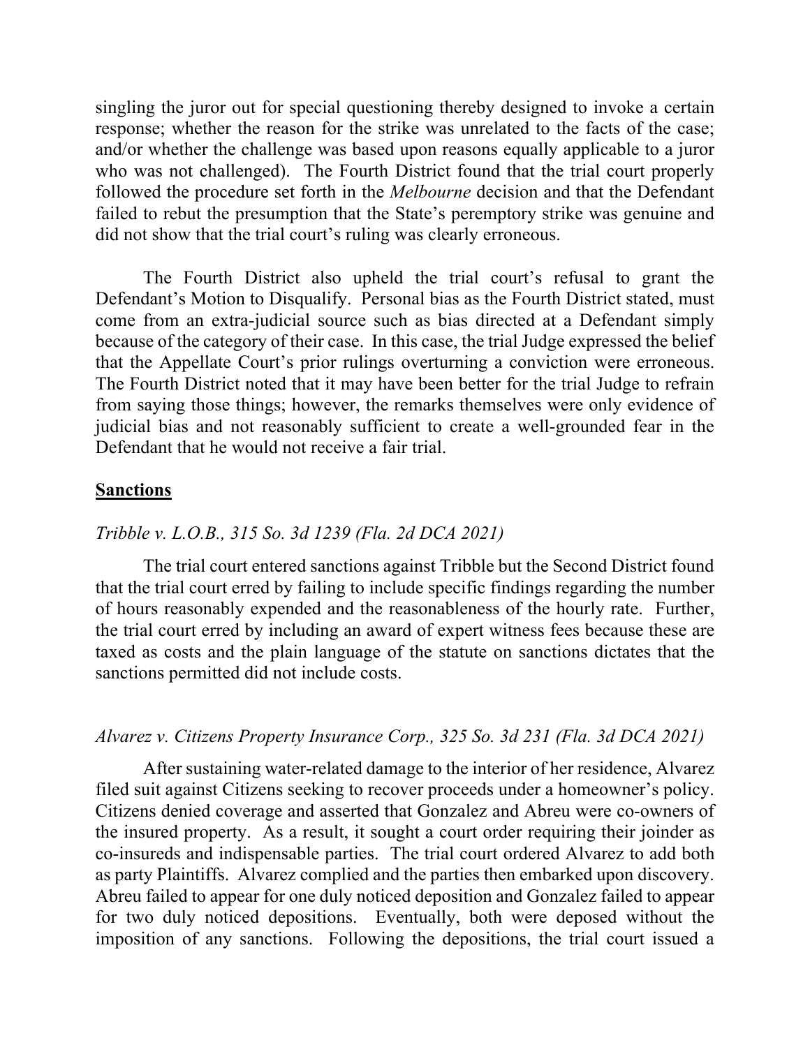singling the juror out for special questioning thereby designed to invoke a certain response; whether the reason for the strike was unrelated to the facts of the case; and/or whether the challenge was based upon reasons equally applicable to a juror who was not challenged). The Fourth District found that the trial court properly followed the procedure set forth in the *Melbourne* decision and that the Defendant failed to rebut the presumption that the State's peremptory strike was genuine and did not show that the trial court's ruling was clearly erroneous.

The Fourth District also upheld the trial court's refusal to grant the Defendant's Motion to Disqualify. Personal bias as the Fourth District stated, must come from an extra-judicial source such as bias directed at a Defendant simply because of the category of their case. In this case, the trial Judge expressed the belief that the Appellate Court's prior rulings overturning a conviction were erroneous. The Fourth District noted that it may have been better for the trial Judge to refrain from saying those things; however, the remarks themselves were only evidence of judicial bias and not reasonably sufficient to create a well-grounded fear in the Defendant that he would not receive a fair trial.

## Sanctions

*Tribble v. L.O.B., 315 So. 3d 1239 (Fla. 2d DCA 2021)*

The trial court entered sanctions against Tribble but the Second District found that the trial court erred by failing to include specific findings regarding the number of hours reasonably expended and the reasonableness of the hourly rate. Further, the trial court erred by including an award of expert witness fees because these are taxed as costs and the plain language of the statute on sanctions dictates that the sanctions permitted did not include costs.

*Alvarez v. Citizens Property Insurance Corp., 325 So. 3d 231 (Fla. 3d DCA 2021)*

After sustaining water-related damage to the interior of her residence, Alvarez filed suit against Citizens seeking to recover proceeds under a homeowner's policy. Citizens denied coverage and asserted that Gonzalez and Abreu were co-owners of the insured property. As a result, it sought a court order requiring their joinder as co-insureds and indispensable parties. The trial court ordered Alvarez to add both as party Plaintiffs. Alvarez complied and the parties then embarked upon discovery. Abreu failed to appear for one duly noticed deposition and Gonzalez failed to appear for two duly noticed depositions. Eventually, both were deposed without the imposition of any sanctions. Following the depositions, the trial court issued a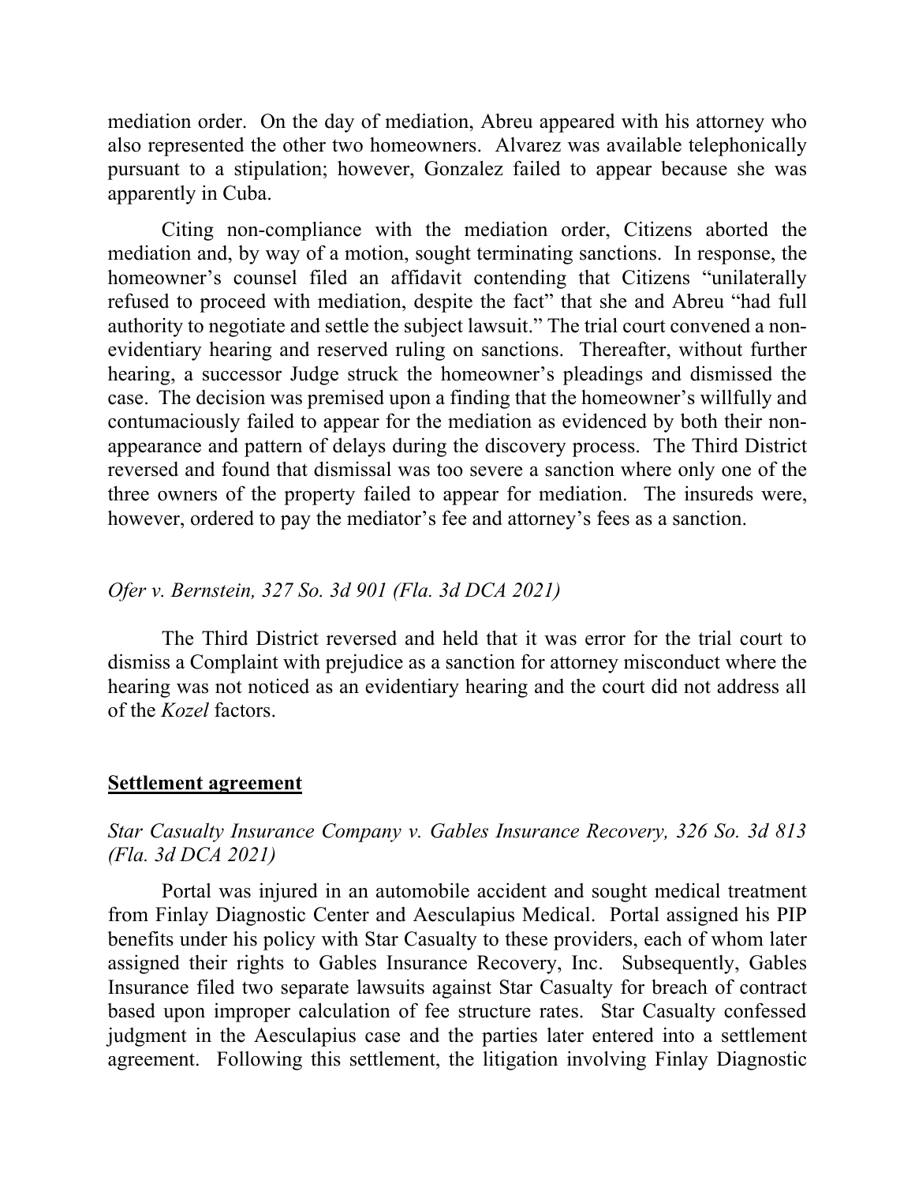mediation order. On the day of mediation, Abreu appeared with his attorney who also represented the other two homeowners. Alvarez was available telephonically pursuant to a stipulation; however, Gonzalez failed to appear because she was apparently in Cuba.

Citing non-compliance with the mediation order, Citizens aborted the mediation and, by way of a motion, sought terminating sanctions. In response, the homeowner's counsel filed an affidavit contending that Citizens "unilaterally refused to proceed with mediation, despite the fact" that she and Abreu "had full authority to negotiate and settle the subject lawsuit." The trial court convened a non-evidentiary hearing and reserved ruling on sanctions. Thereafter, without further hearing, a successor Judge struck the homeowner's pleadings and dismissed the case. The decision was premised upon a finding that the homeowner's willfully and contumaciously failed to appear for the mediation as evidenced by both their non-appearance and pattern of delays during the discovery process. The Third District reversed and found that dismissal was too severe a sanction where only one of the three owners of the property failed to appear for mediation. The insureds were, however, ordered to pay the mediator's fee and attorney's fees as a sanction.

*Ofer v. Bernstein, 327 So. 3d 901 (Fla. 3d DCA 2021)*

The Third District reversed and held that it was error for the trial court to dismiss a Complaint with prejudice as a sanction for attorney misconduct where the hearing was not noticed as an evidentiary hearing and the court did not address all of the *Kozel* factors.

**<u>Settlement agreement</u>**

*Star Casualty Insurance Company v. Gables Insurance Recovery, 326 So. 3d 813 (Fla. 3d DCA 2021)*

Portal was injured in an automobile accident and sought medical treatment from Finlay Diagnostic Center and Aesculapius Medical. Portal assigned his PIP benefits under his policy with Star Casualty to these providers, each of whom later assigned their rights to Gables Insurance Recovery, Inc. Subsequently, Gables Insurance filed two separate lawsuits against Star Casualty for breach of contract based upon improper calculation of fee structure rates. Star Casualty confessed judgment in the Aesculapius case and the parties later entered into a settlement agreement. Following this settlement, the litigation involving Finlay Diagnostic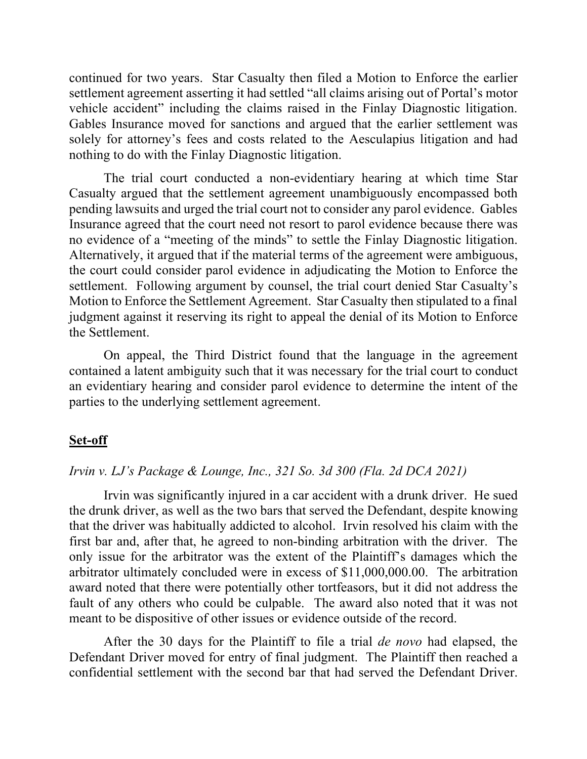continued for two years. Star Casualty then filed a Motion to Enforce the earlier settlement agreement asserting it had settled "all claims arising out of Portal's motor vehicle accident" including the claims raised in the Finlay Diagnostic litigation. Gables Insurance moved for sanctions and argued that the earlier settlement was solely for attorney's fees and costs related to the Aesculapius litigation and had nothing to do with the Finlay Diagnostic litigation.

The trial court conducted a non-evidentiary hearing at which time Star Casualty argued that the settlement agreement unambiguously encompassed both pending lawsuits and urged the trial court not to consider any parol evidence. Gables Insurance agreed that the court need not resort to parol evidence because there was no evidence of a "meeting of the minds" to settle the Finlay Diagnostic litigation. Alternatively, it argued that if the material terms of the agreement were ambiguous, the court could consider parol evidence in adjudicating the Motion to Enforce the settlement. Following argument by counsel, the trial court denied Star Casualty's Motion to Enforce the Settlement Agreement. Star Casualty then stipulated to a final judgment against it reserving its right to appeal the denial of its Motion to Enforce the Settlement.

On appeal, the Third District found that the language in the agreement contained a latent ambiguity such that it was necessary for the trial court to conduct an evidentiary hearing and consider parol evidence to determine the intent of the parties to the underlying settlement agreement.

## **Set-off**

*Irvin v. LJ's Package & Lounge, Inc., 321 So. 3d 300 (Fla. 2d DCA 2021)*

Irvin was significantly injured in a car accident with a drunk driver. He sued the drunk driver, as well as the two bars that served the Defendant, despite knowing that the driver was habitually addicted to alcohol. Irvin resolved his claim with the first bar and, after that, he agreed to non-binding arbitration with the driver. The only issue for the arbitrator was the extent of the Plaintiff's damages which the arbitrator ultimately concluded were in excess of $11,000,000.00. The arbitration award noted that there were potentially other tortfeasors, but it did not address the fault of any others who could be culpable. The award also noted that it was not meant to be dispositive of other issues or evidence outside of the record.

After the 30 days for the Plaintiff to file a trial *de novo* had elapsed, the Defendant Driver moved for entry of final judgment. The Plaintiff then reached a confidential settlement with the second bar that had served the Defendant Driver.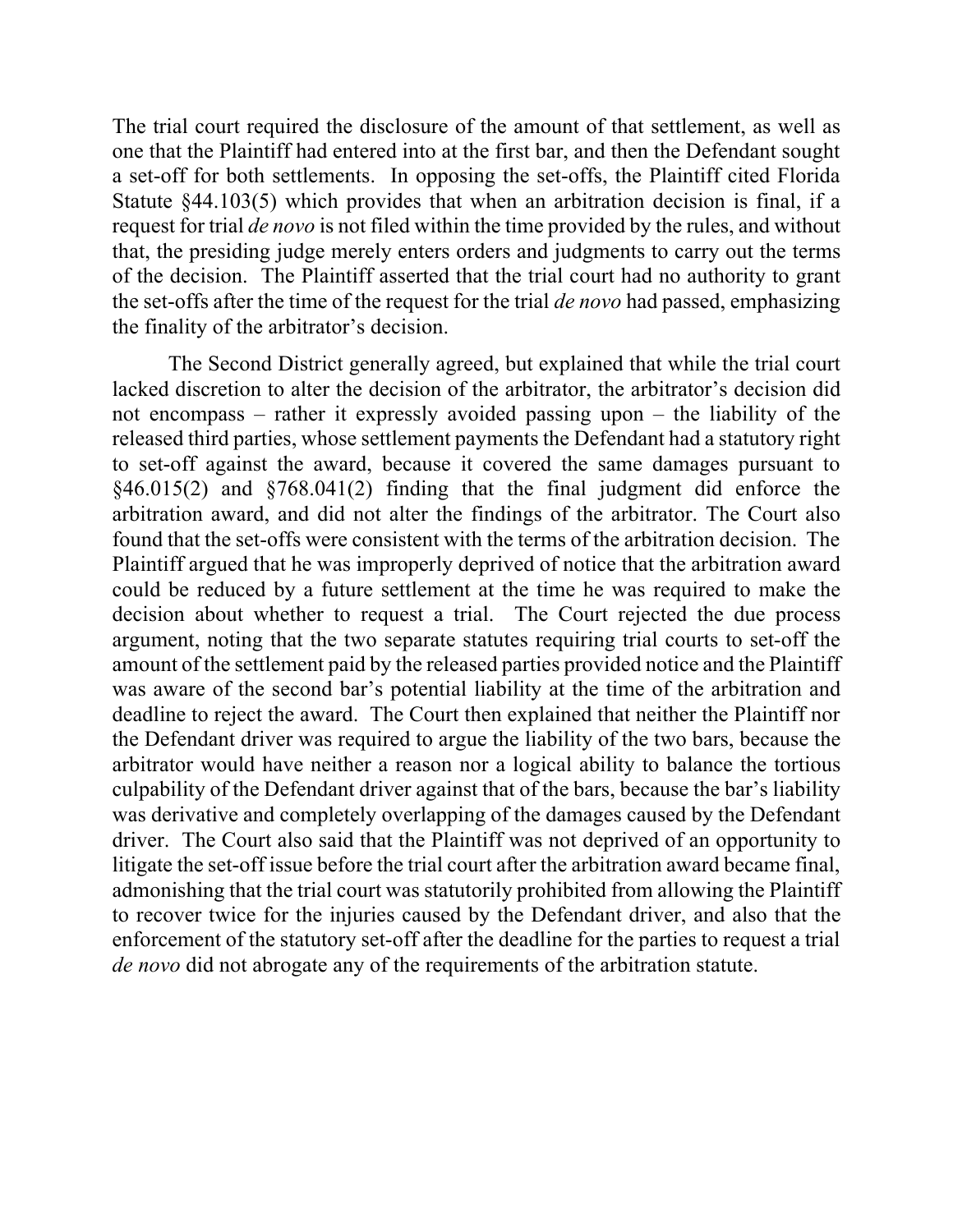The trial court required the disclosure of the amount of that settlement, as well as one that the Plaintiff had entered into at the first bar, and then the Defendant sought a set-off for both settlements. In opposing the set-offs, the Plaintiff cited Florida Statute §44.103(5) which provides that when an arbitration decision is final, if a request for trial *de novo* is not filed within the time provided by the rules, and without that, the presiding judge merely enters orders and judgments to carry out the terms of the decision. The Plaintiff asserted that the trial court had no authority to grant the set-offs after the time of the request for the trial *de novo* had passed, emphasizing the finality of the arbitrator's decision.

The Second District generally agreed, but explained that while the trial court lacked discretion to alter the decision of the arbitrator, the arbitrator's decision did not encompass – rather it expressly avoided passing upon – the liability of the released third parties, whose settlement payments the Defendant had a statutory right to set-off against the award, because it covered the same damages pursuant to §46.015(2) and §768.041(2) finding that the final judgment did enforce the arbitration award, and did not alter the findings of the arbitrator. The Court also found that the set-offs were consistent with the terms of the arbitration decision. The Plaintiff argued that he was improperly deprived of notice that the arbitration award could be reduced by a future settlement at the time he was required to make the decision about whether to request a trial. The Court rejected the due process argument, noting that the two separate statutes requiring trial courts to set-off the amount of the settlement paid by the released parties provided notice and the Plaintiff was aware of the second bar's potential liability at the time of the arbitration and deadline to reject the award. The Court then explained that neither the Plaintiff nor the Defendant driver was required to argue the liability of the two bars, because the arbitrator would have neither a reason nor a logical ability to balance the tortious culpability of the Defendant driver against that of the bars, because the bar's liability was derivative and completely overlapping of the damages caused by the Defendant driver. The Court also said that the Plaintiff was not deprived of an opportunity to litigate the set-off issue before the trial court after the arbitration award became final, admonishing that the trial court was statutorily prohibited from allowing the Plaintiff to recover twice for the injuries caused by the Defendant driver, and also that the enforcement of the statutory set-off after the deadline for the parties to request a trial *de novo* did not abrogate any of the requirements of the arbitration statute.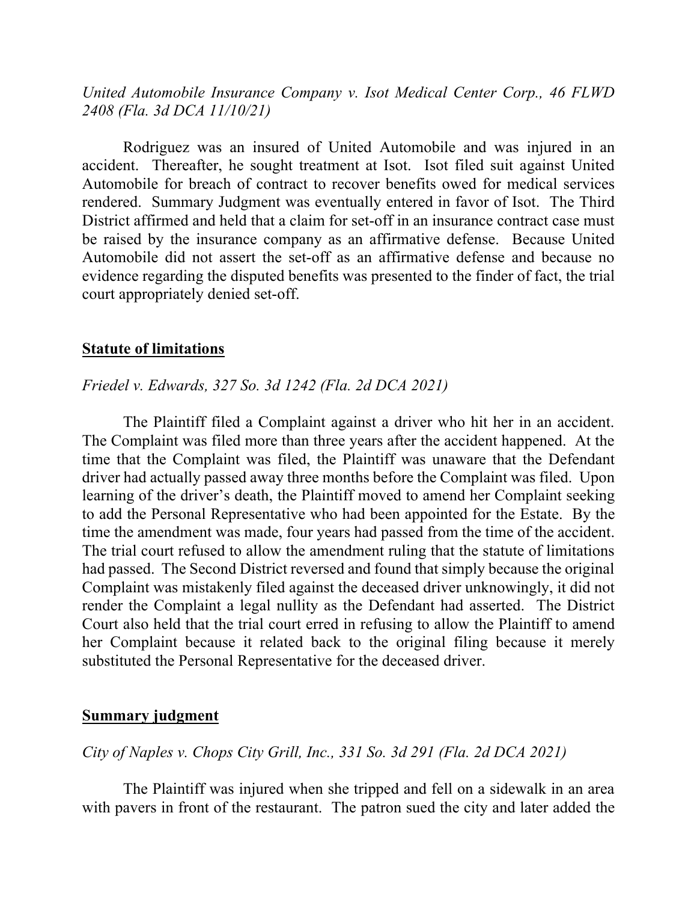*United Automobile Insurance Company v. Isot Medical Center Corp., 46 FLWD 2408 (Fla. 3d DCA 11/10/21)*

Rodriguez was an insured of United Automobile and was injured in an accident. Thereafter, he sought treatment at Isot. Isot filed suit against United Automobile for breach of contract to recover benefits owed for medical services rendered. Summary Judgment was eventually entered in favor of Isot. The Third District affirmed and held that a claim for set-off in an insurance contract case must be raised by the insurance company as an affirmative defense. Because United Automobile did not assert the set-off as an affirmative defense and because no evidence regarding the disputed benefits was presented to the finder of fact, the trial court appropriately denied set-off.

## Statute of limitations

*Friedel v. Edwards, 327 So. 3d 1242 (Fla. 2d DCA 2021)*

The Plaintiff filed a Complaint against a driver who hit her in an accident. The Complaint was filed more than three years after the accident happened. At the time that the Complaint was filed, the Plaintiff was unaware that the Defendant driver had actually passed away three months before the Complaint was filed. Upon learning of the driver's death, the Plaintiff moved to amend her Complaint seeking to add the Personal Representative who had been appointed for the Estate. By the time the amendment was made, four years had passed from the time of the accident. The trial court refused to allow the amendment ruling that the statute of limitations had passed. The Second District reversed and found that simply because the original Complaint was mistakenly filed against the deceased driver unknowingly, it did not render the Complaint a legal nullity as the Defendant had asserted. The District Court also held that the trial court erred in refusing to allow the Plaintiff to amend her Complaint because it related back to the original filing because it merely substituted the Personal Representative for the deceased driver.

## Summary judgment

*City of Naples v. Chops City Grill, Inc., 331 So. 3d 291 (Fla. 2d DCA 2021)*

The Plaintiff was injured when she tripped and fell on a sidewalk in an area with pavers in front of the restaurant. The patron sued the city and later added the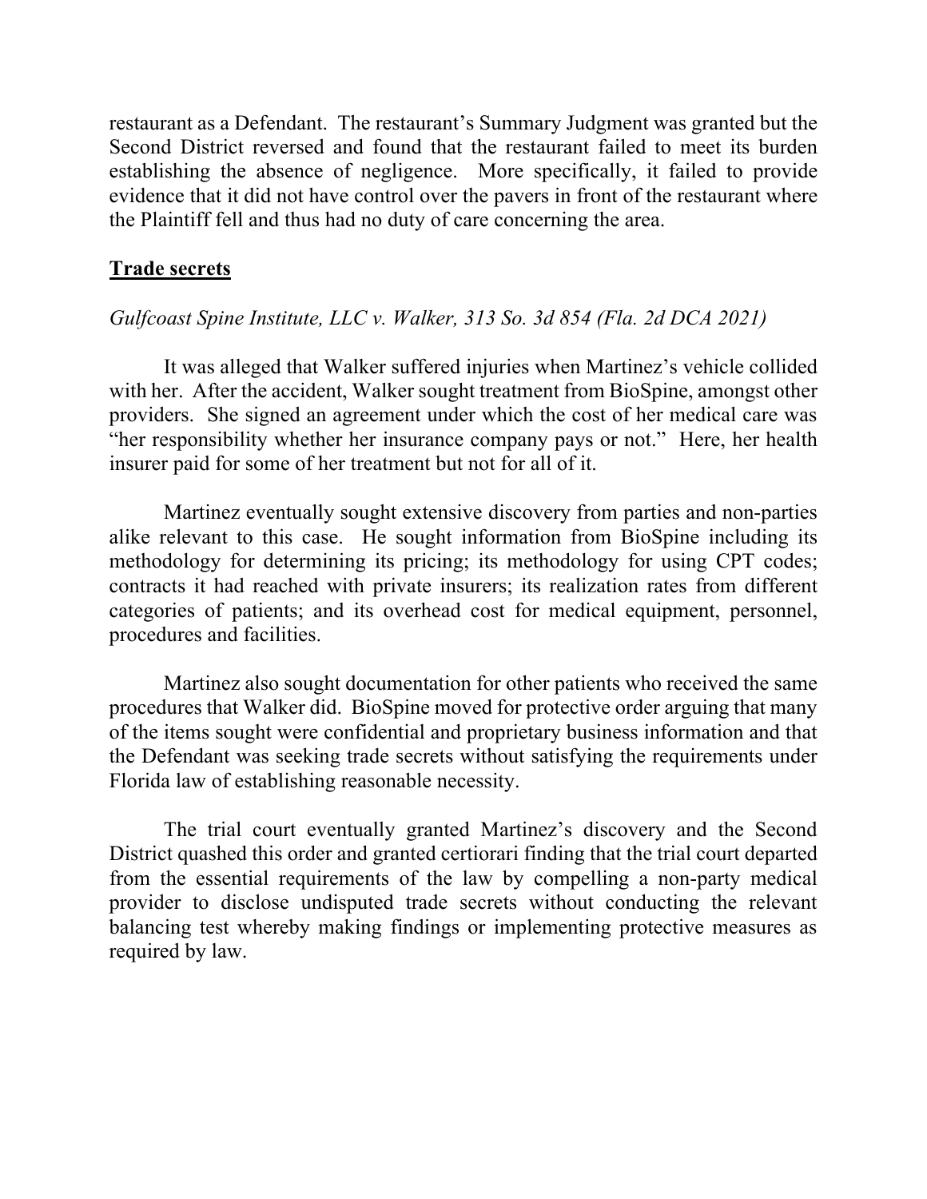restaurant as a Defendant. The restaurant's Summary Judgment was granted but the Second District reversed and found that the restaurant failed to meet its burden establishing the absence of negligence. More specifically, it failed to provide evidence that it did not have control over the pavers in front of the restaurant where the Plaintiff fell and thus had no duty of care concerning the area.

**Trade secrets**

*Gulfcoast Spine Institute, LLC v. Walker, 313 So. 3d 854 (Fla. 2d DCA 2021)*

It was alleged that Walker suffered injuries when Martinez's vehicle collided with her. After the accident, Walker sought treatment from BioSpine, amongst other providers. She signed an agreement under which the cost of her medical care was "her responsibility whether her insurance company pays or not." Here, her health insurer paid for some of her treatment but not for all of it.

Martinez eventually sought extensive discovery from parties and non-parties alike relevant to this case. He sought information from BioSpine including its methodology for determining its pricing; its methodology for using CPT codes; contracts it had reached with private insurers; its realization rates from different categories of patients; and its overhead cost for medical equipment, personnel, procedures and facilities.

Martinez also sought documentation for other patients who received the same procedures that Walker did. BioSpine moved for protective order arguing that many of the items sought were confidential and proprietary business information and that the Defendant was seeking trade secrets without satisfying the requirements under Florida law of establishing reasonable necessity.

The trial court eventually granted Martinez's discovery and the Second District quashed this order and granted certiorari finding that the trial court departed from the essential requirements of the law by compelling a non-party medical provider to disclose undisputed trade secrets without conducting the relevant balancing test whereby making findings or implementing protective measures as required by law.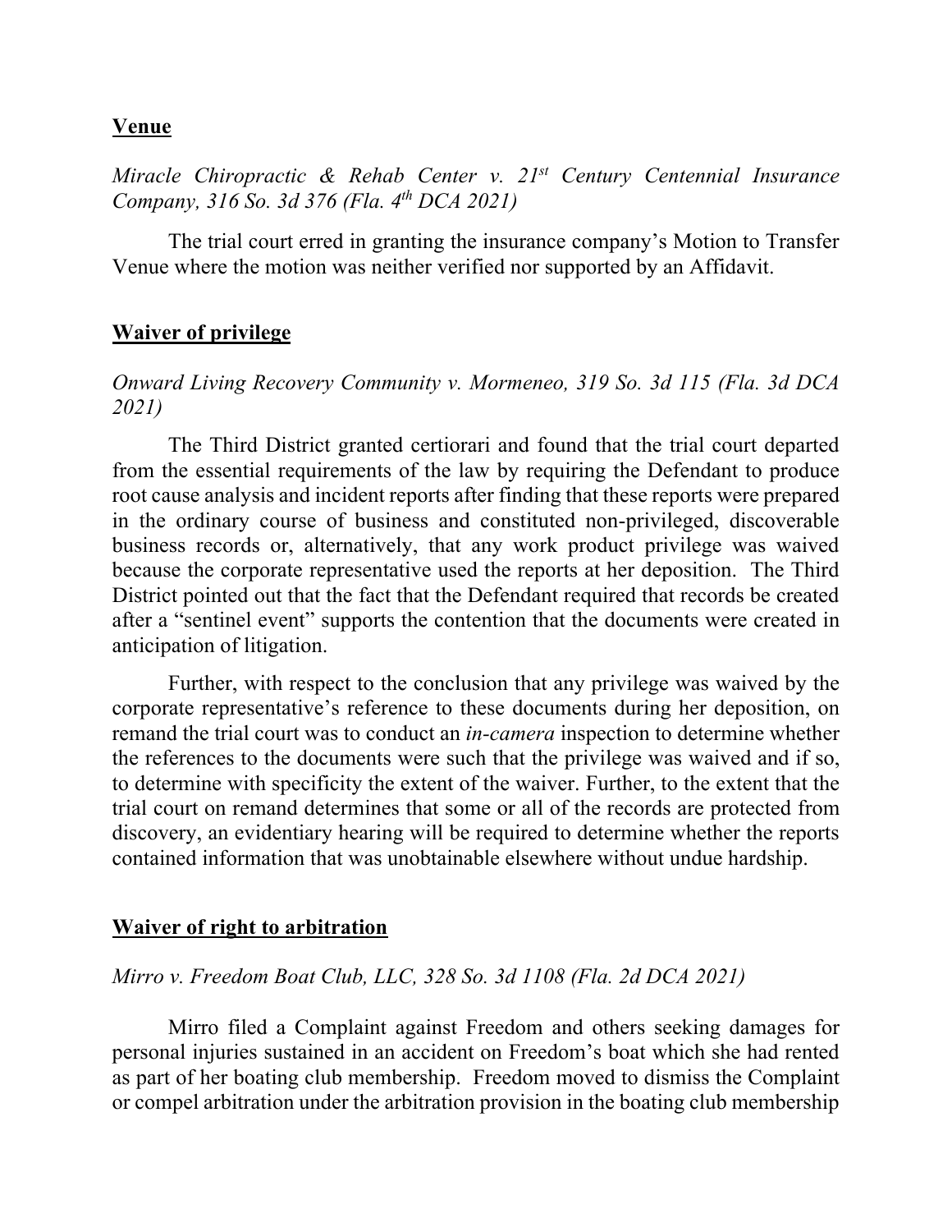**Venue**

*Miracle Chiropractic & Rehab Center v. 21st Century Centennial Insurance Company, 316 So. 3d 376 (Fla. 4th DCA 2021)*

The trial court erred in granting the insurance company's Motion to Transfer Venue where the motion was neither verified nor supported by an Affidavit.

**Waiver of privilege**

*Onward Living Recovery Community v. Mormeneo, 319 So. 3d 115 (Fla. 3d DCA 2021)*

The Third District granted certiorari and found that the trial court departed from the essential requirements of the law by requiring the Defendant to produce root cause analysis and incident reports after finding that these reports were prepared in the ordinary course of business and constituted non-privileged, discoverable business records or, alternatively, that any work product privilege was waived because the corporate representative used the reports at her deposition. The Third District pointed out that the fact that the Defendant required that records be created after a "sentinel event" supports the contention that the documents were created in anticipation of litigation.

Further, with respect to the conclusion that any privilege was waived by the corporate representative's reference to these documents during her deposition, on remand the trial court was to conduct an *in-camera* inspection to determine whether the references to the documents were such that the privilege was waived and if so, to determine with specificity the extent of the waiver. Further, to the extent that the trial court on remand determines that some or all of the records are protected from discovery, an evidentiary hearing will be required to determine whether the reports contained information that was unobtainable elsewhere without undue hardship.

**Waiver of right to arbitration**

*Mirro v. Freedom Boat Club, LLC, 328 So. 3d 1108 (Fla. 2d DCA 2021)*

Mirro filed a Complaint against Freedom and others seeking damages for personal injuries sustained in an accident on Freedom's boat which she had rented as part of her boating club membership. Freedom moved to dismiss the Complaint or compel arbitration under the arbitration provision in the boating club membership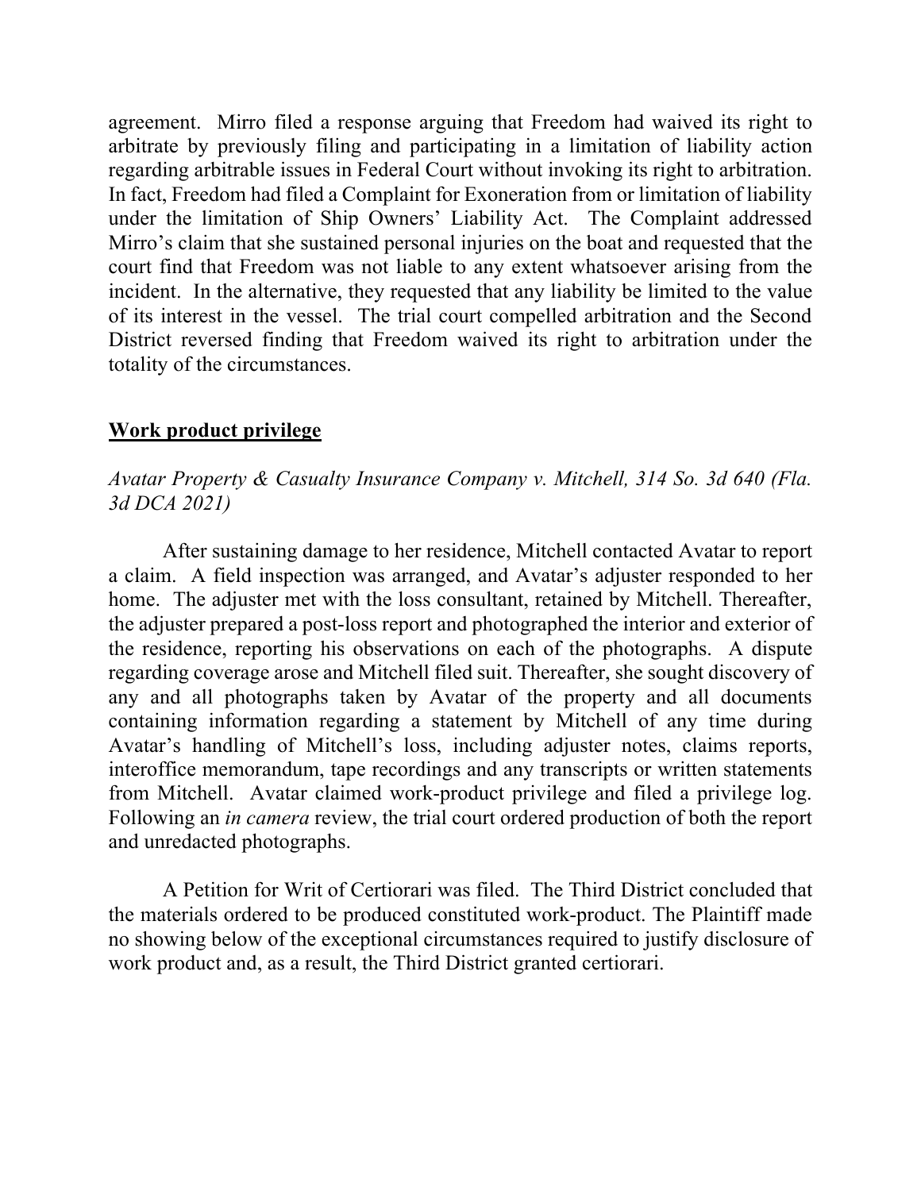agreement. Mirro filed a response arguing that Freedom had waived its right to arbitrate by previously filing and participating in a limitation of liability action regarding arbitrable issues in Federal Court without invoking its right to arbitration. In fact, Freedom had filed a Complaint for Exoneration from or limitation of liability under the limitation of Ship Owners' Liability Act. The Complaint addressed Mirro's claim that she sustained personal injuries on the boat and requested that the court find that Freedom was not liable to any extent whatsoever arising from the incident. In the alternative, they requested that any liability be limited to the value of its interest in the vessel. The trial court compelled arbitration and the Second District reversed finding that Freedom waived its right to arbitration under the totality of the circumstances.

**Work product privilege**

*Avatar Property & Casualty Insurance Company v. Mitchell, 314 So. 3d 640 (Fla. 3d DCA 2021)*

After sustaining damage to her residence, Mitchell contacted Avatar to report a claim. A field inspection was arranged, and Avatar's adjuster responded to her home. The adjuster met with the loss consultant, retained by Mitchell. Thereafter, the adjuster prepared a post-loss report and photographed the interior and exterior of the residence, reporting his observations on each of the photographs. A dispute regarding coverage arose and Mitchell filed suit. Thereafter, she sought discovery of any and all photographs taken by Avatar of the property and all documents containing information regarding a statement by Mitchell of any time during Avatar's handling of Mitchell's loss, including adjuster notes, claims reports, interoffice memorandum, tape recordings and any transcripts or written statements from Mitchell. Avatar claimed work-product privilege and filed a privilege log. Following an *in camera* review, the trial court ordered production of both the report and unredacted photographs.

A Petition for Writ of Certiorari was filed. The Third District concluded that the materials ordered to be produced constituted work-product. The Plaintiff made no showing below of the exceptional circumstances required to justify disclosure of work product and, as a result, the Third District granted certiorari.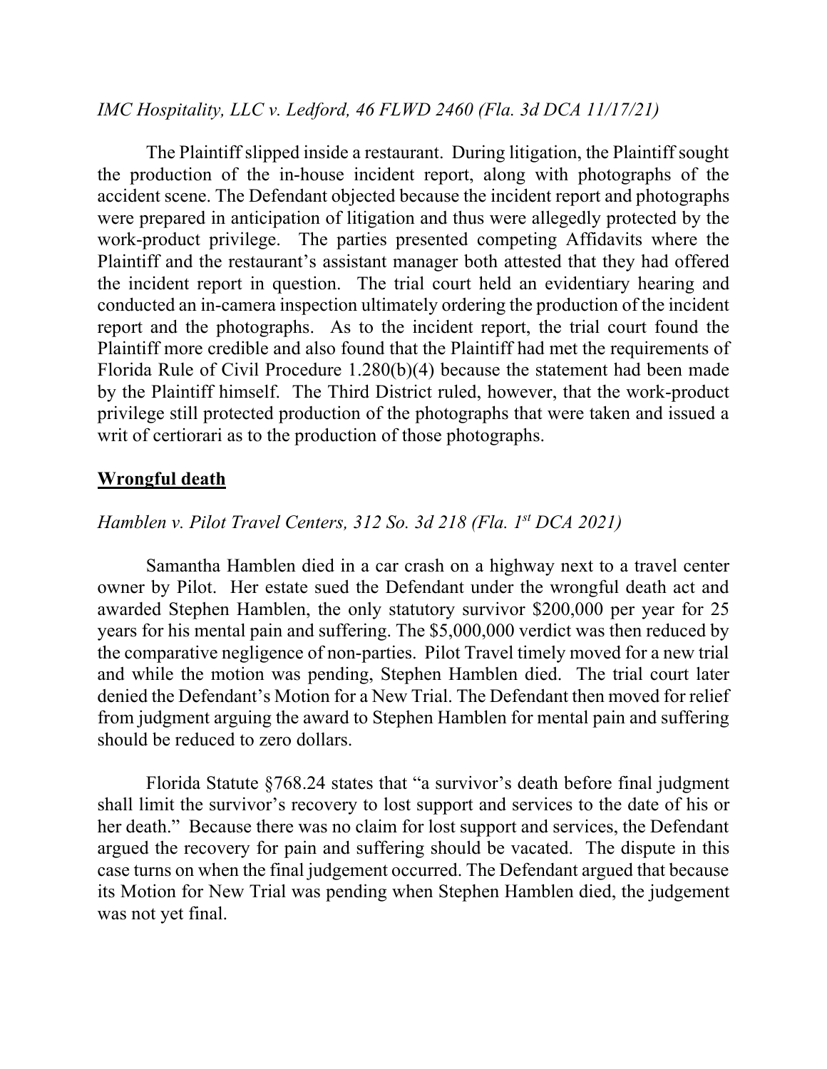*IMC Hospitality, LLC v. Ledford, 46 FLWD 2460 (Fla. 3d DCA 11/17/21)*

The Plaintiff slipped inside a restaurant. During litigation, the Plaintiff sought the production of the in-house incident report, along with photographs of the accident scene. The Defendant objected because the incident report and photographs were prepared in anticipation of litigation and thus were allegedly protected by the work-product privilege. The parties presented competing Affidavits where the Plaintiff and the restaurant's assistant manager both attested that they had offered the incident report in question. The trial court held an evidentiary hearing and conducted an in-camera inspection ultimately ordering the production of the incident report and the photographs. As to the incident report, the trial court found the Plaintiff more credible and also found that the Plaintiff had met the requirements of Florida Rule of Civil Procedure 1.280(b)(4) because the statement had been made by the Plaintiff himself. The Third District ruled, however, that the work-product privilege still protected production of the photographs that were taken and issued a writ of certiorari as to the production of those photographs.

**<u>Wrongful death</u>**

*Hamblen v. Pilot Travel Centers, 312 So. 3d 218 (Fla. 1st DCA 2021)*

Samantha Hamblen died in a car crash on a highway next to a travel center owner by Pilot. Her estate sued the Defendant under the wrongful death act and awarded Stephen Hamblen, the only statutory survivor $200,000 per year for 25 years for his mental pain and suffering. The $5,000,000 verdict was then reduced by the comparative negligence of non-parties. Pilot Travel timely moved for a new trial and while the motion was pending, Stephen Hamblen died. The trial court later denied the Defendant's Motion for a New Trial. The Defendant then moved for relief from judgment arguing the award to Stephen Hamblen for mental pain and suffering should be reduced to zero dollars.

Florida Statute §768.24 states that "a survivor's death before final judgment shall limit the survivor's recovery to lost support and services to the date of his or her death." Because there was no claim for lost support and services, the Defendant argued the recovery for pain and suffering should be vacated. The dispute in this case turns on when the final judgement occurred. The Defendant argued that because its Motion for New Trial was pending when Stephen Hamblen died, the judgement was not yet final.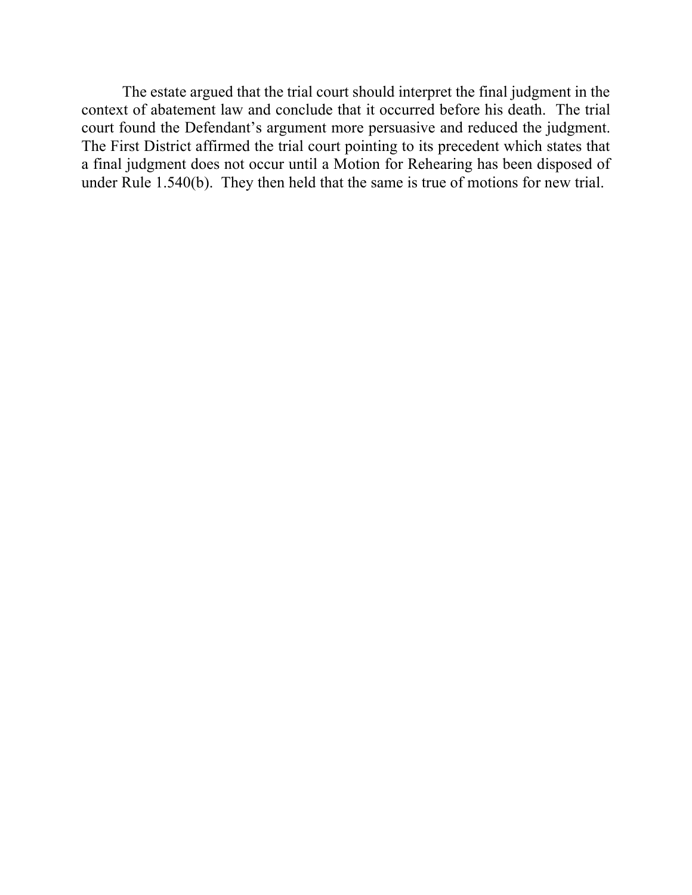The estate argued that the trial court should interpret the final judgment in the context of abatement law and conclude that it occurred before his death. The trial court found the Defendant's argument more persuasive and reduced the judgment. The First District affirmed the trial court pointing to its precedent which states that a final judgment does not occur until a Motion for Rehearing has been disposed of under Rule 1.540(b). They then held that the same is true of motions for new trial.